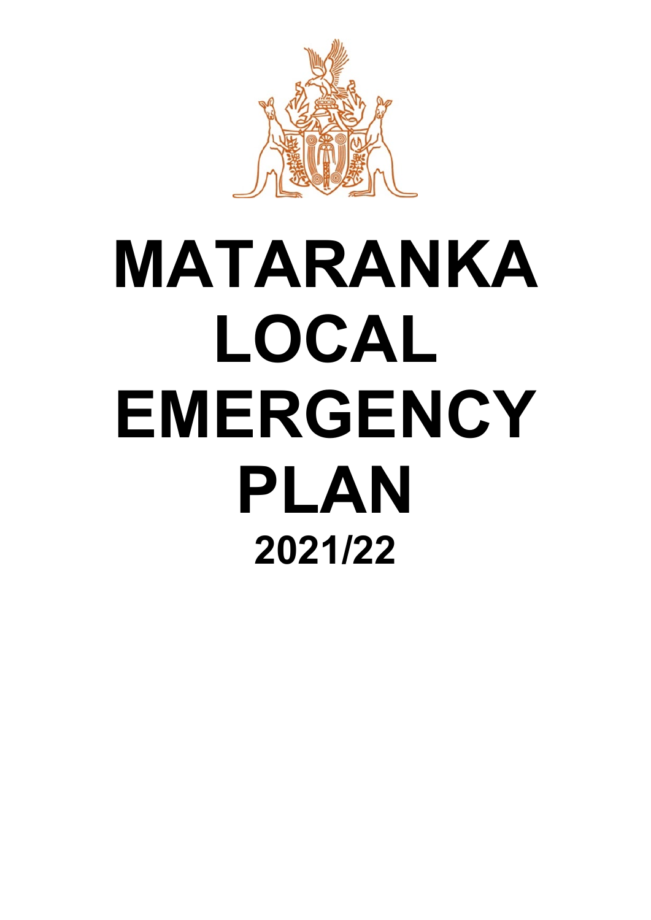# MATARANKA LOCAL EMERGENCY PLAN

## 2021/22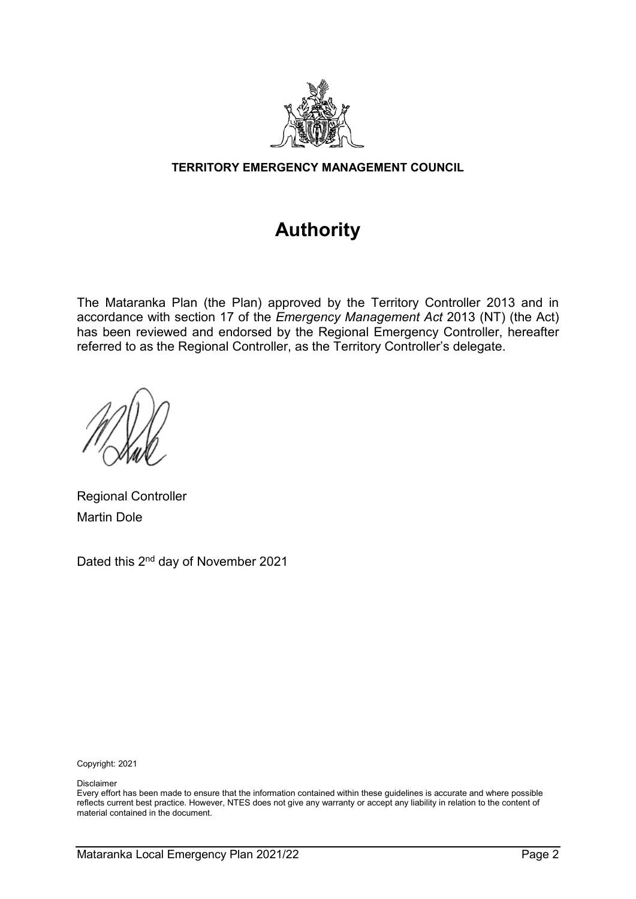**TERRITORY EMERGENCY MANAGEMENT COUNCIL**

# Authority

The Mataranka Plan (the Plan) approved by the Territory Controller 2013 and in accordance with section 17 of the *Emergency Management Act* 2013 (NT) (the Act) has been reviewed and endorsed by the Regional Emergency Controller, hereafter referred to as the Regional Controller, as the Territory Controller's delegate.

Regional Controller
Martin Dole

Dated this 2nd day of November 2021

Copyright: 2021

Disclaimer
Every effort has been made to ensure that the information contained within these guidelines is accurate and where possible reflects current best practice. However, NTES does not give any warranty or accept any liability in relation to the content of material contained in the document.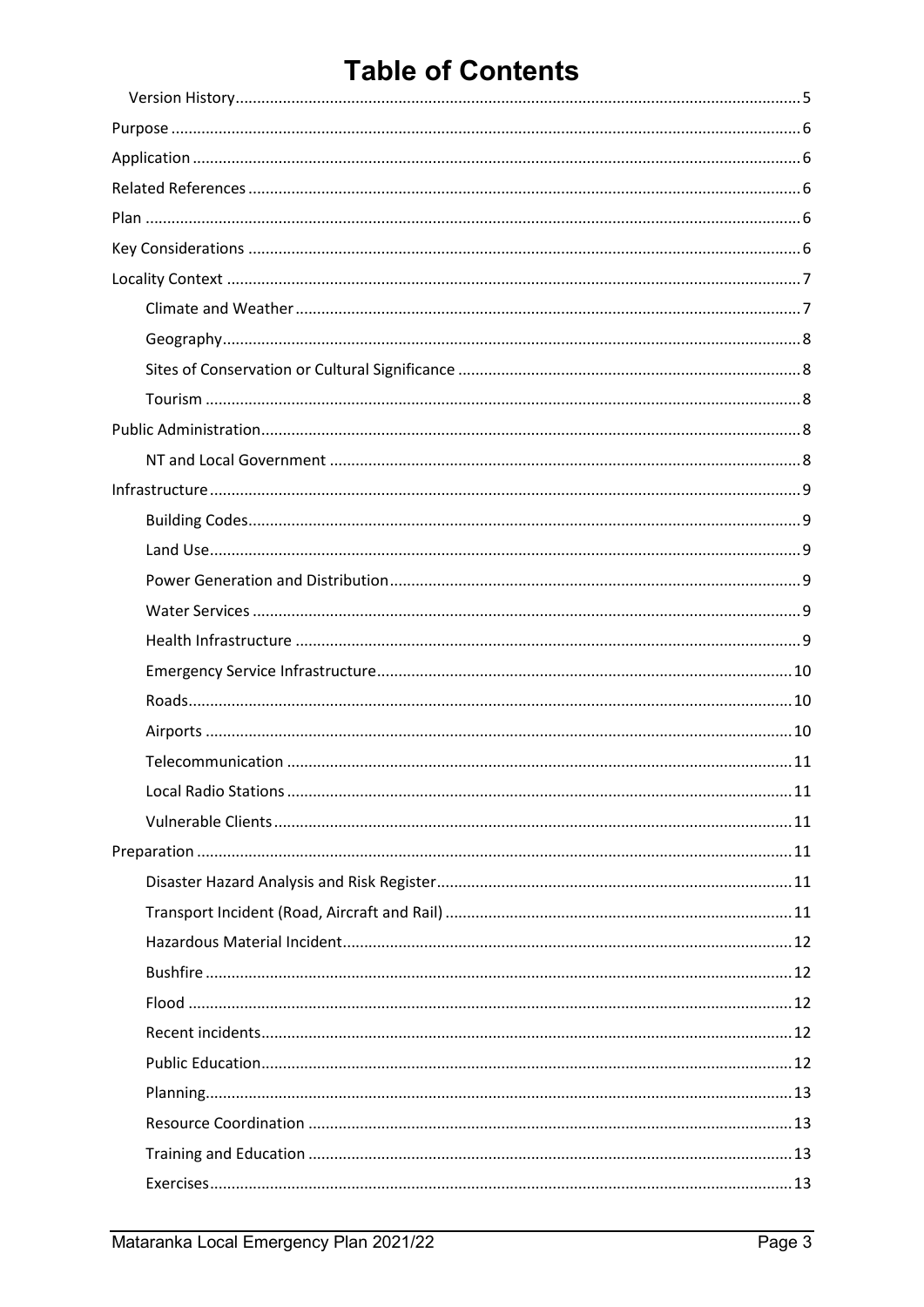# Table of Contents

- Version History ..... 5
- Purpose ..... 6
- Application ..... 6
- Related References ..... 6
- Plan ..... 6
- Key Considerations ..... 6
- Locality Context ..... 7
  - Climate and Weather ..... 7
  - Geography ..... 8
  - Sites of Conservation or Cultural Significance ..... 8
  - Tourism ..... 8
- Public Administration ..... 8
  - NT and Local Government ..... 8
- Infrastructure ..... 9
  - Building Codes ..... 9
  - Land Use ..... 9
  - Power Generation and Distribution ..... 9
  - Water Services ..... 9
  - Health Infrastructure ..... 9
  - Emergency Service Infrastructure ..... 10
  - Roads ..... 10
  - Airports ..... 10
  - Telecommunication ..... 11
  - Local Radio Stations ..... 11
  - Vulnerable Clients ..... 11
- Preparation ..... 11
  - Disaster Hazard Analysis and Risk Register ..... 11
  - Transport Incident (Road, Aircraft and Rail) ..... 11
  - Hazardous Material Incident ..... 12
  - Bushfire ..... 12
  - Flood ..... 12
  - Recent incidents ..... 12
  - Public Education ..... 12
  - Planning ..... 13
  - Resource Coordination ..... 13
  - Training and Education ..... 13
  - Exercises ..... 13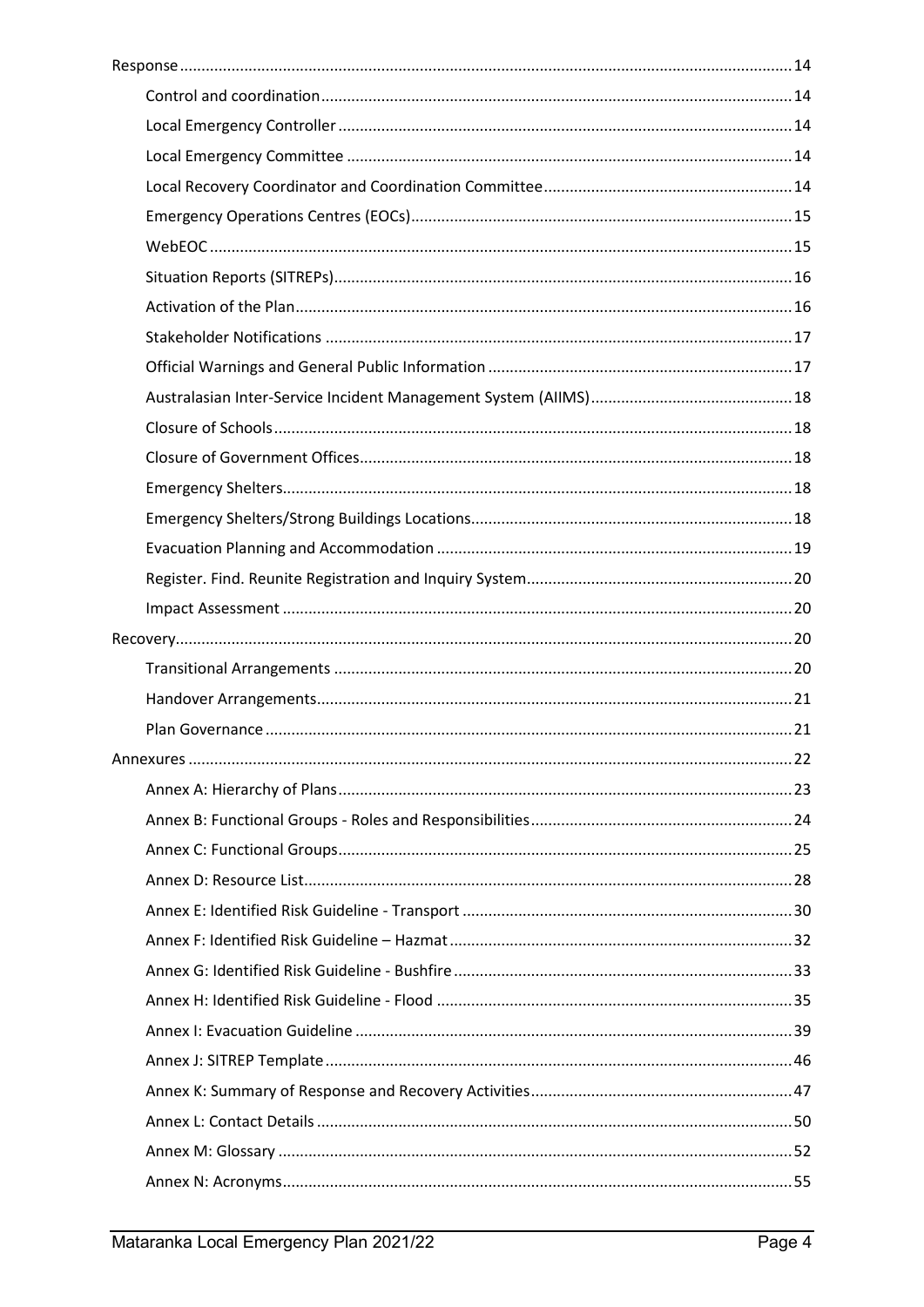Response ............................................................................................................................................. 14

- Control and coordination ............................................................................................................ 14
- Local Emergency Controller ........................................................................................................ 14
- Local Emergency Committee ...................................................................................................... 14
- Local Recovery Coordinator and Coordination Committee .......................................................... 14
- Emergency Operations Centres (EOCs) ........................................................................................ 15
- WebEOC ...................................................................................................................................... 15
- Situation Reports (SITREPs) ......................................................................................................... 16
- Activation of the Plan .................................................................................................................. 16
- Stakeholder Notifications ........................................................................................................... 17
- Official Warnings and General Public Information ...................................................................... 17
- Australasian Inter-Service Incident Management System (AIIMS) ............................................... 18
- Closure of Schools ....................................................................................................................... 18
- Closure of Government Offices .................................................................................................... 18
- Emergency Shelters ..................................................................................................................... 18
- Emergency Shelters/Strong Buildings Locations .......................................................................... 18
- Evacuation Planning and Accommodation ................................................................................. 19
- Register. Find. Reunite Registration and Inquiry System ............................................................. 20
- Impact Assessment ..................................................................................................................... 20

Recovery .............................................................................................................................................. 20

- Transitional Arrangements ......................................................................................................... 20
- Handover Arrangements ............................................................................................................. 21
- Plan Governance ......................................................................................................................... 21

Annexures ........................................................................................................................................... 22

- Annex A: Hierarchy of Plans ........................................................................................................ 23
- Annex B: Functional Groups - Roles and Responsibilities ............................................................ 24
- Annex C: Functional Groups ......................................................................................................... 25
- Annex D: Resource List ................................................................................................................ 28
- Annex E: Identified Risk Guideline - Transport ............................................................................ 30
- Annex F: Identified Risk Guideline – Hazmat ............................................................................... 32
- Annex G: Identified Risk Guideline - Bushfire .............................................................................. 33
- Annex H: Identified Risk Guideline - Flood .................................................................................. 35
- Annex I: Evacuation Guideline ..................................................................................................... 39
- Annex J: SITREP Template ........................................................................................................... 46
- Annex K: Summary of Response and Recovery Activities ............................................................ 47
- Annex L: Contact Details ............................................................................................................. 50
- Annex M: Glossary ...................................................................................................................... 52
- Annex N: Acronyms ..................................................................................................................... 55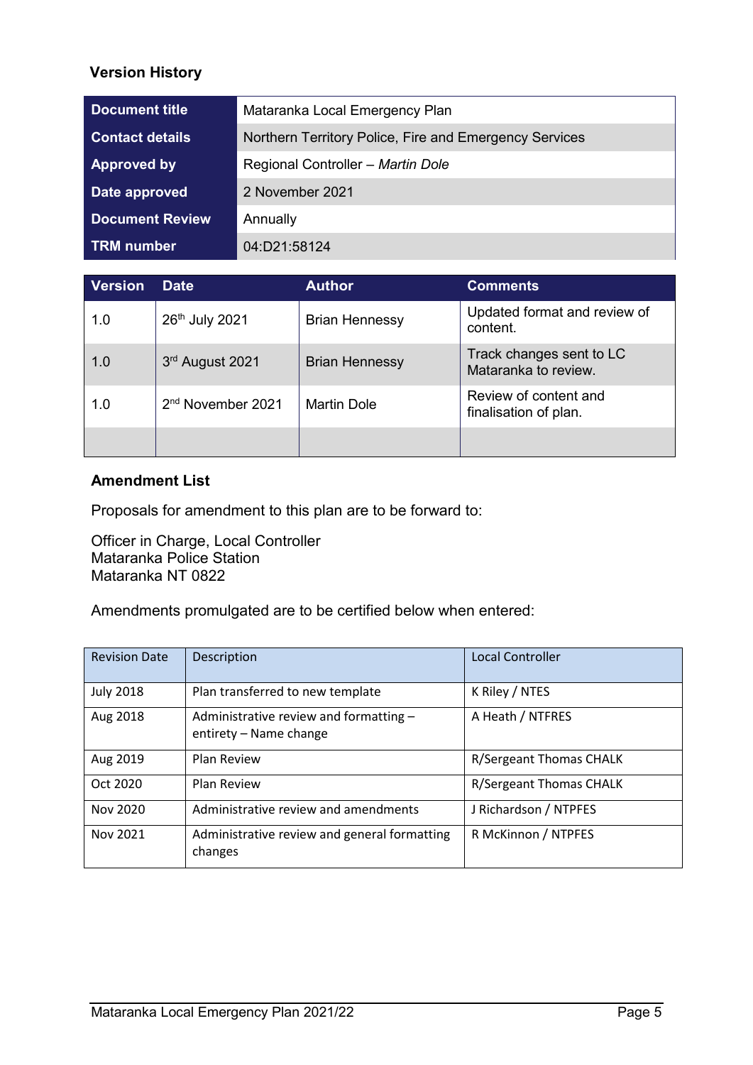## Version History

| Document title | Mataranka Local Emergency Plan |
|---|---|
| Contact details | Northern Territory Police, Fire and Emergency Services |
| Approved by | Regional Controller – *Martin Dole* |
| Date approved | 2 November 2021 |
| Document Review | Annually |
| TRM number | 04:D21:58124 |

| Version | Date | Author | Comments |
|---|---|---|---|
| 1.0 | 26th July 2021 | Brian Hennessy | Updated format and review of content. |
| 1.0 | 3rd August 2021 | Brian Hennessy | Track changes sent to LC Mataranka to review. |
| 1.0 | 2nd November 2021 | Martin Dole | Review of content and finalisation of plan. |
| | | | |

## Amendment List

Proposals for amendment to this plan are to be forward to:

Officer in Charge, Local Controller
Mataranka Police Station
Mataranka NT 0822

Amendments promulgated are to be certified below when entered:

| Revision Date | Description | Local Controller |
|---|---|---|
| July 2018 | Plan transferred to new template | K Riley / NTES |
| Aug 2018 | Administrative review and formatting – entirety – Name change | A Heath / NTFRES |
| Aug 2019 | Plan Review | R/Sergeant Thomas CHALK |
| Oct 2020 | Plan Review | R/Sergeant Thomas CHALK |
| Nov 2020 | Administrative review and amendments | J Richardson / NTPFES |
| Nov 2021 | Administrative review and general formatting changes | R McKinnon / NTPFES |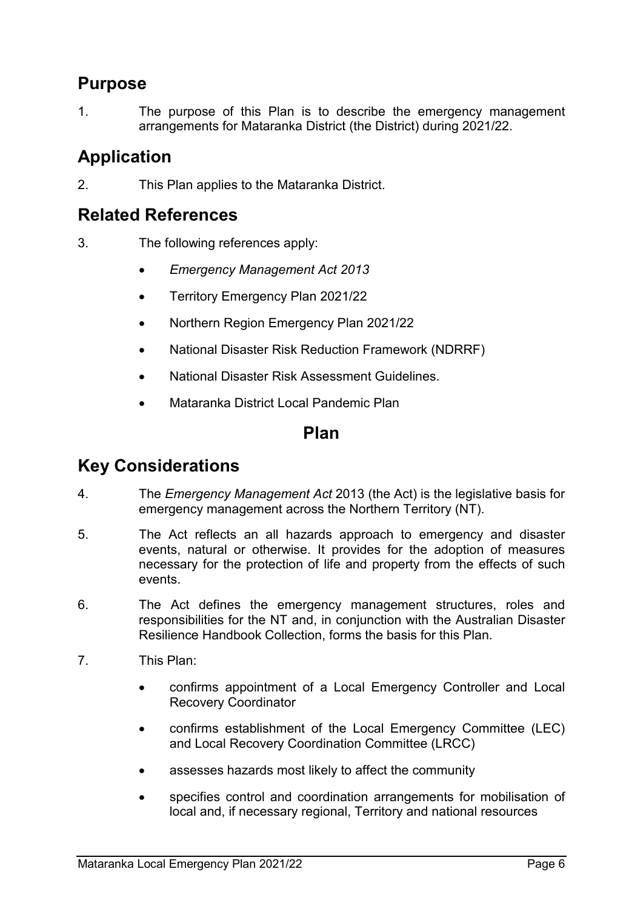## Purpose

1. The purpose of this Plan is to describe the emergency management arrangements for Mataranka District (the District) during 2021/22.

## Application

2. This Plan applies to the Mataranka District.

## Related References

3. The following references apply:

   - *Emergency Management Act 2013*
   - Territory Emergency Plan 2021/22
   - Northern Region Emergency Plan 2021/22
   - National Disaster Risk Reduction Framework (NDRRF)
   - National Disaster Risk Assessment Guidelines.
   - Mataranka District Local Pandemic Plan

# Plan

## Key Considerations

4. The *Emergency Management Act* 2013 (the Act) is the legislative basis for emergency management across the Northern Territory (NT).

5. The Act reflects an all hazards approach to emergency and disaster events, natural or otherwise. It provides for the adoption of measures necessary for the protection of life and property from the effects of such events.

6. The Act defines the emergency management structures, roles and responsibilities for the NT and, in conjunction with the Australian Disaster Resilience Handbook Collection, forms the basis for this Plan.

7. This Plan:

   - confirms appointment of a Local Emergency Controller and Local Recovery Coordinator
   - confirms establishment of the Local Emergency Committee (LEC) and Local Recovery Coordination Committee (LRCC)
   - assesses hazards most likely to affect the community
   - specifies control and coordination arrangements for mobilisation of local and, if necessary regional, Territory and national resources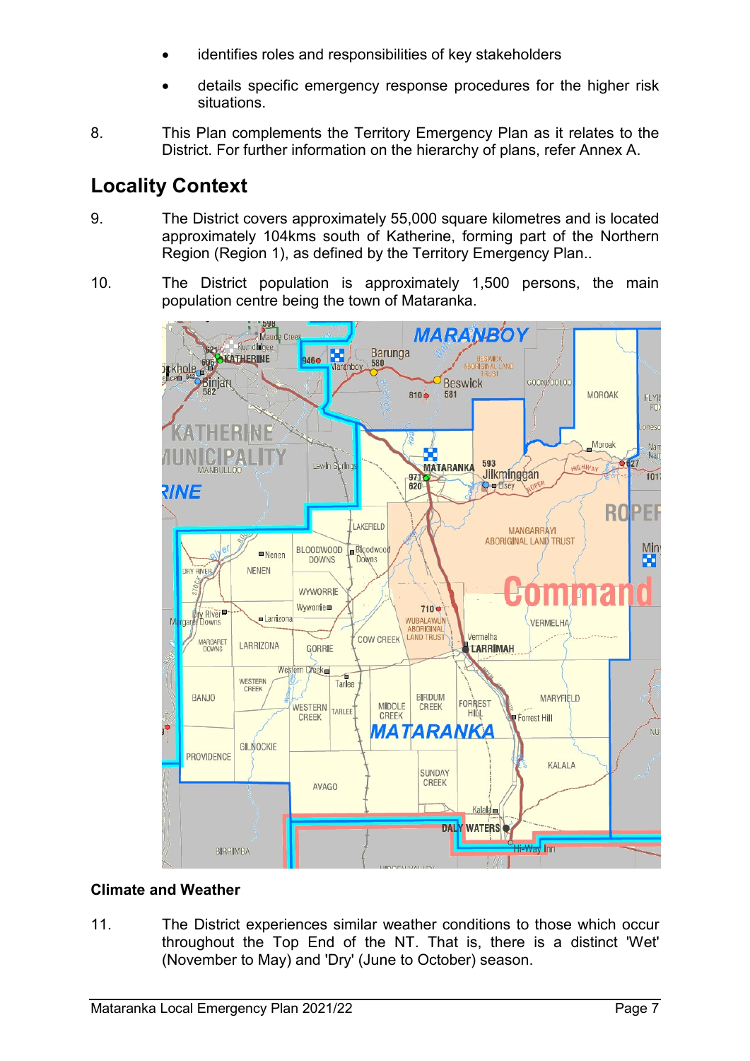- identifies roles and responsibilities of key stakeholders
- details specific emergency response procedures for the higher risk situations.

8. This Plan complements the Territory Emergency Plan as it relates to the District. For further information on the hierarchy of plans, refer Annex A.

## Locality Context

9. The District covers approximately 55,000 square kilometres and is located approximately 104kms south of Katherine, forming part of the Northern Region (Region 1), as defined by the Territory Emergency Plan..

10. The District population is approximately 1,500 persons, the main population centre being the town of Mataranka.

### Climate and Weather

11. The District experiences similar weather conditions to those which occur throughout the Top End of the NT. That is, there is a distinct 'Wet' (November to May) and 'Dry' (June to October) season.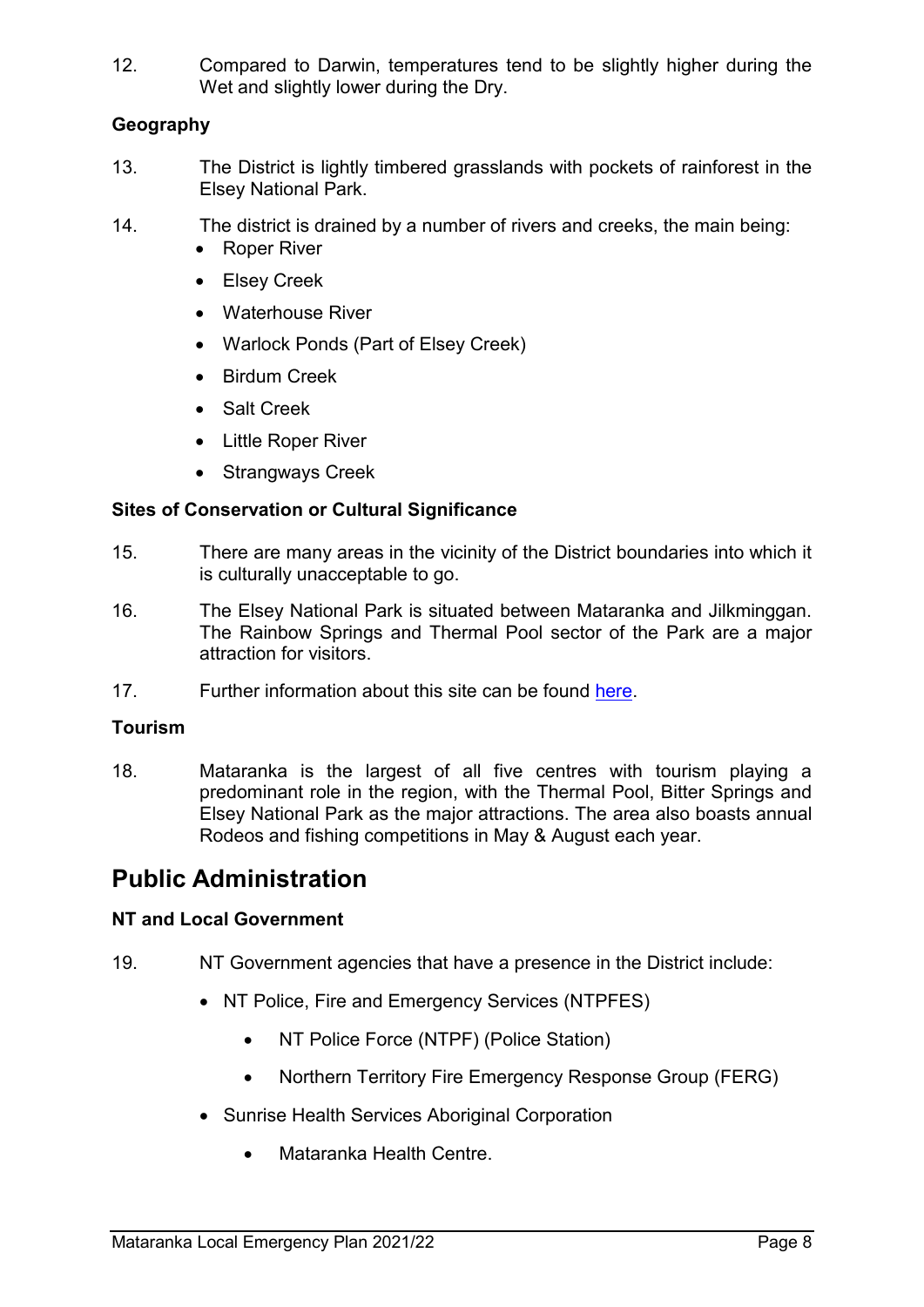12. Compared to Darwin, temperatures tend to be slightly higher during the Wet and slightly lower during the Dry.

**Geography**

13. The District is lightly timbered grasslands with pockets of rainforest in the Elsey National Park.

14. The district is drained by a number of rivers and creeks, the main being:
    - Roper River
    - Elsey Creek
    - Waterhouse River
    - Warlock Ponds (Part of Elsey Creek)
    - Birdum Creek
    - Salt Creek
    - Little Roper River
    - Strangways Creek

**Sites of Conservation or Cultural Significance**

15. There are many areas in the vicinity of the District boundaries into which it is culturally unacceptable to go.

16. The Elsey National Park is situated between Mataranka and Jilkminggan. The Rainbow Springs and Thermal Pool sector of the Park are a major attraction for visitors.

17. Further information about this site can be found here.

**Tourism**

18. Mataranka is the largest of all five centres with tourism playing a predominant role in the region, with the Thermal Pool, Bitter Springs and Elsey National Park as the major attractions. The area also boasts annual Rodeos and fishing competitions in May & August each year.

# Public Administration

**NT and Local Government**

19. NT Government agencies that have a presence in the District include:
    - NT Police, Fire and Emergency Services (NTPFES)
        - NT Police Force (NTPF) (Police Station)
        - Northern Territory Fire Emergency Response Group (FERG)
    - Sunrise Health Services Aboriginal Corporation
        - Mataranka Health Centre.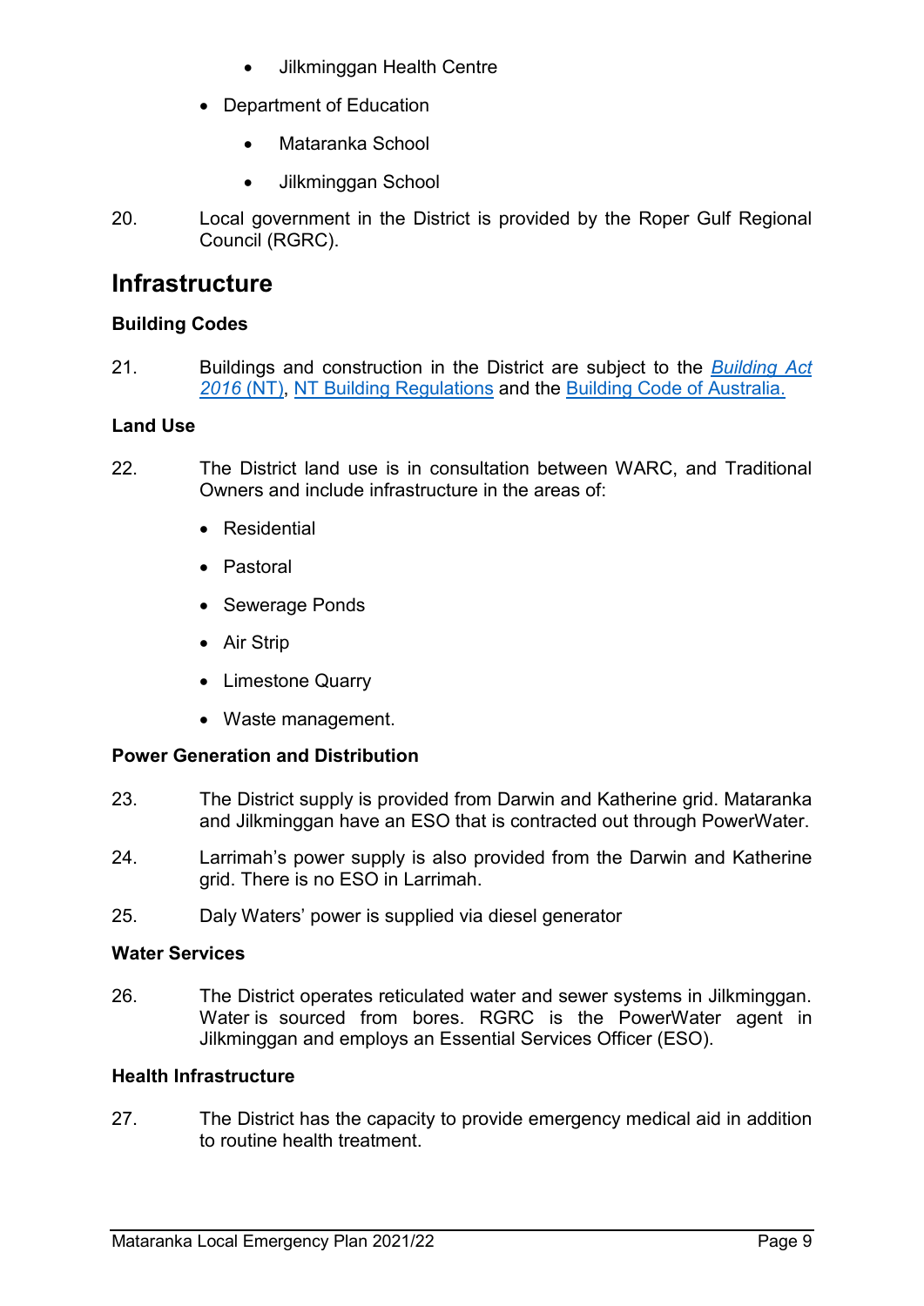- Jilkminggan Health Centre
- Department of Education
    - Mataranka School
    - Jilkminggan School

20. Local government in the District is provided by the Roper Gulf Regional Council (RGRC).

## Infrastructure

### Building Codes

21. Buildings and construction in the District are subject to the *Building Act 2016* (NT), NT Building Regulations and the Building Code of Australia.

### Land Use

22. The District land use is in consultation between WARC, and Traditional Owners and include infrastructure in the areas of:

- Residential
- Pastoral
- Sewerage Ponds
- Air Strip
- Limestone Quarry
- Waste management.

### Power Generation and Distribution

23. The District supply is provided from Darwin and Katherine grid. Mataranka and Jilkminggan have an ESO that is contracted out through PowerWater.

24. Larrimah's power supply is also provided from the Darwin and Katherine grid. There is no ESO in Larrimah.

25. Daly Waters' power is supplied via diesel generator

### Water Services

26. The District operates reticulated water and sewer systems in Jilkminggan. Water is sourced from bores. RGRC is the PowerWater agent in Jilkminggan and employs an Essential Services Officer (ESO).

### Health Infrastructure

27. The District has the capacity to provide emergency medical aid in addition to routine health treatment.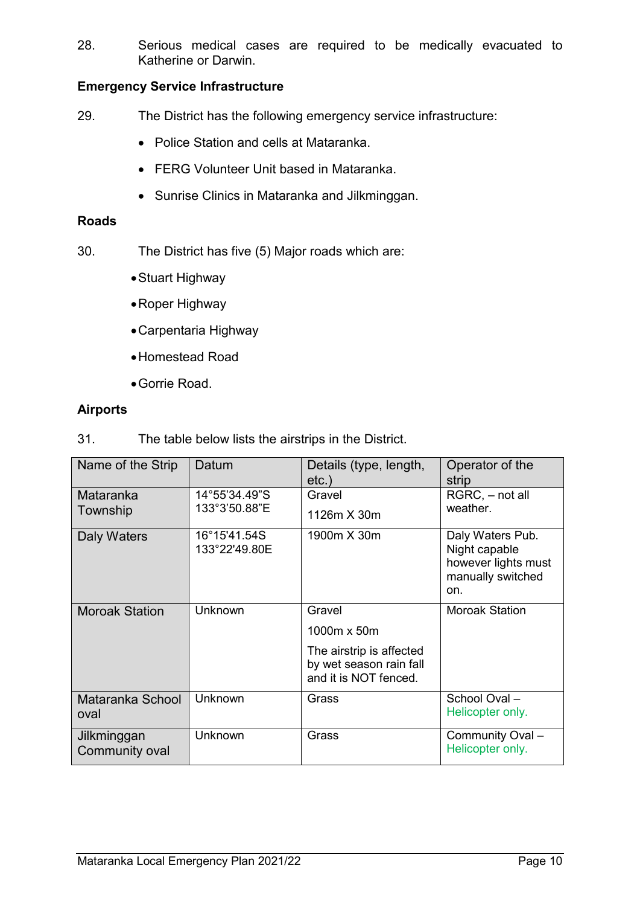28. Serious medical cases are required to be medically evacuated to Katherine or Darwin.

**Emergency Service Infrastructure**

29. The District has the following emergency service infrastructure:

- Police Station and cells at Mataranka.
- FERG Volunteer Unit based in Mataranka.
- Sunrise Clinics in Mataranka and Jilkminggan.

**Roads**

30. The District has five (5) Major roads which are:

- Stuart Highway
- Roper Highway
- Carpentaria Highway
- Homestead Road
- Gorrie Road.

**Airports**

31. The table below lists the airstrips in the District.

| Name of the Strip | Datum | Details (type, length, etc.) | Operator of the strip |
|---|---|---|---|
| Mataranka Township | 14°55'34.49"S 133°3'50.88"E | Gravel<br><br>1126m X 30m | RGRC, – not all weather. |
| Daly Waters | 16°15'41.54S 133°22'49.80E | 1900m X 30m | Daly Waters Pub. Night capable however lights must manually switched on. |
| Moroak Station | Unknown | Gravel<br><br>1000m x 50m<br><br>The airstrip is affected by wet season rain fall and it is NOT fenced. | Moroak Station |
| Mataranka School oval | Unknown | Grass | School Oval – Helicopter only. |
| Jilkminggan Community oval | Unknown | Grass | Community Oval – Helicopter only. |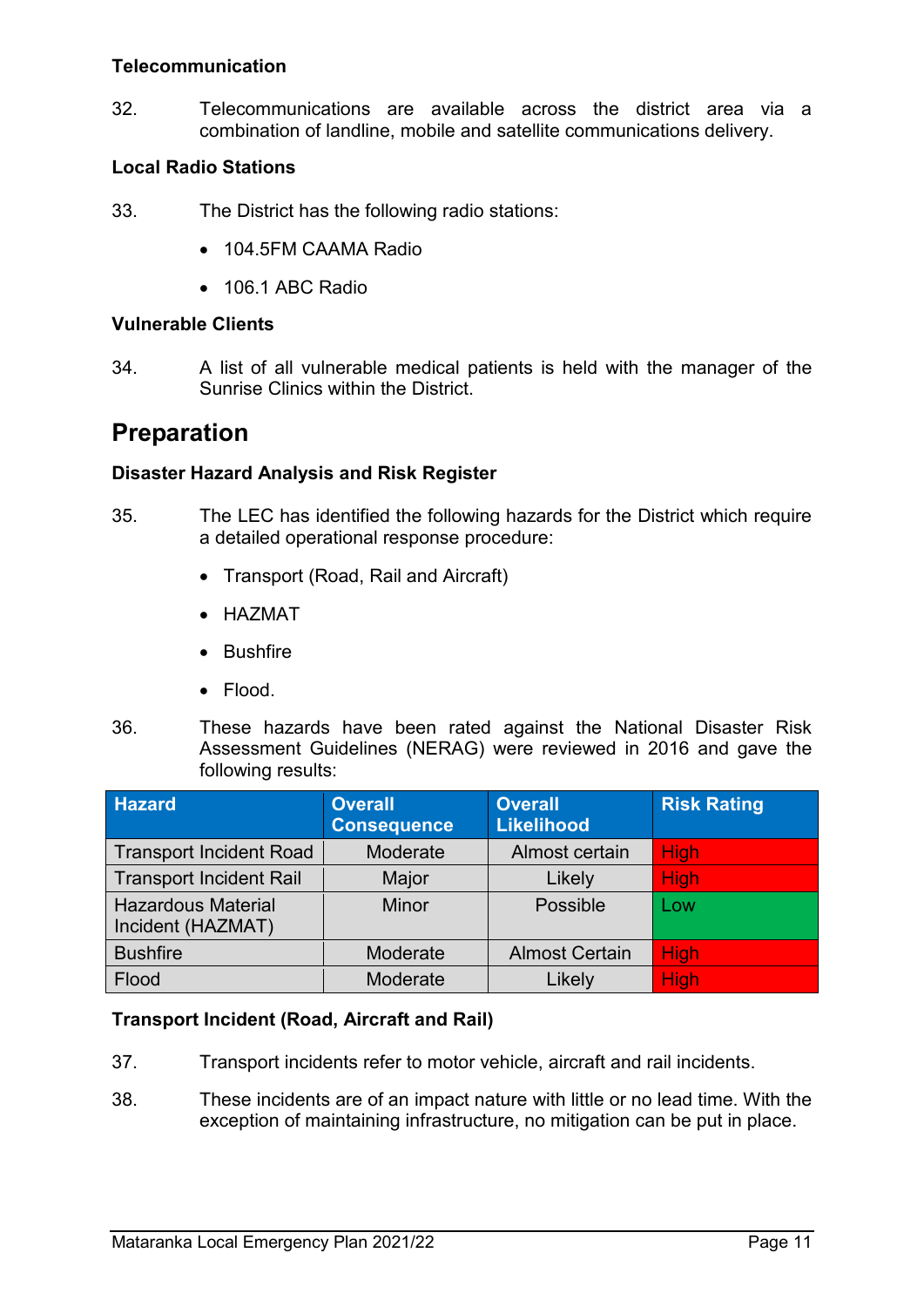### Telecommunication

32. Telecommunications are available across the district area via a combination of landline, mobile and satellite communications delivery.

### Local Radio Stations

33. The District has the following radio stations:

- 104.5FM CAAMA Radio
- 106.1 ABC Radio

### Vulnerable Clients

34. A list of all vulnerable medical patients is held with the manager of the Sunrise Clinics within the District.

## Preparation

### Disaster Hazard Analysis and Risk Register

35. The LEC has identified the following hazards for the District which require a detailed operational response procedure:

- Transport (Road, Rail and Aircraft)
- HAZMAT
- Bushfire
- Flood.

36. These hazards have been rated against the National Disaster Risk Assessment Guidelines (NERAG) were reviewed in 2016 and gave the following results:

| Hazard | Overall Consequence | Overall Likelihood | Risk Rating |
|---|---|---|---|
| Transport Incident Road | Moderate | Almost certain | High |
| Transport Incident Rail | Major | Likely | High |
| Hazardous Material Incident (HAZMAT) | Minor | Possible | Low |
| Bushfire | Moderate | Almost Certain | High |
| Flood | Moderate | Likely | High |

### Transport Incident (Road, Aircraft and Rail)

37. Transport incidents refer to motor vehicle, aircraft and rail incidents.

38. These incidents are of an impact nature with little or no lead time. With the exception of maintaining infrastructure, no mitigation can be put in place.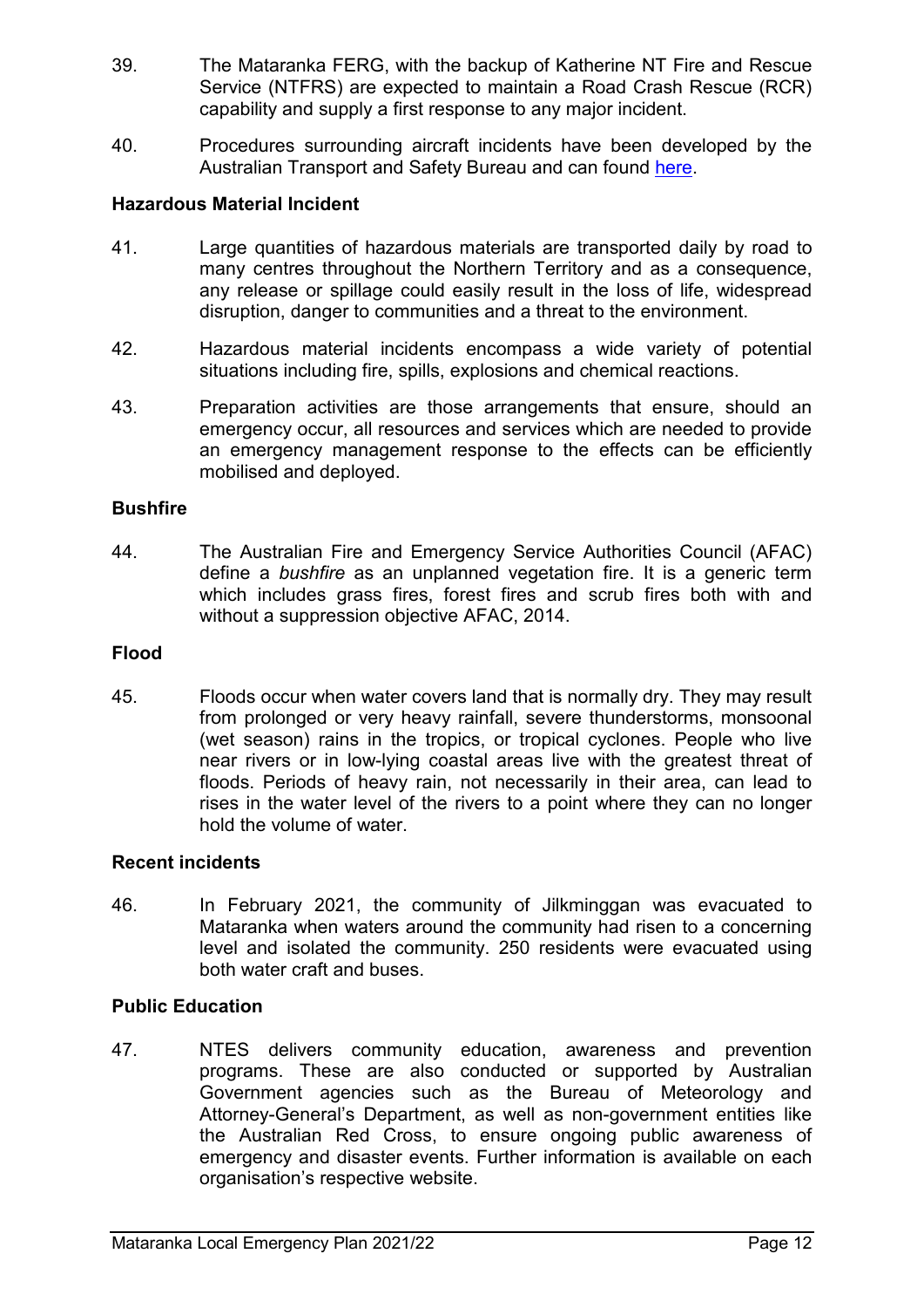39. The Mataranka FERG, with the backup of Katherine NT Fire and Rescue Service (NTFRS) are expected to maintain a Road Crash Rescue (RCR) capability and supply a first response to any major incident.

40. Procedures surrounding aircraft incidents have been developed by the Australian Transport and Safety Bureau and can found here.

**Hazardous Material Incident**

41. Large quantities of hazardous materials are transported daily by road to many centres throughout the Northern Territory and as a consequence, any release or spillage could easily result in the loss of life, widespread disruption, danger to communities and a threat to the environment.

42. Hazardous material incidents encompass a wide variety of potential situations including fire, spills, explosions and chemical reactions.

43. Preparation activities are those arrangements that ensure, should an emergency occur, all resources and services which are needed to provide an emergency management response to the effects can be efficiently mobilised and deployed.

**Bushfire**

44. The Australian Fire and Emergency Service Authorities Council (AFAC) define a *bushfire* as an unplanned vegetation fire. It is a generic term which includes grass fires, forest fires and scrub fires both with and without a suppression objective AFAC, 2014.

**Flood**

45. Floods occur when water covers land that is normally dry. They may result from prolonged or very heavy rainfall, severe thunderstorms, monsoonal (wet season) rains in the tropics, or tropical cyclones. People who live near rivers or in low-lying coastal areas live with the greatest threat of floods. Periods of heavy rain, not necessarily in their area, can lead to rises in the water level of the rivers to a point where they can no longer hold the volume of water.

**Recent incidents**

46. In February 2021, the community of Jilkminggan was evacuated to Mataranka when waters around the community had risen to a concerning level and isolated the community. 250 residents were evacuated using both water craft and buses.

**Public Education**

47. NTES delivers community education, awareness and prevention programs. These are also conducted or supported by Australian Government agencies such as the Bureau of Meteorology and Attorney-General's Department, as well as non-government entities like the Australian Red Cross, to ensure ongoing public awareness of emergency and disaster events. Further information is available on each organisation's respective website.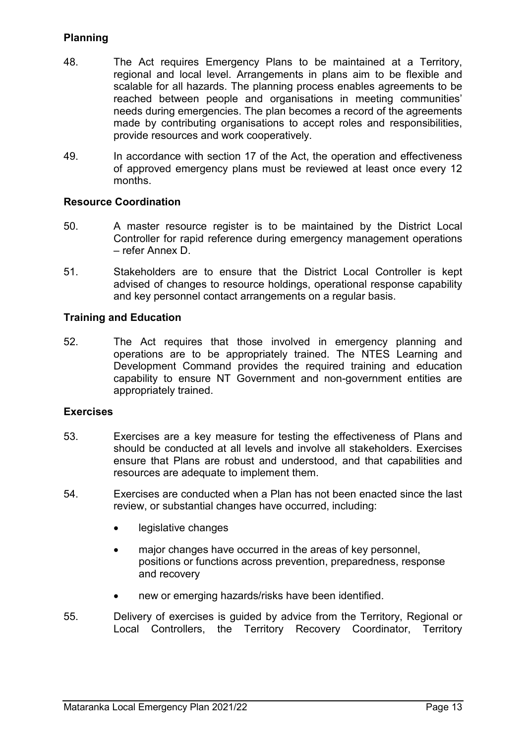## Planning

48. The Act requires Emergency Plans to be maintained at a Territory, regional and local level. Arrangements in plans aim to be flexible and scalable for all hazards. The planning process enables agreements to be reached between people and organisations in meeting communities' needs during emergencies. The plan becomes a record of the agreements made by contributing organisations to accept roles and responsibilities, provide resources and work cooperatively.

49. In accordance with section 17 of the Act, the operation and effectiveness of approved emergency plans must be reviewed at least once every 12 months.

## Resource Coordination

50. A master resource register is to be maintained by the District Local Controller for rapid reference during emergency management operations – refer Annex D.

51. Stakeholders are to ensure that the District Local Controller is kept advised of changes to resource holdings, operational response capability and key personnel contact arrangements on a regular basis.

## Training and Education

52. The Act requires that those involved in emergency planning and operations are to be appropriately trained. The NTES Learning and Development Command provides the required training and education capability to ensure NT Government and non-government entities are appropriately trained.

## Exercises

53. Exercises are a key measure for testing the effectiveness of Plans and should be conducted at all levels and involve all stakeholders. Exercises ensure that Plans are robust and understood, and that capabilities and resources are adequate to implement them.

54. Exercises are conducted when a Plan has not been enacted since the last review, or substantial changes have occurred, including:

- legislative changes
- major changes have occurred in the areas of key personnel, positions or functions across prevention, preparedness, response and recovery
- new or emerging hazards/risks have been identified.

55. Delivery of exercises is guided by advice from the Territory, Regional or Local Controllers, the Territory Recovery Coordinator, Territory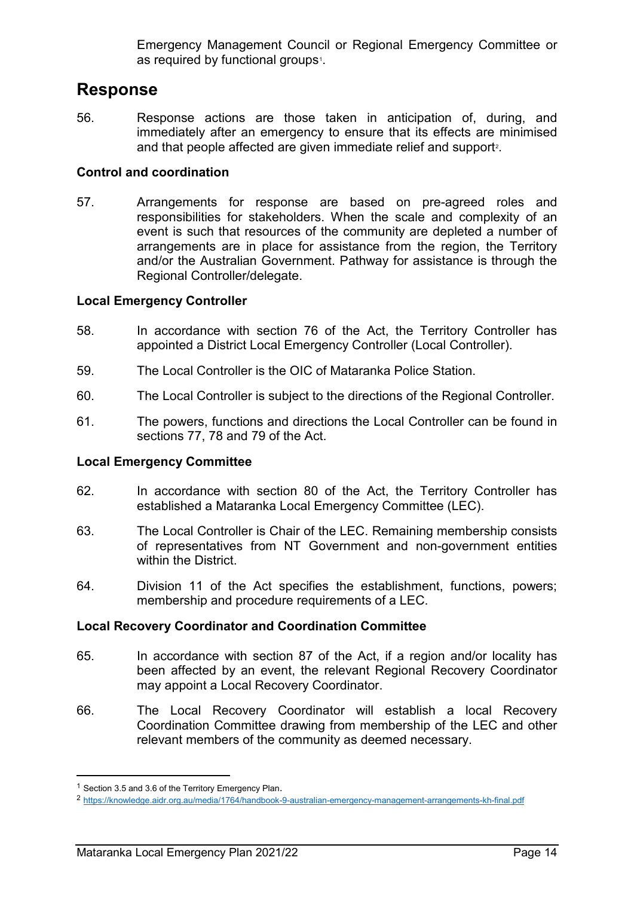Emergency Management Council or Regional Emergency Committee or as required by functional groups[1].

## Response

56. Response actions are those taken in anticipation of, during, and immediately after an emergency to ensure that its effects are minimised and that people affected are given immediate relief and support[2].

### Control and coordination

57. Arrangements for response are based on pre-agreed roles and responsibilities for stakeholders. When the scale and complexity of an event is such that resources of the community are depleted a number of arrangements are in place for assistance from the region, the Territory and/or the Australian Government. Pathway for assistance is through the Regional Controller/delegate.

### Local Emergency Controller

58. In accordance with section 76 of the Act, the Territory Controller has appointed a District Local Emergency Controller (Local Controller).

59. The Local Controller is the OIC of Mataranka Police Station.

60. The Local Controller is subject to the directions of the Regional Controller.

61. The powers, functions and directions the Local Controller can be found in sections 77, 78 and 79 of the Act.

### Local Emergency Committee

62. In accordance with section 80 of the Act, the Territory Controller has established a Mataranka Local Emergency Committee (LEC).

63. The Local Controller is Chair of the LEC. Remaining membership consists of representatives from NT Government and non-government entities within the District.

64. Division 11 of the Act specifies the establishment, functions, powers; membership and procedure requirements of a LEC.

### Local Recovery Coordinator and Coordination Committee

65. In accordance with section 87 of the Act, if a region and/or locality has been affected by an event, the relevant Regional Recovery Coordinator may appoint a Local Recovery Coordinator.

66. The Local Recovery Coordinator will establish a local Recovery Coordination Committee drawing from membership of the LEC and other relevant members of the community as deemed necessary.

---

[1] Section 3.5 and 3.6 of the Territory Emergency Plan.

[2] https://knowledge.aidr.org.au/media/1764/handbook-9-australian-emergency-management-arrangements-kh-final.pdf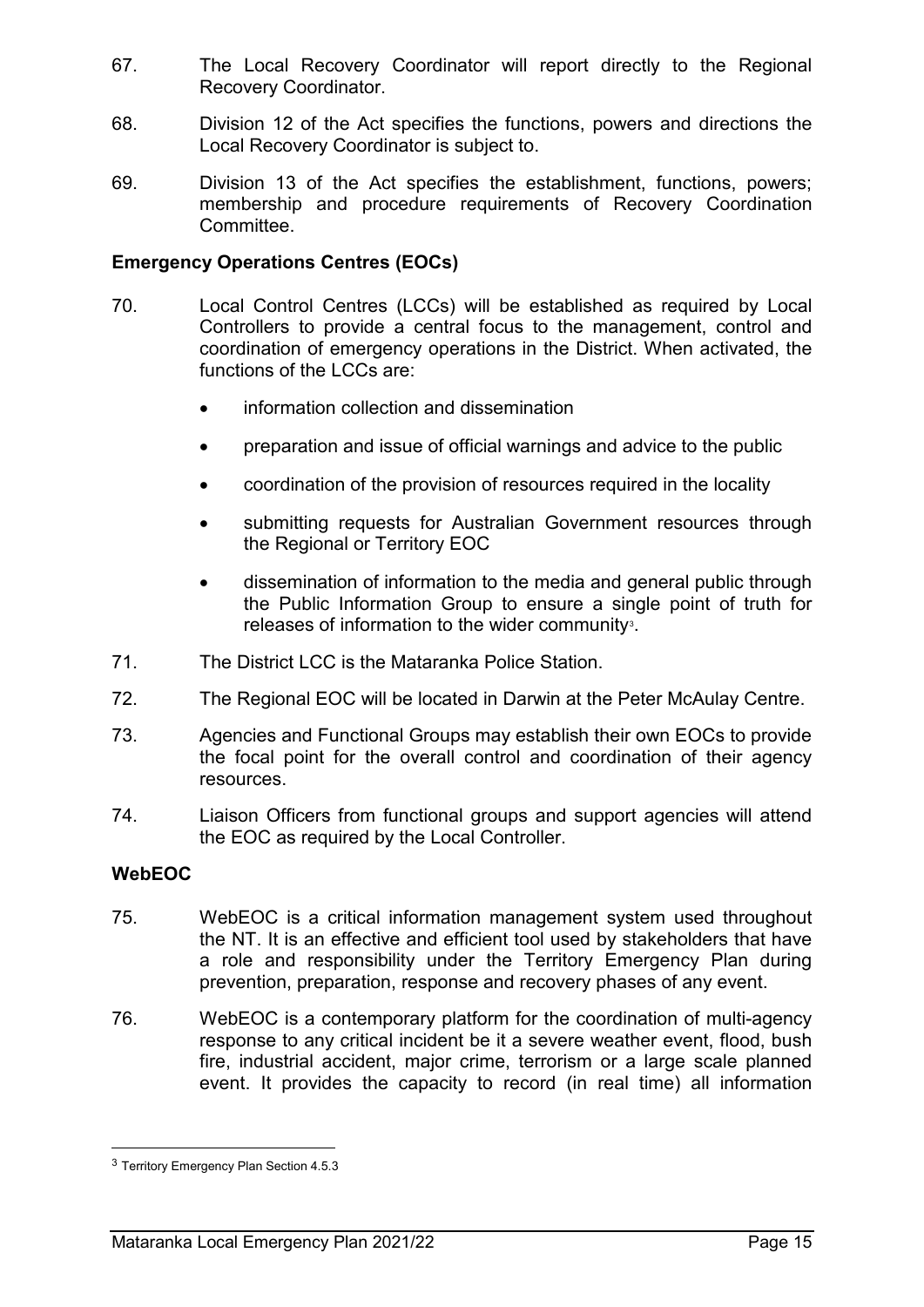67. The Local Recovery Coordinator will report directly to the Regional Recovery Coordinator.

68. Division 12 of the Act specifies the functions, powers and directions the Local Recovery Coordinator is subject to.

69. Division 13 of the Act specifies the establishment, functions, powers; membership and procedure requirements of Recovery Coordination Committee.

**Emergency Operations Centres (EOCs)**

70. Local Control Centres (LCCs) will be established as required by Local Controllers to provide a central focus to the management, control and coordination of emergency operations in the District. When activated, the functions of the LCCs are:

    - information collection and dissemination
    - preparation and issue of official warnings and advice to the public
    - coordination of the provision of resources required in the locality
    - submitting requests for Australian Government resources through the Regional or Territory EOC
    - dissemination of information to the media and general public through the Public Information Group to ensure a single point of truth for releases of information to the wider community[3].

71. The District LCC is the Mataranka Police Station.

72. The Regional EOC will be located in Darwin at the Peter McAulay Centre.

73. Agencies and Functional Groups may establish their own EOCs to provide the focal point for the overall control and coordination of their agency resources.

74. Liaison Officers from functional groups and support agencies will attend the EOC as required by the Local Controller.

**WebEOC**

75. WebEOC is a critical information management system used throughout the NT. It is an effective and efficient tool used by stakeholders that have a role and responsibility under the Territory Emergency Plan during prevention, preparation, response and recovery phases of any event.

76. WebEOC is a contemporary platform for the coordination of multi-agency response to any critical incident be it a severe weather event, flood, bush fire, industrial accident, major crime, terrorism or a large scale planned event. It provides the capacity to record (in real time) all information

---

[3] Territory Emergency Plan Section 4.5.3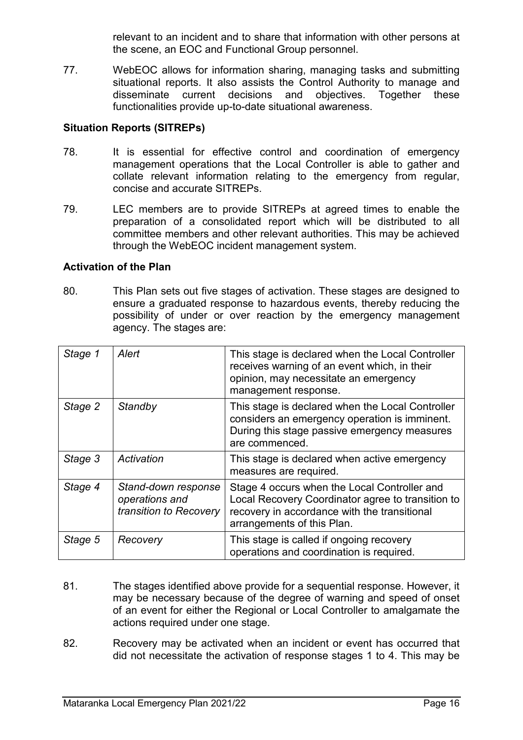relevant to an incident and to share that information with other persons at the scene, an EOC and Functional Group personnel.

77. WebEOC allows for information sharing, managing tasks and submitting situational reports. It also assists the Control Authority to manage and disseminate current decisions and objectives. Together these functionalities provide up-to-date situational awareness.

### Situation Reports (SITREPs)

78. It is essential for effective control and coordination of emergency management operations that the Local Controller is able to gather and collate relevant information relating to the emergency from regular, concise and accurate SITREPs.

79. LEC members are to provide SITREPs at agreed times to enable the preparation of a consolidated report which will be distributed to all committee members and other relevant authorities. This may be achieved through the WebEOC incident management system.

### Activation of the Plan

80. This Plan sets out five stages of activation. These stages are designed to ensure a graduated response to hazardous events, thereby reducing the possibility of under or over reaction by the emergency management agency. The stages are:

| | | |
|---|---|---|
| *Stage 1* | *Alert* | This stage is declared when the Local Controller receives warning of an event which, in their opinion, may necessitate an emergency management response. |
| *Stage 2* | *Standby* | This stage is declared when the Local Controller considers an emergency operation is imminent. During this stage passive emergency measures are commenced. |
| *Stage 3* | *Activation* | This stage is declared when active emergency measures are required. |
| *Stage 4* | *Stand-down response operations and transition to Recovery* | Stage 4 occurs when the Local Controller and Local Recovery Coordinator agree to transition to recovery in accordance with the transitional arrangements of this Plan. |
| *Stage 5* | *Recovery* | This stage is called if ongoing recovery operations and coordination is required. |

81. The stages identified above provide for a sequential response. However, it may be necessary because of the degree of warning and speed of onset of an event for either the Regional or Local Controller to amalgamate the actions required under one stage.

82. Recovery may be activated when an incident or event has occurred that did not necessitate the activation of response stages 1 to 4. This may be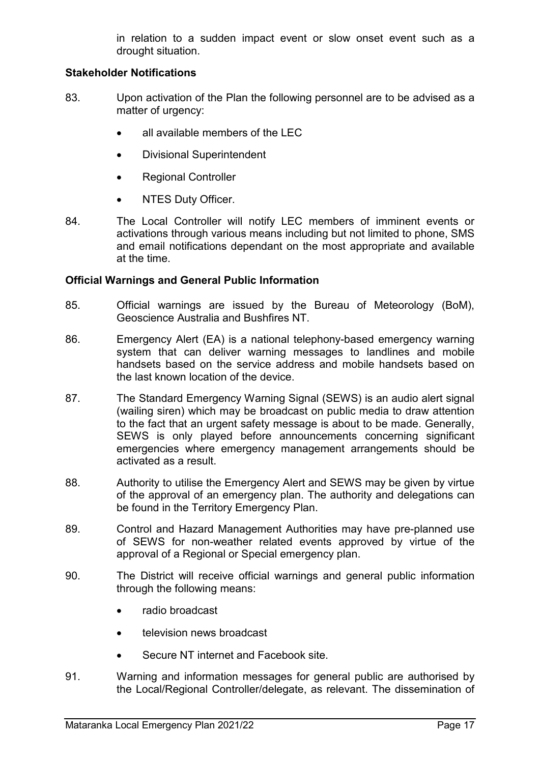in relation to a sudden impact event or slow onset event such as a drought situation.

### Stakeholder Notifications

83. Upon activation of the Plan the following personnel are to be advised as a matter of urgency:

    - all available members of the LEC
    - Divisional Superintendent
    - Regional Controller
    - NTES Duty Officer.

84. The Local Controller will notify LEC members of imminent events or activations through various means including but not limited to phone, SMS and email notifications dependant on the most appropriate and available at the time.

### Official Warnings and General Public Information

85. Official warnings are issued by the Bureau of Meteorology (BoM), Geoscience Australia and Bushfires NT.

86. Emergency Alert (EA) is a national telephony-based emergency warning system that can deliver warning messages to landlines and mobile handsets based on the service address and mobile handsets based on the last known location of the device.

87. The Standard Emergency Warning Signal (SEWS) is an audio alert signal (wailing siren) which may be broadcast on public media to draw attention to the fact that an urgent safety message is about to be made. Generally, SEWS is only played before announcements concerning significant emergencies where emergency management arrangements should be activated as a result.

88. Authority to utilise the Emergency Alert and SEWS may be given by virtue of the approval of an emergency plan. The authority and delegations can be found in the Territory Emergency Plan.

89. Control and Hazard Management Authorities may have pre-planned use of SEWS for non-weather related events approved by virtue of the approval of a Regional or Special emergency plan.

90. The District will receive official warnings and general public information through the following means:

    - radio broadcast
    - television news broadcast
    - Secure NT internet and Facebook site.

91. Warning and information messages for general public are authorised by the Local/Regional Controller/delegate, as relevant. The dissemination of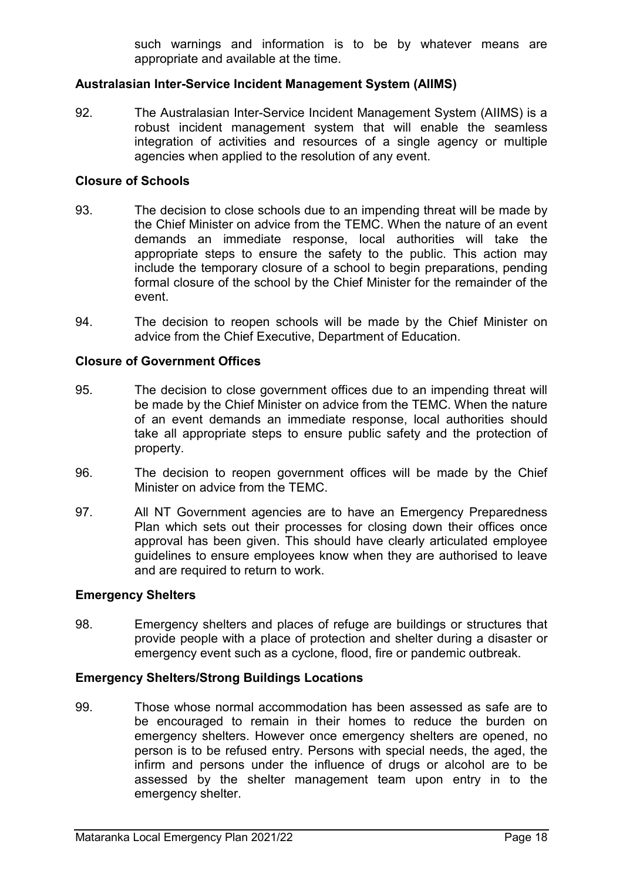such warnings and information is to be by whatever means are appropriate and available at the time.

**Australasian Inter-Service Incident Management System (AIIMS)**

92. The Australasian Inter-Service Incident Management System (AIIMS) is a robust incident management system that will enable the seamless integration of activities and resources of a single agency or multiple agencies when applied to the resolution of any event.

**Closure of Schools**

93. The decision to close schools due to an impending threat will be made by the Chief Minister on advice from the TEMC. When the nature of an event demands an immediate response, local authorities will take the appropriate steps to ensure the safety to the public. This action may include the temporary closure of a school to begin preparations, pending formal closure of the school by the Chief Minister for the remainder of the event.

94. The decision to reopen schools will be made by the Chief Minister on advice from the Chief Executive, Department of Education.

**Closure of Government Offices**

95. The decision to close government offices due to an impending threat will be made by the Chief Minister on advice from the TEMC. When the nature of an event demands an immediate response, local authorities should take all appropriate steps to ensure public safety and the protection of property.

96. The decision to reopen government offices will be made by the Chief Minister on advice from the TEMC.

97. All NT Government agencies are to have an Emergency Preparedness Plan which sets out their processes for closing down their offices once approval has been given. This should have clearly articulated employee guidelines to ensure employees know when they are authorised to leave and are required to return to work.

**Emergency Shelters**

98. Emergency shelters and places of refuge are buildings or structures that provide people with a place of protection and shelter during a disaster or emergency event such as a cyclone, flood, fire or pandemic outbreak.

**Emergency Shelters/Strong Buildings Locations**

99. Those whose normal accommodation has been assessed as safe are to be encouraged to remain in their homes to reduce the burden on emergency shelters. However once emergency shelters are opened, no person is to be refused entry. Persons with special needs, the aged, the infirm and persons under the influence of drugs or alcohol are to be assessed by the shelter management team upon entry in to the emergency shelter.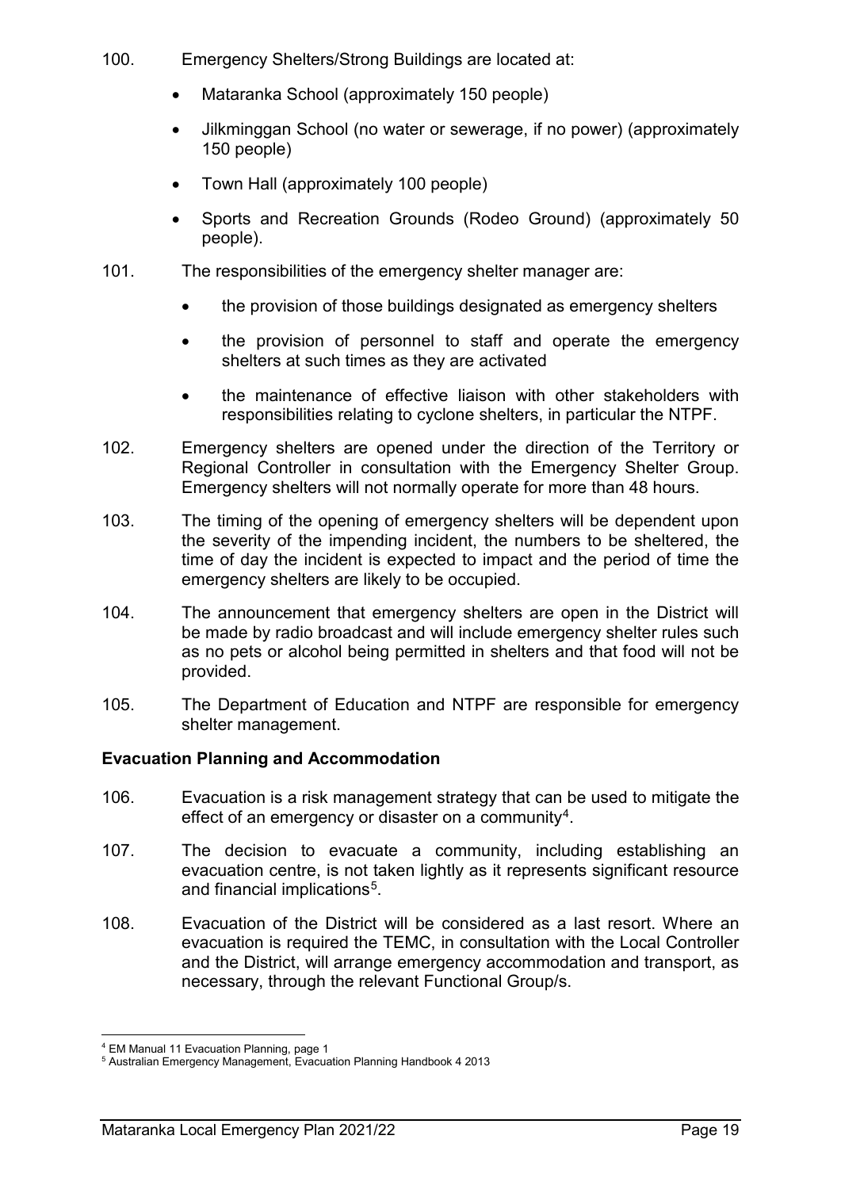100. Emergency Shelters/Strong Buildings are located at:

- Mataranka School (approximately 150 people)
- Jilkminggan School (no water or sewerage, if no power) (approximately 150 people)
- Town Hall (approximately 100 people)
- Sports and Recreation Grounds (Rodeo Ground) (approximately 50 people).

101. The responsibilities of the emergency shelter manager are:

- the provision of those buildings designated as emergency shelters
- the provision of personnel to staff and operate the emergency shelters at such times as they are activated
- the maintenance of effective liaison with other stakeholders with responsibilities relating to cyclone shelters, in particular the NTPF.

102. Emergency shelters are opened under the direction of the Territory or Regional Controller in consultation with the Emergency Shelter Group. Emergency shelters will not normally operate for more than 48 hours.

103. The timing of the opening of emergency shelters will be dependent upon the severity of the impending incident, the numbers to be sheltered, the time of day the incident is expected to impact and the period of time the emergency shelters are likely to be occupied.

104. The announcement that emergency shelters are open in the District will be made by radio broadcast and will include emergency shelter rules such as no pets or alcohol being permitted in shelters and that food will not be provided.

105. The Department of Education and NTPF are responsible for emergency shelter management.

## Evacuation Planning and Accommodation

106. Evacuation is a risk management strategy that can be used to mitigate the effect of an emergency or disaster on a community[4].

107. The decision to evacuate a community, including establishing an evacuation centre, is not taken lightly as it represents significant resource and financial implications[5].

108. Evacuation of the District will be considered as a last resort. Where an evacuation is required the TEMC, in consultation with the Local Controller and the District, will arrange emergency accommodation and transport, as necessary, through the relevant Functional Group/s.

---

[4] EM Manual 11 Evacuation Planning, page 1

[5] Australian Emergency Management, Evacuation Planning Handbook 4 2013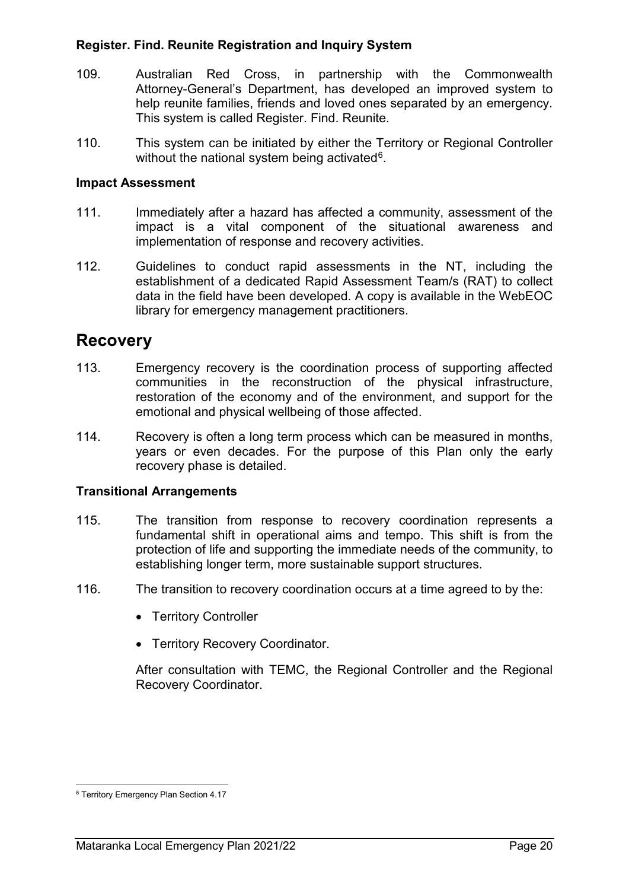### Register. Find. Reunite Registration and Inquiry System

109. Australian Red Cross, in partnership with the Commonwealth Attorney-General's Department, has developed an improved system to help reunite families, friends and loved ones separated by an emergency. This system is called Register. Find. Reunite.

110. This system can be initiated by either the Territory or Regional Controller without the national system being activated[6].

### Impact Assessment

111. Immediately after a hazard has affected a community, assessment of the impact is a vital component of the situational awareness and implementation of response and recovery activities.

112. Guidelines to conduct rapid assessments in the NT, including the establishment of a dedicated Rapid Assessment Team/s (RAT) to collect data in the field have been developed. A copy is available in the WebEOC library for emergency management practitioners.

## Recovery

113. Emergency recovery is the coordination process of supporting affected communities in the reconstruction of the physical infrastructure, restoration of the economy and of the environment, and support for the emotional and physical wellbeing of those affected.

114. Recovery is often a long term process which can be measured in months, years or even decades. For the purpose of this Plan only the early recovery phase is detailed.

### Transitional Arrangements

115. The transition from response to recovery coordination represents a fundamental shift in operational aims and tempo. This shift is from the protection of life and supporting the immediate needs of the community, to establishing longer term, more sustainable support structures.

116. The transition to recovery coordination occurs at a time agreed to by the:

- Territory Controller
- Territory Recovery Coordinator.

After consultation with TEMC, the Regional Controller and the Regional Recovery Coordinator.

[6] Territory Emergency Plan Section 4.17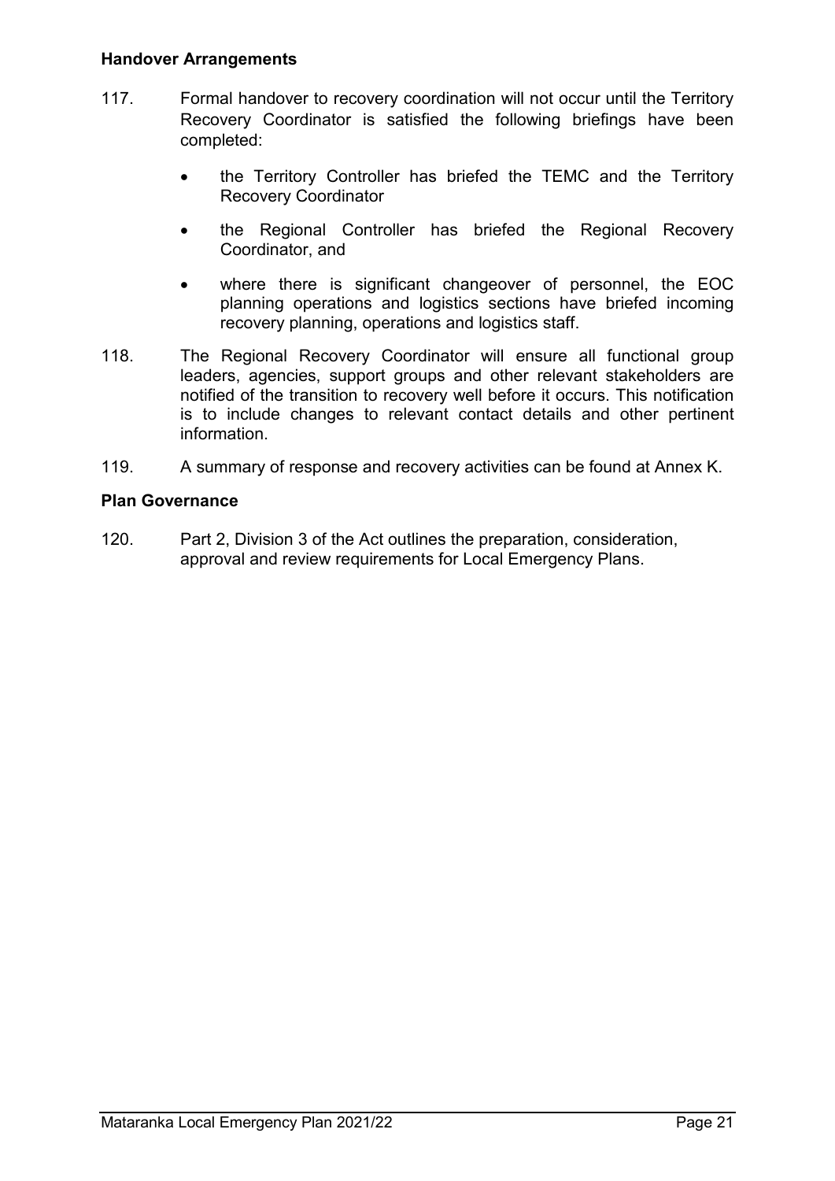**Handover Arrangements**

117. Formal handover to recovery coordination will not occur until the Territory Recovery Coordinator is satisfied the following briefings have been completed:

- the Territory Controller has briefed the TEMC and the Territory Recovery Coordinator
- the Regional Controller has briefed the Regional Recovery Coordinator, and
- where there is significant changeover of personnel, the EOC planning operations and logistics sections have briefed incoming recovery planning, operations and logistics staff.

118. The Regional Recovery Coordinator will ensure all functional group leaders, agencies, support groups and other relevant stakeholders are notified of the transition to recovery well before it occurs. This notification is to include changes to relevant contact details and other pertinent information.

119. A summary of response and recovery activities can be found at Annex K.

**Plan Governance**

120. Part 2, Division 3 of the Act outlines the preparation, consideration, approval and review requirements for Local Emergency Plans.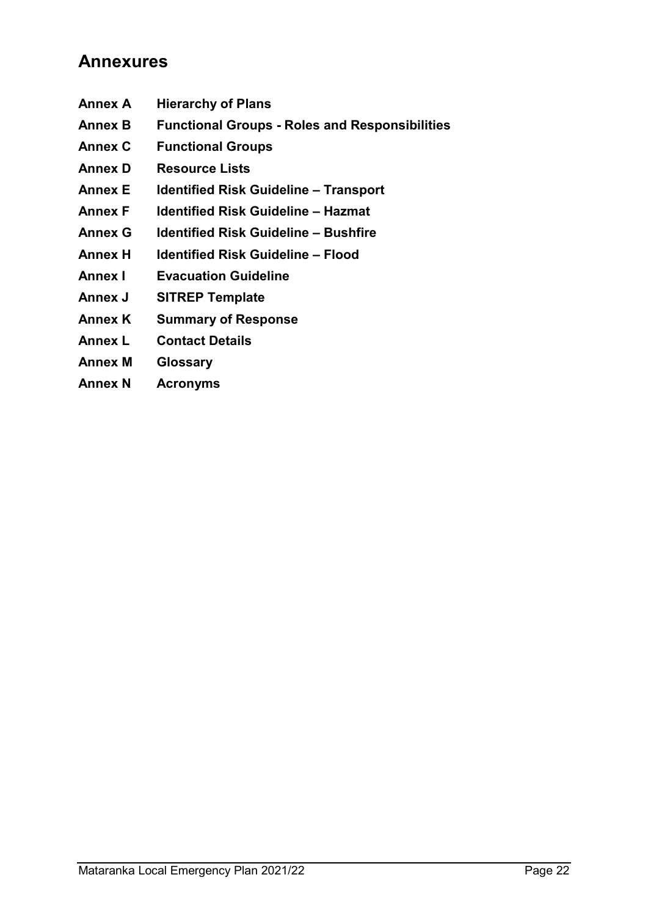## Annexures

**Annex A** **Hierarchy of Plans**

**Annex B** **Functional Groups - Roles and Responsibilities**

**Annex C** **Functional Groups**

**Annex D** **Resource Lists**

**Annex E** **Identified Risk Guideline – Transport**

**Annex F** **Identified Risk Guideline – Hazmat**

**Annex G** **Identified Risk Guideline – Bushfire**

**Annex H** **Identified Risk Guideline – Flood**

**Annex I** **Evacuation Guideline**

**Annex J** **SITREP Template**

**Annex K** **Summary of Response**

**Annex L** **Contact Details**

**Annex M** **Glossary**

**Annex N** **Acronyms**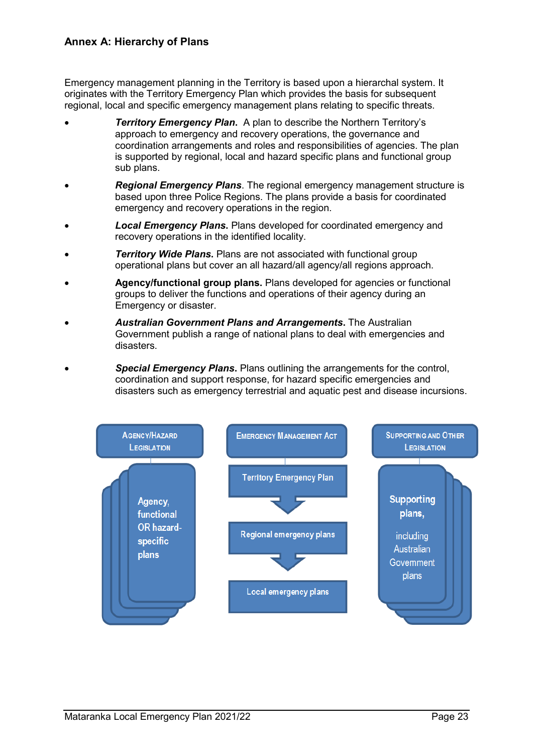## Annex A: Hierarchy of Plans

Emergency management planning in the Territory is based upon a hierarchal system. It originates with the Territory Emergency Plan which provides the basis for subsequent regional, local and specific emergency management plans relating to specific threats.

- ***Territory Emergency Plan*.** A plan to describe the Northern Territory's approach to emergency and recovery operations, the governance and coordination arrangements and roles and responsibilities of agencies. The plan is supported by regional, local and hazard specific plans and functional group sub plans.
- ***Regional Emergency Plans***. The regional emergency management structure is based upon three Police Regions. The plans provide a basis for coordinated emergency and recovery operations in the region.
- ***Local Emergency Plans*.** Plans developed for coordinated emergency and recovery operations in the identified locality.
- ***Territory Wide Plans*.** Plans are not associated with functional group operational plans but cover an all hazard/all agency/all regions approach.
- **Agency/functional group plans.** Plans developed for agencies or functional groups to deliver the functions and operations of their agency during an Emergency or disaster.
- ***Australian Government Plans and Arrangements*.** The Australian Government publish a range of national plans to deal with emergencies and disasters.
- ***Special Emergency Plans*.** Plans outlining the arrangements for the control, coordination and support response, for hazard specific emergencies and disasters such as emergency terrestrial and aquatic pest and disease incursions.

AGENCY/HAZARD LEGISLATION

Agency, functional OR hazard-specific plans

EMERGENCY MANAGEMENT ACT

Territory Emergency Plan

Regional emergency plans

Local emergency plans

SUPPORTING AND OTHER LEGISLATION

Supporting plans, including Australian Government plans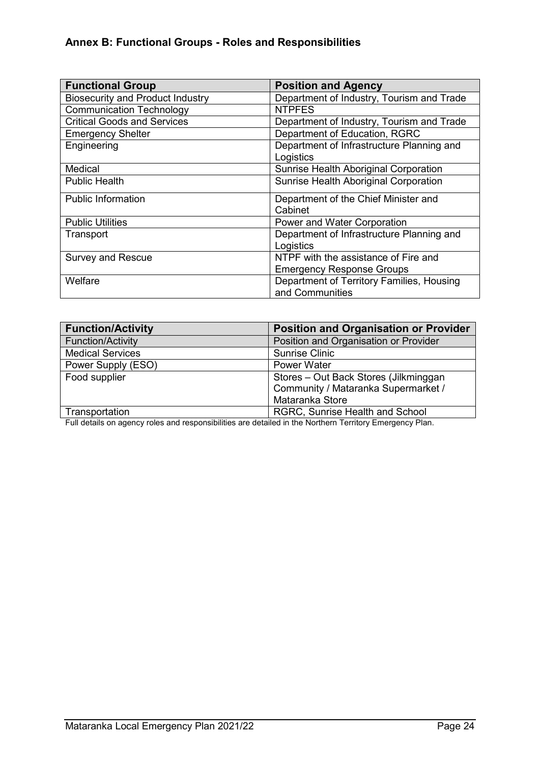## Annex B: Functional Groups - Roles and Responsibilities

| Functional Group | Position and Agency |
|---|---|
| Biosecurity and Product Industry | Department of Industry, Tourism and Trade |
| Communication Technology | NTPFES |
| Critical Goods and Services | Department of Industry, Tourism and Trade |
| Emergency Shelter | Department of Education, RGRC |
| Engineering | Department of Infrastructure Planning and Logistics |
| Medical | Sunrise Health Aboriginal Corporation |
| Public Health | Sunrise Health Aboriginal Corporation |
| Public Information | Department of the Chief Minister and Cabinet |
| Public Utilities | Power and Water Corporation |
| Transport | Department of Infrastructure Planning and Logistics |
| Survey and Rescue | NTPF with the assistance of Fire and Emergency Response Groups |
| Welfare | Department of Territory Families, Housing and Communities |

| Function/Activity | Position and Organisation or Provider |
|---|---|
| Function/Activity | Position and Organisation or Provider |
| Medical Services | Sunrise Clinic |
| Power Supply (ESO) | Power Water |
| Food supplier | Stores – Out Back Stores (Jilkminggan Community / Mataranka Supermarket / Mataranka Store |
| Transportation | RGRC, Sunrise Health and School |

Full details on agency roles and responsibilities are detailed in the Northern Territory Emergency Plan.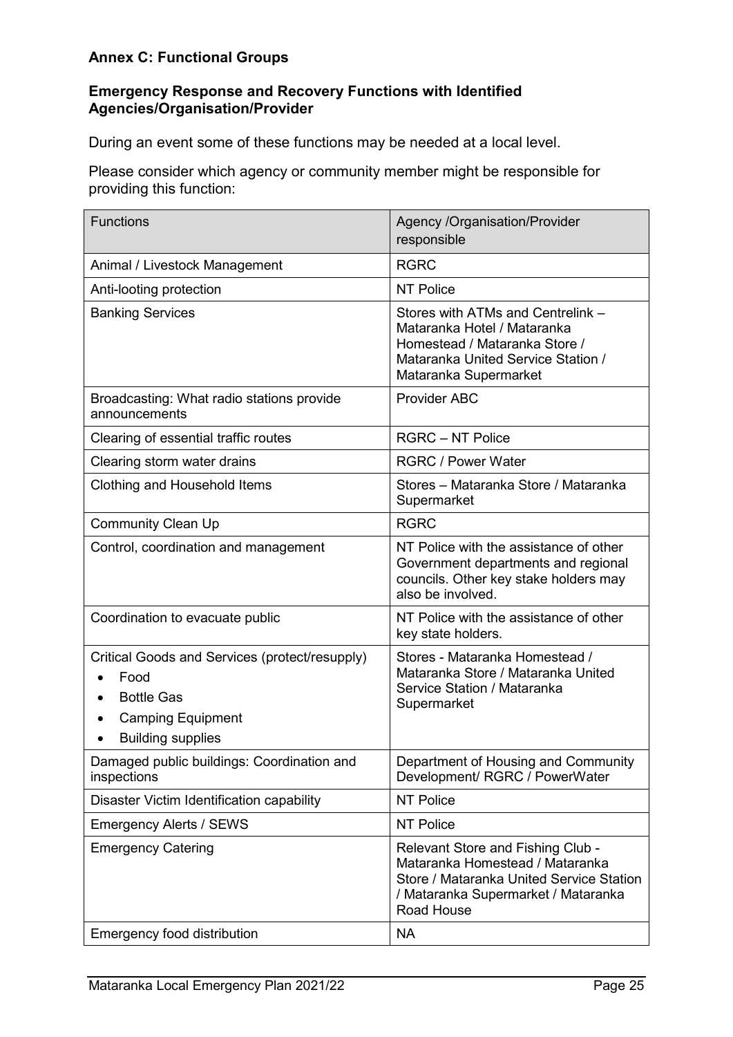### Annex C: Functional Groups

#### Emergency Response and Recovery Functions with Identified Agencies/Organisation/Provider

During an event some of these functions may be needed at a local level.

Please consider which agency or community member might be responsible for providing this function:

| Functions | Agency /Organisation/Provider responsible |
|---|---|
| Animal / Livestock Management | RGRC |
| Anti-looting protection | NT Police |
| Banking Services | Stores with ATMs and Centrelink – Mataranka Hotel / Mataranka Homestead / Mataranka Store / Mataranka United Service Station / Mataranka Supermarket |
| Broadcasting: What radio stations provide announcements | Provider ABC |
| Clearing of essential traffic routes | RGRC – NT Police |
| Clearing storm water drains | RGRC / Power Water |
| Clothing and Household Items | Stores – Mataranka Store / Mataranka Supermarket |
| Community Clean Up | RGRC |
| Control, coordination and management | NT Police with the assistance of other Government departments and regional councils. Other key stake holders may also be involved. |
| Coordination to evacuate public | NT Police with the assistance of other key state holders. |
| Critical Goods and Services (protect/resupply)<br>• Food<br>• Bottle Gas<br>• Camping Equipment<br>• Building supplies | Stores - Mataranka Homestead / Mataranka Store / Mataranka United Service Station / Mataranka Supermarket |
| Damaged public buildings: Coordination and inspections | Department of Housing and Community Development/ RGRC / PowerWater |
| Disaster Victim Identification capability | NT Police |
| Emergency Alerts / SEWS | NT Police |
| Emergency Catering | Relevant Store and Fishing Club - Mataranka Homestead / Mataranka Store / Mataranka United Service Station / Mataranka Supermarket / Mataranka Road House |
| Emergency food distribution | NA |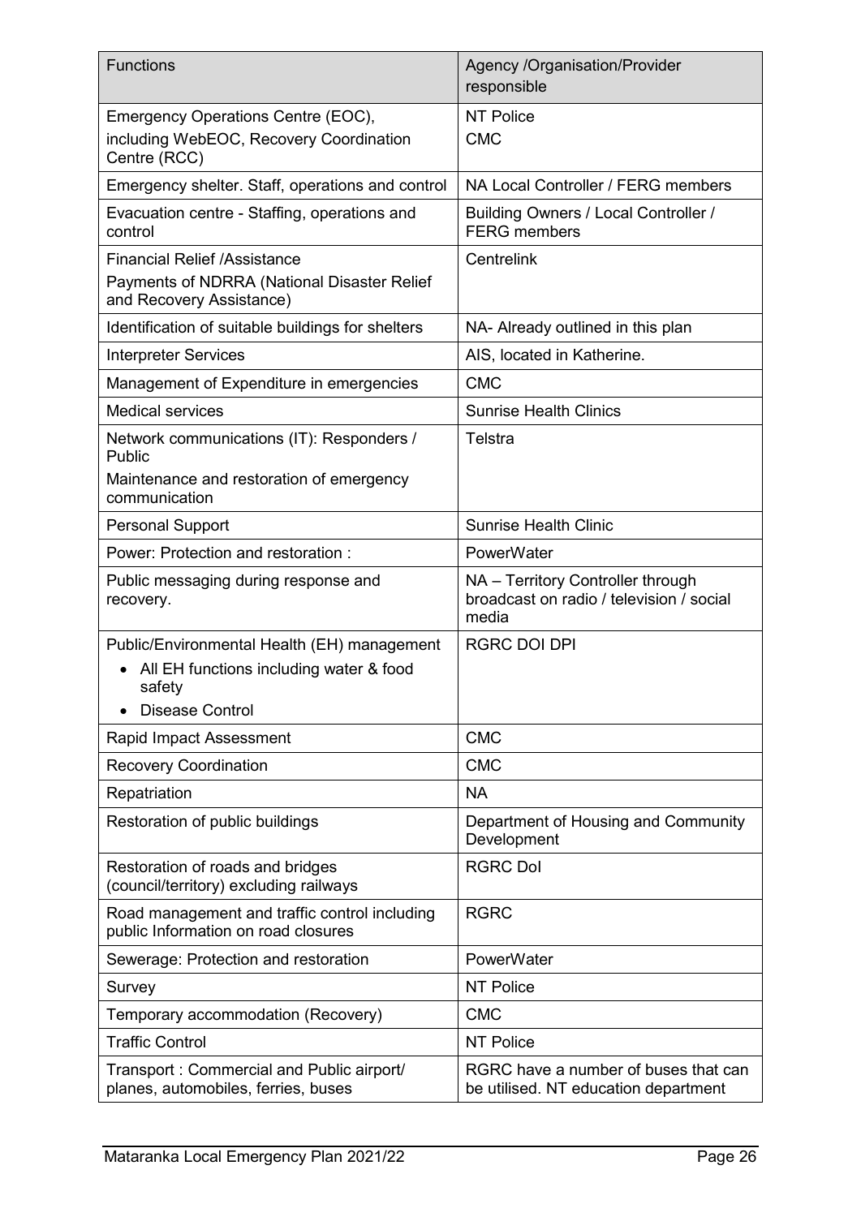| Functions | Agency /Organisation/Provider responsible |
|---|---|
| Emergency Operations Centre (EOC), including WebEOC, Recovery Coordination Centre (RCC) | NT Police<br>CMC |
| Emergency shelter. Staff, operations and control | NA Local Controller / FERG members |
| Evacuation centre - Staffing, operations and control | Building Owners / Local Controller / FERG members |
| Financial Relief /Assistance<br>Payments of NDRRA (National Disaster Relief and Recovery Assistance) | Centrelink |
| Identification of suitable buildings for shelters | NA- Already outlined in this plan |
| Interpreter Services | AIS, located in Katherine. |
| Management of Expenditure in emergencies | CMC |
| Medical services | Sunrise Health Clinics |
| Network communications (IT): Responders / Public<br>Maintenance and restoration of emergency communication | Telstra |
| Personal Support | Sunrise Health Clinic |
| Power: Protection and restoration : | PowerWater |
| Public messaging during response and recovery. | NA – Territory Controller through broadcast on radio / television / social media |
| Public/Environmental Health (EH) management<br>• All EH functions including water & food safety<br>• Disease Control | RGRC DOI DPI |
| Rapid Impact Assessment | CMC |
| Recovery Coordination | CMC |
| Repatriation | NA |
| Restoration of public buildings | Department of Housing and Community Development |
| Restoration of roads and bridges (council/territory) excluding railways | RGRC DoI |
| Road management and traffic control including public Information on road closures | RGRC |
| Sewerage: Protection and restoration | PowerWater |
| Survey | NT Police |
| Temporary accommodation (Recovery) | CMC |
| Traffic Control | NT Police |
| Transport : Commercial and Public airport/ planes, automobiles, ferries, buses | RGRC have a number of buses that can be utilised. NT education department |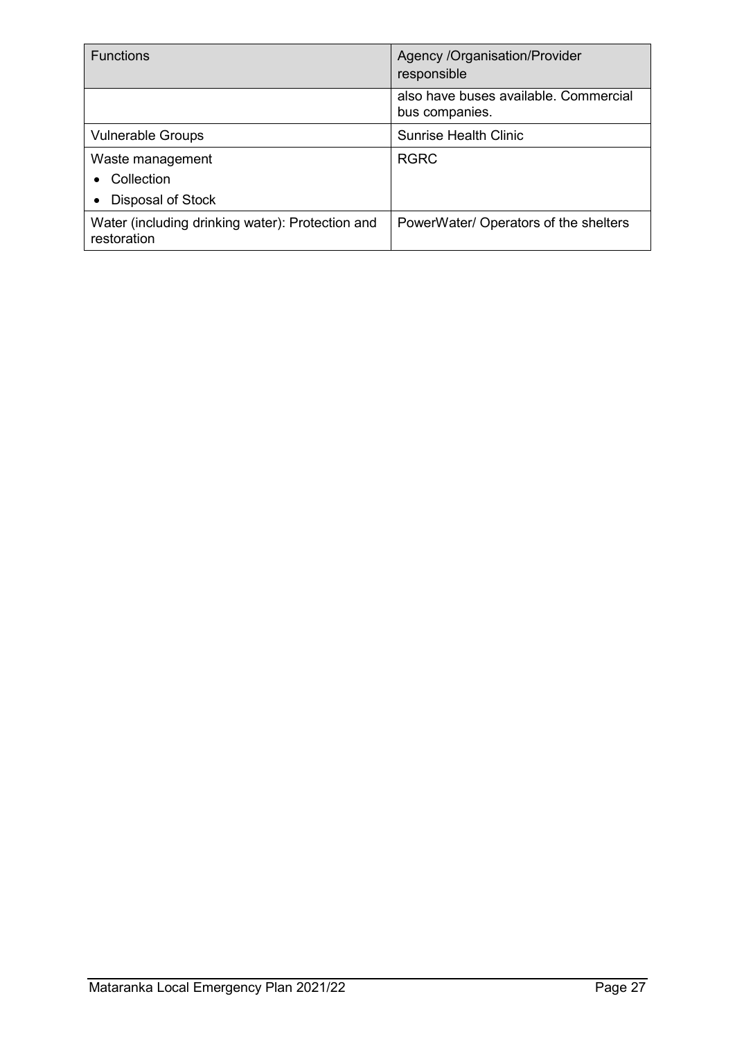| Functions | Agency /Organisation/Provider responsible |
|---|---|
| | also have buses available. Commercial bus companies. |
| Vulnerable Groups | Sunrise Health Clinic |
| Waste management<br>• Collection<br>• Disposal of Stock | RGRC |
| Water (including drinking water): Protection and restoration | PowerWater/ Operators of the shelters |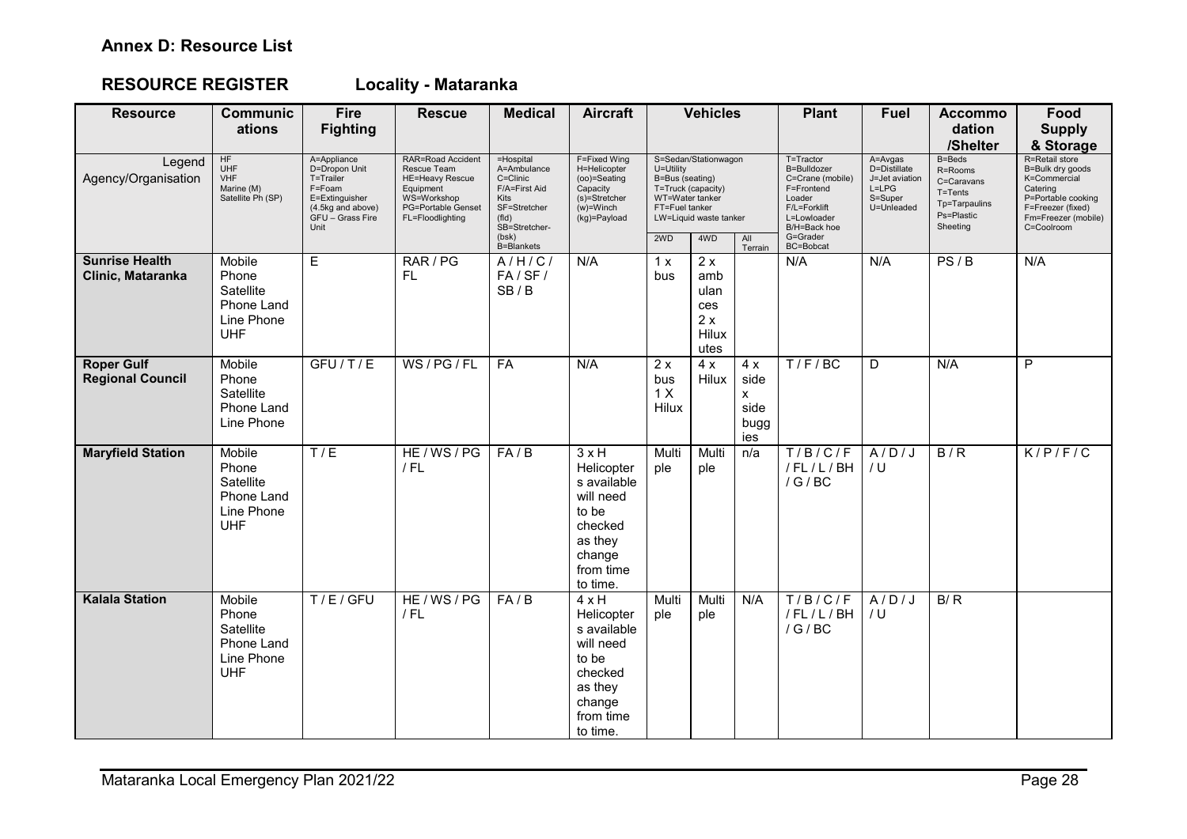## Annex D: Resource List

## RESOURCE REGISTER Locality - Mataranka

| Resource | Communications | Fire Fighting | Rescue | Medical | Aircraft | Vehicles | | | Plant | Fuel | Accommodation /Shelter | Food Supply & Storage |
|---|---|---|---|---|---|---|---|---|---|---|---|---|
| Legend Agency/Organisation | HF UHF VHF Marine (M) Satellite Ph (SP) | A=Appliance D=Dropon Unit T=Trailer F=Foam E=Extinguisher (4.5kg and above) GFU – Grass Fire Unit | RAR=Road Accident Rescue Team HE=Heavy Rescue Equipment WS=Workshop PG=Portable Genset FL=Floodlighting | =Hospital A=Ambulance C=Clinic F/A=First Aid Kits SF=Stretcher (fld) SB=Stretcher- (bsk) B=Blankets | F=Fixed Wing H=Helicopter (oo)=Seating Capacity (s)=Stretcher (w)=Winch (kg)=Payload | S=Sedan/Stationwagon U=Utility B=Bus (seating) T=Truck (capacity) WT=Water tanker FT=Fuel tanker LW=Liquid waste tanker 2WD | 4WD | All Terrain | T=Tractor B=Bulldozer C=Crane (mobile) F=Frontend Loader F/L=Forklift L=Lowloader B/H=Back hoe G=Grader BC=Bobcat | A=Avgas D=Distillate J=Jet aviation L=LPG S=Super U=Unleaded | B=Beds R=Rooms C=Caravans T=Tents Tp=Tarpaulins Ps=Plastic Sheeting | R=Retail store B=Bulk dry goods K=Commercial Catering P=Portable cooking F=Freezer (fixed) Fm=Freezer (mobile) C=Coolroom |
| **Sunrise Health Clinic, Mataranka** | Mobile Phone Satellite Phone Land Line Phone UHF | E | RAR / PG FL | A / H / C / FA / SF / SB / B | N/A | 1 x bus | 2 x ambulances 2 x Hilux utes | | N/A | N/A | PS / B | N/A |
| **Roper Gulf Regional Council** | Mobile Phone Satellite Phone Land Line Phone | GFU / T / E | WS / PG / FL | FA | N/A | 2 x bus 1 X Hilux | 4 x Hilux | 4 x side x side buggies | T / F / BC | D | N/A | P |
| **Maryfield Station** | Mobile Phone Satellite Phone Land Line Phone UHF | T / E | HE / WS / PG / FL | FA / B | 3 x H Helicopters available will need to be checked as they change from time to time. | Multiple | Multiple | n/a | T / B / C / F / FL / L / BH / G / BC | A / D / J / U | B / R | K / P / F / C |
| **Kalala Station** | Mobile Phone Satellite Phone Land Line Phone UHF | T / E / GFU | HE / WS / PG / FL | FA / B | 4 x H Helicopters available will need to be checked as they change from time to time. | Multiple | Multiple | N/A | T / B / C / F / FL / L / BH / G / BC | A / D / J / U | B/ R | |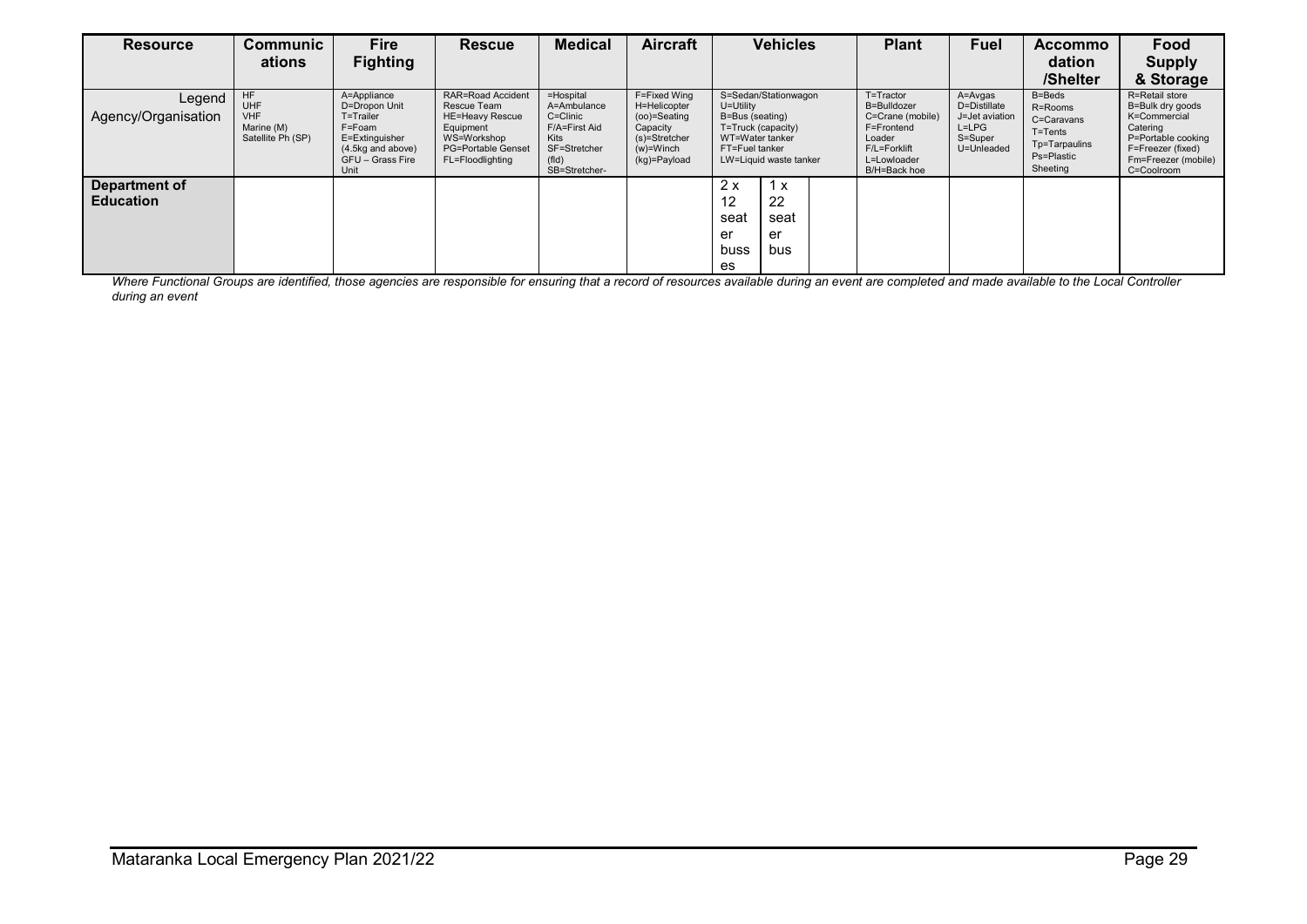| Resource | Communications | Fire Fighting | Rescue | Medical | Aircraft | Vehicles | | | Plant | Fuel | Accommodation /Shelter | Food Supply & Storage |
|---|---|---|---|---|---|---|---|---|---|---|---|---|
| Legend Agency/Organisation | HF UHF VHF Marine (M) Satellite Ph (SP) | A=Appliance D=Dropon Unit T=Trailer F=Foam E=Extinguisher (4.5kg and above) GFU – Grass Fire Unit | RAR=Road Accident Rescue Team HE=Heavy Rescue Equipment WS=Workshop PG=Portable Genset FL=Floodlighting | =Hospital A=Ambulance C=Clinic F/A=First Aid Kits SF=Stretcher (fld) SB=Stretcher- | F=Fixed Wing H=Helicopter (oo)=Seating Capacity (s)=Stretcher (w)=Winch (kg)=Payload | S=Sedan/Stationwagon U=Utility B=Bus (seating) T=Truck (capacity) WT=Water tanker FT=Fuel tanker LW=Liquid waste tanker | | | T=Tractor B=Bulldozer C=Crane (mobile) F=Frontend Loader F/L=Forklift L=Lowloader B/H=Back hoe | A=Avgas D=Distillate J=Jet aviation L=LPG S=Super U=Unleaded | B=Beds R=Rooms C=Caravans T=Tents Tp=Tarpaulins Ps=Plastic Sheeting | R=Retail store B=Bulk dry goods K=Commercial Catering P=Portable cooking F=Freezer (fixed) Fm=Freezer (mobile) C=Coolroom |
| **Department of Education** | | | | | | 2 x 12 seater busses | 1 x 22 seater bus | | | | | |

*Where Functional Groups are identified, those agencies are responsible for ensuring that a record of resources available during an event are completed and made available to the Local Controller during an event*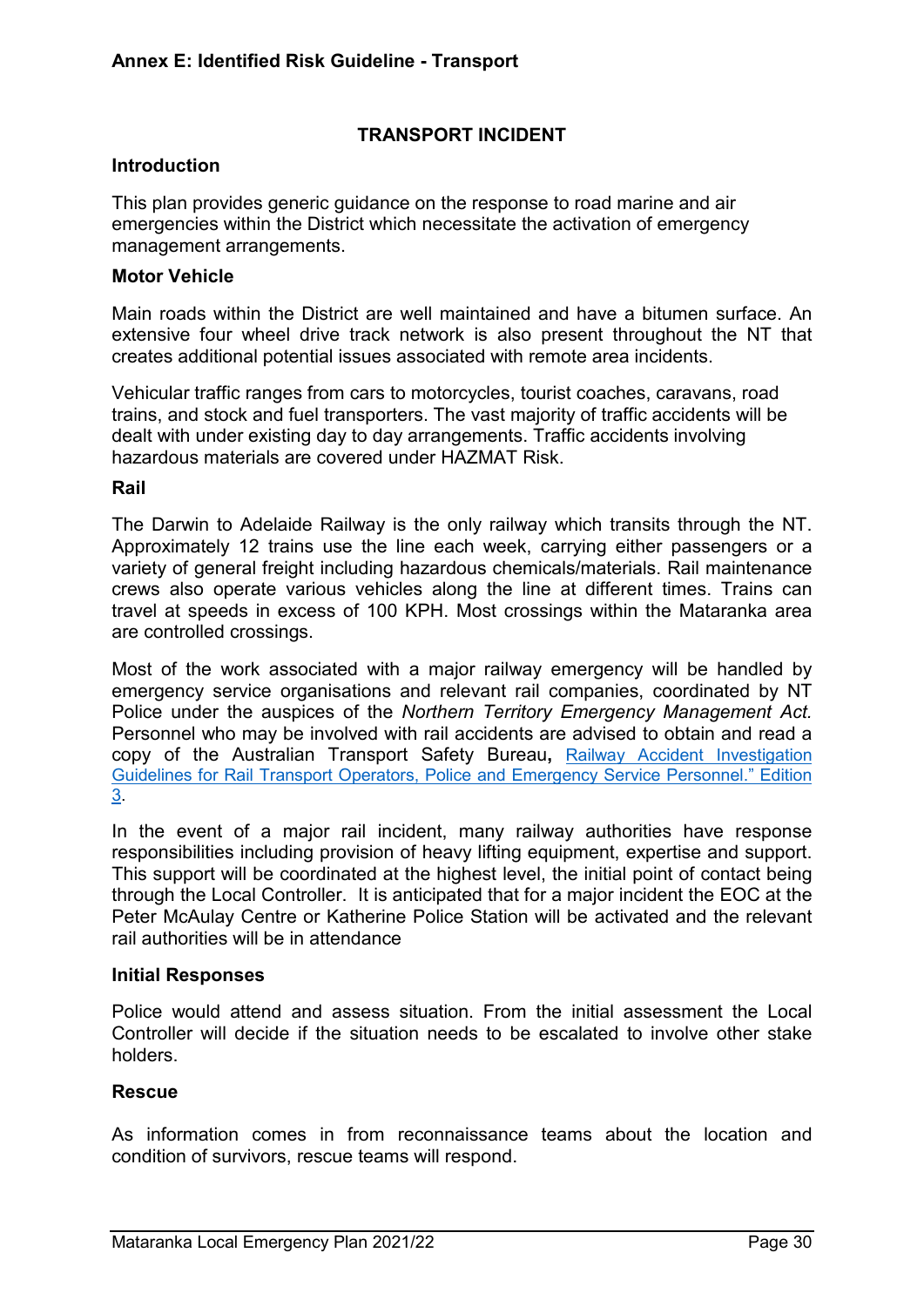## Annex E: Identified Risk Guideline - Transport

### TRANSPORT INCIDENT

#### Introduction

This plan provides generic guidance on the response to road marine and air emergencies within the District which necessitate the activation of emergency management arrangements.

#### Motor Vehicle

Main roads within the District are well maintained and have a bitumen surface. An extensive four wheel drive track network is also present throughout the NT that creates additional potential issues associated with remote area incidents.

Vehicular traffic ranges from cars to motorcycles, tourist coaches, caravans, road trains, and stock and fuel transporters. The vast majority of traffic accidents will be dealt with under existing day to day arrangements. Traffic accidents involving hazardous materials are covered under HAZMAT Risk.

#### Rail

The Darwin to Adelaide Railway is the only railway which transits through the NT. Approximately 12 trains use the line each week, carrying either passengers or a variety of general freight including hazardous chemicals/materials. Rail maintenance crews also operate various vehicles along the line at different times. Trains can travel at speeds in excess of 100 KPH. Most crossings within the Mataranka area are controlled crossings.

Most of the work associated with a major railway emergency will be handled by emergency service organisations and relevant rail companies, coordinated by NT Police under the auspices of the *Northern Territory Emergency Management Act.* Personnel who may be involved with rail accidents are advised to obtain and read a copy of the Australian Transport Safety Bureau**,** Railway Accident Investigation Guidelines for Rail Transport Operators, Police and Emergency Service Personnel." Edition 3.

In the event of a major rail incident, many railway authorities have response responsibilities including provision of heavy lifting equipment, expertise and support. This support will be coordinated at the highest level, the initial point of contact being through the Local Controller. It is anticipated that for a major incident the EOC at the Peter McAulay Centre or Katherine Police Station will be activated and the relevant rail authorities will be in attendance

#### Initial Responses

Police would attend and assess situation. From the initial assessment the Local Controller will decide if the situation needs to be escalated to involve other stake holders.

#### Rescue

As information comes in from reconnaissance teams about the location and condition of survivors, rescue teams will respond.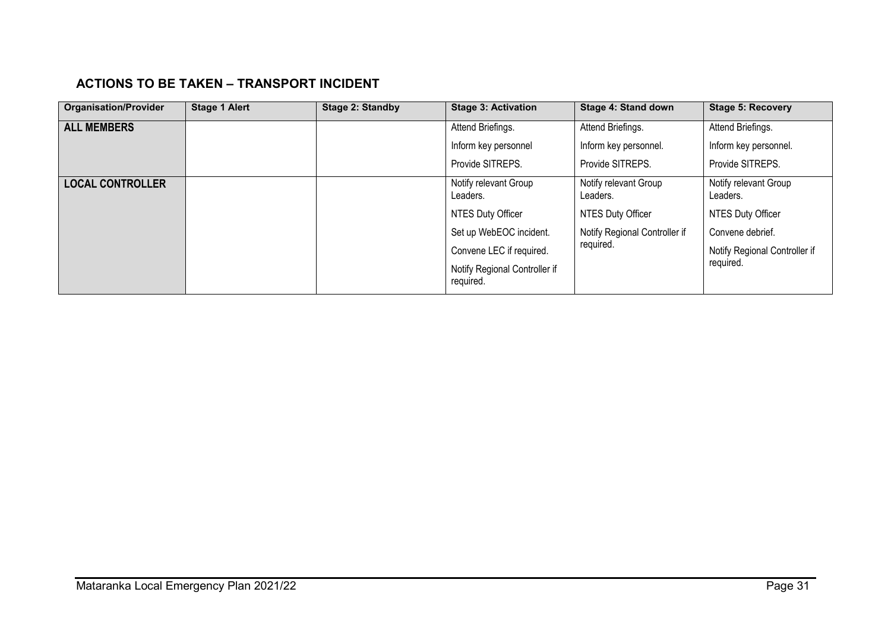## ACTIONS TO BE TAKEN – TRANSPORT INCIDENT

| Organisation/Provider | Stage 1 Alert | Stage 2: Standby | Stage 3: Activation | Stage 4: Stand down | Stage 5: Recovery |
|---|---|---|---|---|---|
| **ALL MEMBERS** | | | Attend Briefings.<br>Inform key personnel<br>Provide SITREPS. | Attend Briefings.<br>Inform key personnel.<br>Provide SITREPS. | Attend Briefings.<br>Inform key personnel.<br>Provide SITREPS. |
| **LOCAL CONTROLLER** | | | Notify relevant Group Leaders.<br>NTES Duty Officer<br>Set up WebEOC incident.<br>Convene LEC if required.<br>Notify Regional Controller if required. | Notify relevant Group Leaders.<br>NTES Duty Officer<br>Notify Regional Controller if required. | Notify relevant Group Leaders.<br>NTES Duty Officer<br>Convene debrief.<br>Notify Regional Controller if required. |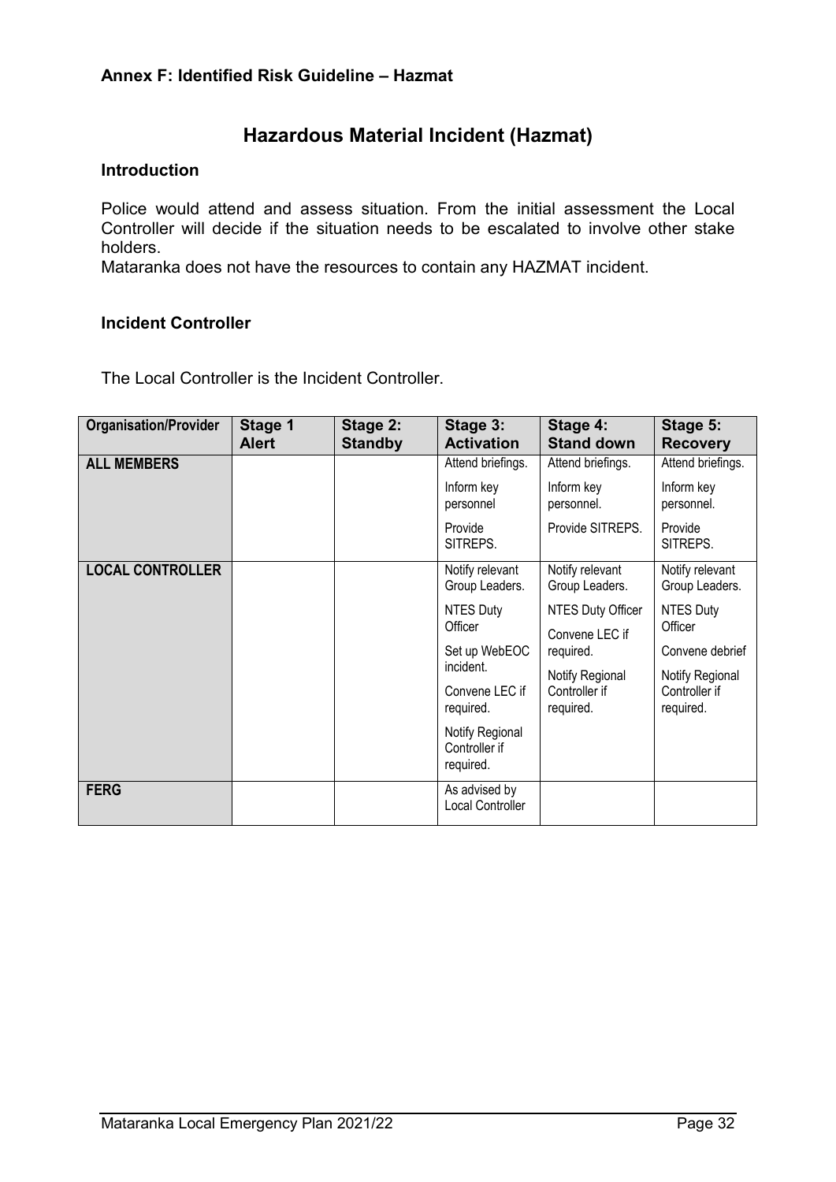**Annex F: Identified Risk Guideline – Hazmat**

# Hazardous Material Incident (Hazmat)

## Introduction

Police would attend and assess situation. From the initial assessment the Local Controller will decide if the situation needs to be escalated to involve other stake holders.
Mataranka does not have the resources to contain any HAZMAT incident.

## Incident Controller

The Local Controller is the Incident Controller.

| Organisation/Provider | Stage 1 Alert | Stage 2: Standby | Stage 3: Activation | Stage 4: Stand down | Stage 5: Recovery |
|---|---|---|---|---|---|
| **ALL MEMBERS** | | | Attend briefings.<br>Inform key personnel<br>Provide SITREPS. | Attend briefings.<br>Inform key personnel.<br>Provide SITREPS. | Attend briefings.<br>Inform key personnel.<br>Provide SITREPS. |
| **LOCAL CONTROLLER** | | | Notify relevant Group Leaders.<br>NTES Duty Officer<br>Set up WebEOC incident.<br>Convene LEC if required.<br>Notify Regional Controller if required. | Notify relevant Group Leaders.<br>NTES Duty Officer<br>Convene LEC if required.<br>Notify Regional Controller if required. | Notify relevant Group Leaders.<br>NTES Duty Officer<br>Convene debrief<br>Notify Regional Controller if required. |
| **FERG** | | | As advised by Local Controller | | |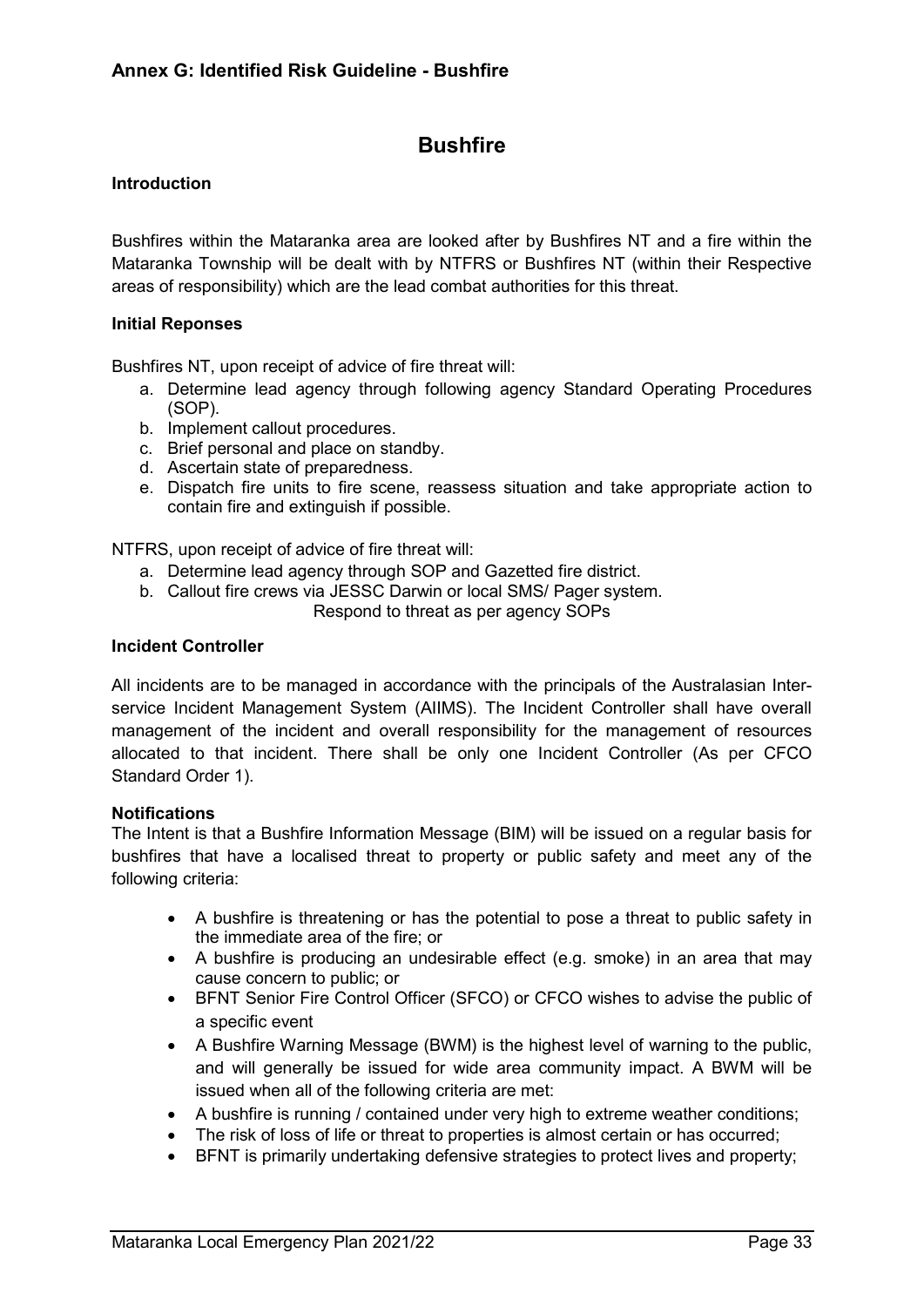## Annex G: Identified Risk Guideline - Bushfire

# Bushfire

### Introduction

Bushfires within the Mataranka area are looked after by Bushfires NT and a fire within the Mataranka Township will be dealt with by NTFRS or Bushfires NT (within their Respective areas of responsibility) which are the lead combat authorities for this threat.

### Initial Reponses

Bushfires NT, upon receipt of advice of fire threat will:

a. Determine lead agency through following agency Standard Operating Procedures (SOP).
b. Implement callout procedures.
c. Brief personal and place on standby.
d. Ascertain state of preparedness.
e. Dispatch fire units to fire scene, reassess situation and take appropriate action to contain fire and extinguish if possible.

NTFRS, upon receipt of advice of fire threat will:

a. Determine lead agency through SOP and Gazetted fire district.
b. Callout fire crews via JESSC Darwin or local SMS/ Pager system.
   Respond to threat as per agency SOPs

### Incident Controller

All incidents are to be managed in accordance with the principals of the Australasian Inter-service Incident Management System (AIIMS). The Incident Controller shall have overall management of the incident and overall responsibility for the management of resources allocated to that incident. There shall be only one Incident Controller (As per CFCO Standard Order 1).

### Notifications

The Intent is that a Bushfire Information Message (BIM) will be issued on a regular basis for bushfires that have a localised threat to property or public safety and meet any of the following criteria:

- A bushfire is threatening or has the potential to pose a threat to public safety in the immediate area of the fire; or
- A bushfire is producing an undesirable effect (e.g. smoke) in an area that may cause concern to public; or
- BFNT Senior Fire Control Officer (SFCO) or CFCO wishes to advise the public of a specific event
- A Bushfire Warning Message (BWM) is the highest level of warning to the public, and will generally be issued for wide area community impact. A BWM will be issued when all of the following criteria are met:
- A bushfire is running / contained under very high to extreme weather conditions;
- The risk of loss of life or threat to properties is almost certain or has occurred;
- BFNT is primarily undertaking defensive strategies to protect lives and property;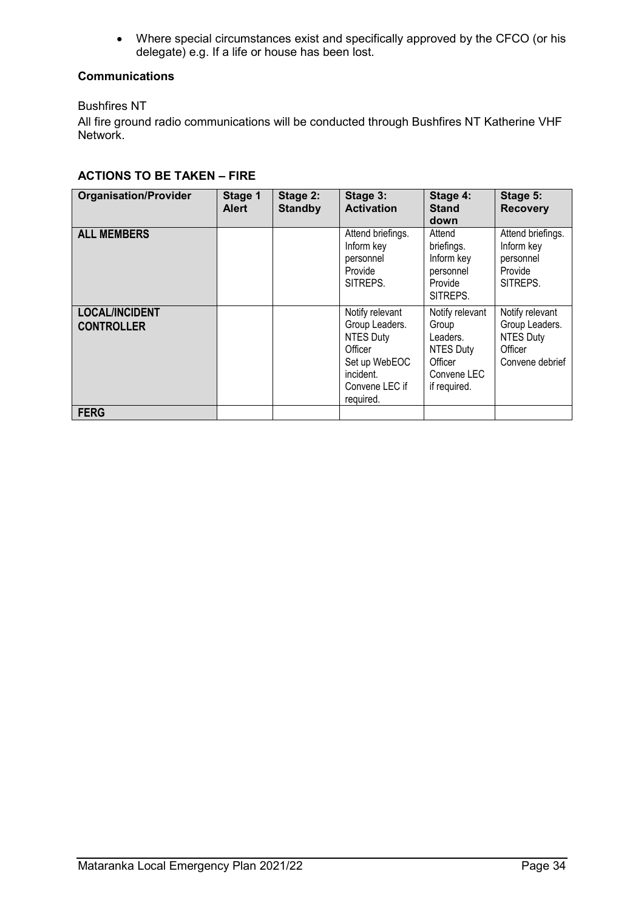- Where special circumstances exist and specifically approved by the CFCO (or his delegate) e.g. If a life or house has been lost.

**Communications**

Bushfires NT

All fire ground radio communications will be conducted through Bushfires NT Katherine VHF Network.

**ACTIONS TO BE TAKEN – FIRE**

| Organisation/Provider | Stage 1 Alert | Stage 2: Standby | Stage 3: Activation | Stage 4: Stand down | Stage 5: Recovery |
|---|---|---|---|---|---|
| **ALL MEMBERS** | | | Attend briefings. Inform key personnel Provide SITREPS. | Attend briefings. Inform key personnel Provide SITREPS. | Attend briefings. Inform key personnel Provide SITREPS. |
| **LOCAL/INCIDENT CONTROLLER** | | | Notify relevant Group Leaders. NTES Duty Officer Set up WebEOC incident. Convene LEC if required. | Notify relevant Group Leaders. NTES Duty Officer Convene LEC if required. | Notify relevant Group Leaders. NTES Duty Officer Convene debrief |
| **FERG** | | | | | |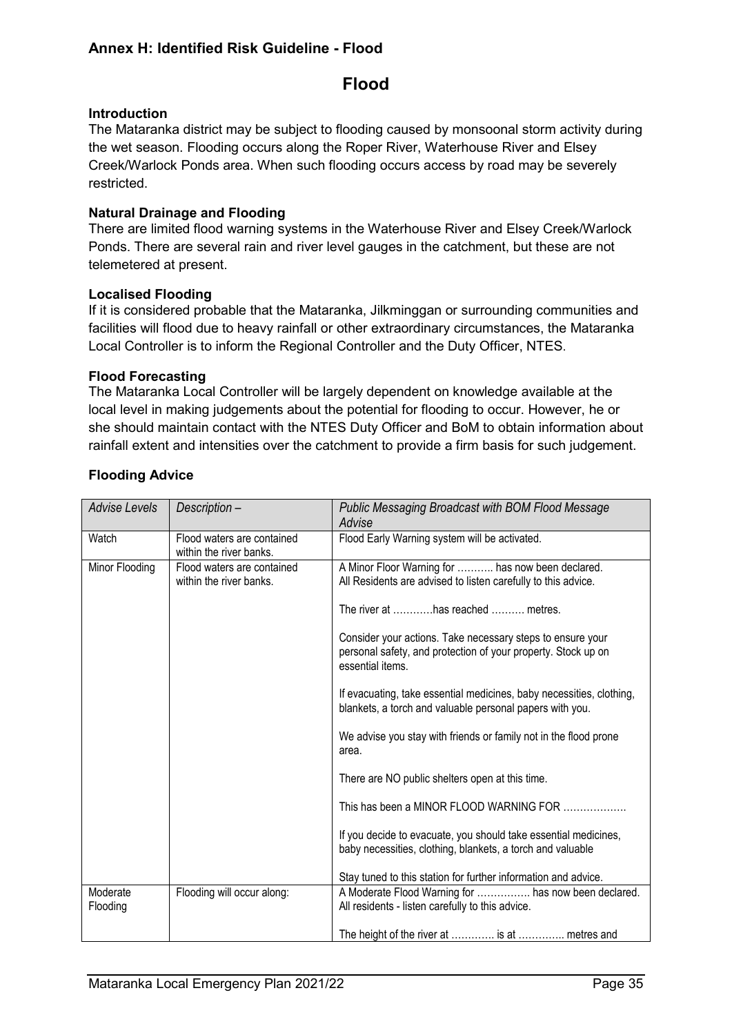## Annex H: Identified Risk Guideline - Flood

# Flood

### Introduction

The Mataranka district may be subject to flooding caused by monsoonal storm activity during the wet season. Flooding occurs along the Roper River, Waterhouse River and Elsey Creek/Warlock Ponds area. When such flooding occurs access by road may be severely restricted.

### Natural Drainage and Flooding

There are limited flood warning systems in the Waterhouse River and Elsey Creek/Warlock Ponds. There are several rain and river level gauges in the catchment, but these are not telemetered at present.

### Localised Flooding

If it is considered probable that the Mataranka, Jilkminggan or surrounding communities and facilities will flood due to heavy rainfall or other extraordinary circumstances, the Mataranka Local Controller is to inform the Regional Controller and the Duty Officer, NTES.

### Flood Forecasting

The Mataranka Local Controller will be largely dependent on knowledge available at the local level in making judgements about the potential for flooding to occur. However, he or she should maintain contact with the NTES Duty Officer and BoM to obtain information about rainfall extent and intensities over the catchment to provide a firm basis for such judgement.

### Flooding Advice

| *Advise Levels* | *Description –* | *Public Messaging Broadcast with BOM Flood Message Advise* |
|---|---|---|
| Watch | Flood waters are contained within the river banks. | Flood Early Warning system will be activated. |
| Minor Flooding | Flood waters are contained within the river banks. | A Minor Floor Warning for ……….. has now been declared.<br>All Residents are advised to listen carefully to this advice.<br><br>The river at …………has reached ………. metres.<br><br>Consider your actions. Take necessary steps to ensure your personal safety, and protection of your property. Stock up on essential items.<br><br>If evacuating, take essential medicines, baby necessities, clothing, blankets, a torch and valuable personal papers with you.<br><br>We advise you stay with friends or family not in the flood prone area.<br><br>There are NO public shelters open at this time.<br><br>This has been a MINOR FLOOD WARNING FOR ……………….<br><br>If you decide to evacuate, you should take essential medicines, baby necessities, clothing, blankets, a torch and valuable<br><br>Stay tuned to this station for further information and advice. |
| Moderate Flooding | Flooding will occur along: | A Moderate Flood Warning for ……………. has now been declared.<br>All residents - listen carefully to this advice.<br><br>The height of the river at …………. is at ………….. metres and |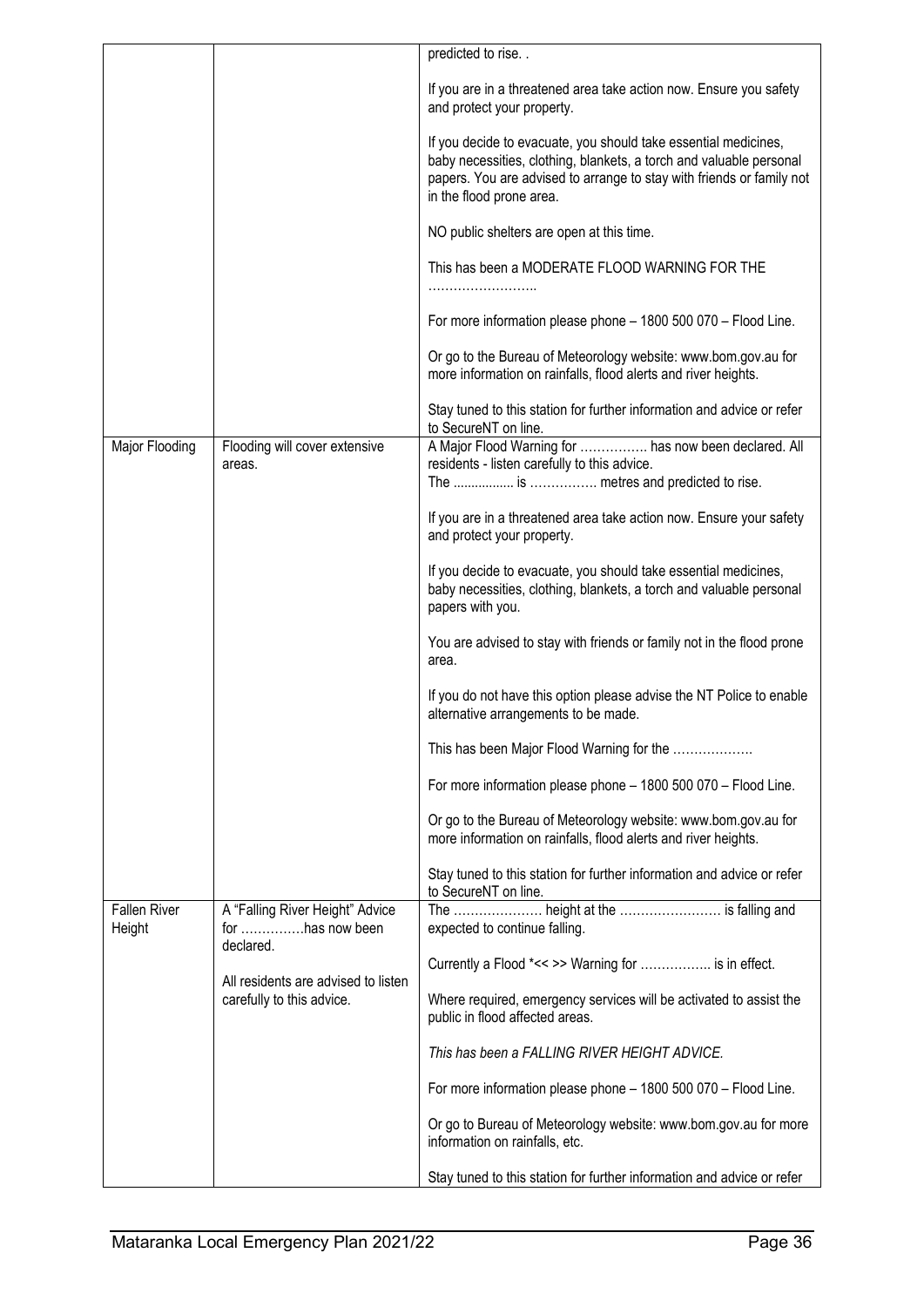| | | |
|---|---|---|
| | | predicted to rise. .<br><br>If you are in a threatened area take action now. Ensure you safety and protect your property.<br><br>If you decide to evacuate, you should take essential medicines, baby necessities, clothing, blankets, a torch and valuable personal papers. You are advised to arrange to stay with friends or family not in the flood prone area.<br><br>NO public shelters are open at this time.<br><br>This has been a MODERATE FLOOD WARNING FOR THE ……………………..<br><br>For more information please phone – 1800 500 070 – Flood Line.<br><br>Or go to the Bureau of Meteorology website: www.bom.gov.au for more information on rainfalls, flood alerts and river heights.<br><br>Stay tuned to this station for further information and advice or refer to SecureNT on line. |
| Major Flooding | Flooding will cover extensive areas. | A Major Flood Warning for ……………. has now been declared. All residents - listen carefully to this advice.<br>The ................ is ……………. metres and predicted to rise.<br><br>If you are in a threatened area take action now. Ensure your safety and protect your property.<br><br>If you decide to evacuate, you should take essential medicines, baby necessities, clothing, blankets, a torch and valuable personal papers with you.<br><br>You are advised to stay with friends or family not in the flood prone area.<br><br>If you do not have this option please advise the NT Police to enable alternative arrangements to be made.<br><br>This has been Major Flood Warning for the ……………….<br><br>For more information please phone – 1800 500 070 – Flood Line.<br><br>Or go to the Bureau of Meteorology website: www.bom.gov.au for more information on rainfalls, flood alerts and river heights.<br><br>Stay tuned to this station for further information and advice or refer to SecureNT on line. |
| Fallen River Height | A "Falling River Height" Advice for ……………has now been declared.<br><br>All residents are advised to listen carefully to this advice. | The ………………… height at the …………………… is falling and expected to continue falling.<br><br>Currently a Flood *<< >> Warning for …………….. is in effect.<br><br>Where required, emergency services will be activated to assist the public in flood affected areas.<br><br>*This has been a FALLING RIVER HEIGHT ADVICE.*<br><br>For more information please phone – 1800 500 070 – Flood Line.<br><br>Or go to Bureau of Meteorology website: www.bom.gov.au for more information on rainfalls, etc.<br><br>Stay tuned to this station for further information and advice or refer |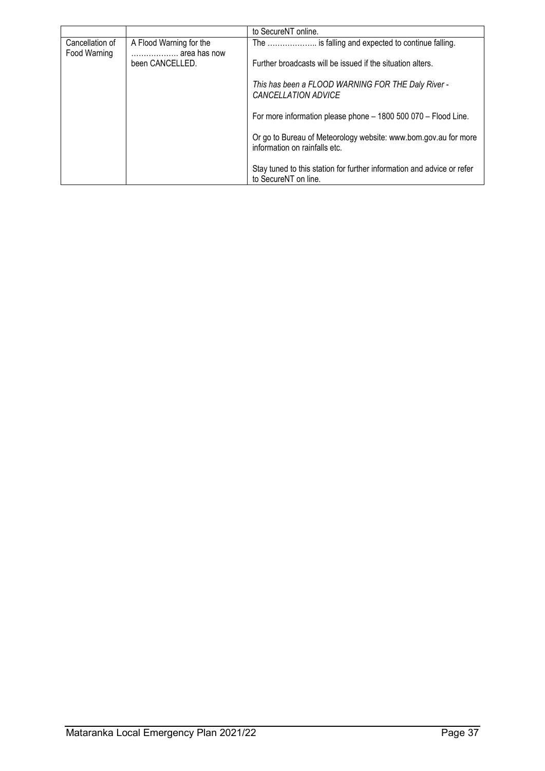|  |  | to SecureNT online. |
|---|---|---|
| Cancellation of Food Warning | A Flood Warning for the ………………. area has now been CANCELLED. | The ……………….. is falling and expected to continue falling.<br><br>Further broadcasts will be issued if the situation alters.<br><br>*This has been a FLOOD WARNING FOR THE Daly River - CANCELLATION ADVICE*<br><br>For more information please phone – 1800 500 070 – Flood Line.<br><br>Or go to Bureau of Meteorology website: www.bom.gov.au for more information on rainfalls etc.<br><br>Stay tuned to this station for further information and advice or refer to SecureNT on line. |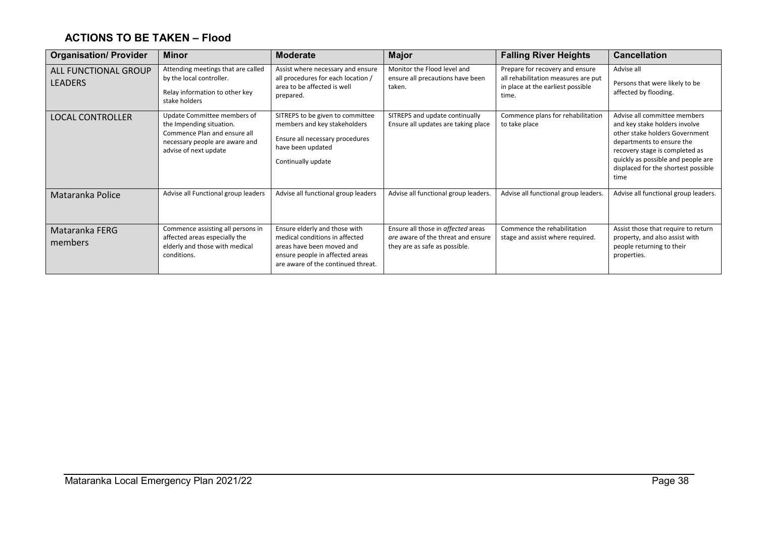## ACTIONS TO BE TAKEN – Flood

| Organisation/ Provider | Minor | Moderate | Major | Falling River Heights | Cancellation |
|---|---|---|---|---|---|
| ALL FUNCTIONAL GROUP LEADERS | Attending meetings that are called by the local controller.<br><br>Relay information to other key stake holders | Assist where necessary and ensure all procedures for each location / area to be affected is well prepared. | Monitor the Flood level and ensure all precautions have been taken. | Prepare for recovery and ensure all rehabilitation measures are put in place at the earliest possible time. | Advise all<br><br>Persons that were likely to be affected by flooding. |
| LOCAL CONTROLLER | Update Committee members of the Impending situation. Commence Plan and ensure all necessary people are aware and advise of next update | SITREPS to be given to committee members and key stakeholders<br><br>Ensure all necessary procedures have been updated<br><br>Continually update | SITREPS and update continually Ensure all updates are taking place | Commence plans for rehabilitation to take place | Advise all committee members and key stake holders involve other stake holders Government departments to ensure the recovery stage is completed as quickly as possible and people are displaced for the shortest possible time |
| Mataranka Police | Advise all Functional group leaders | Advise all functional group leaders | Advise all functional group leaders. | Advise all functional group leaders. | Advise all functional group leaders. |
| Mataranka FERG members | Commence assisting all persons in affected areas especially the elderly and those with medical conditions. | Ensure elderly and those with medical conditions in affected areas have been moved and ensure people in affected areas are aware of the continued threat. | Ensure all those in *affected* areas *are* aware of the threat and ensure they are as safe as possible. | Commence the rehabilitation stage and assist where required. | Assist those that require to return property, and also assist with people returning to their properties. |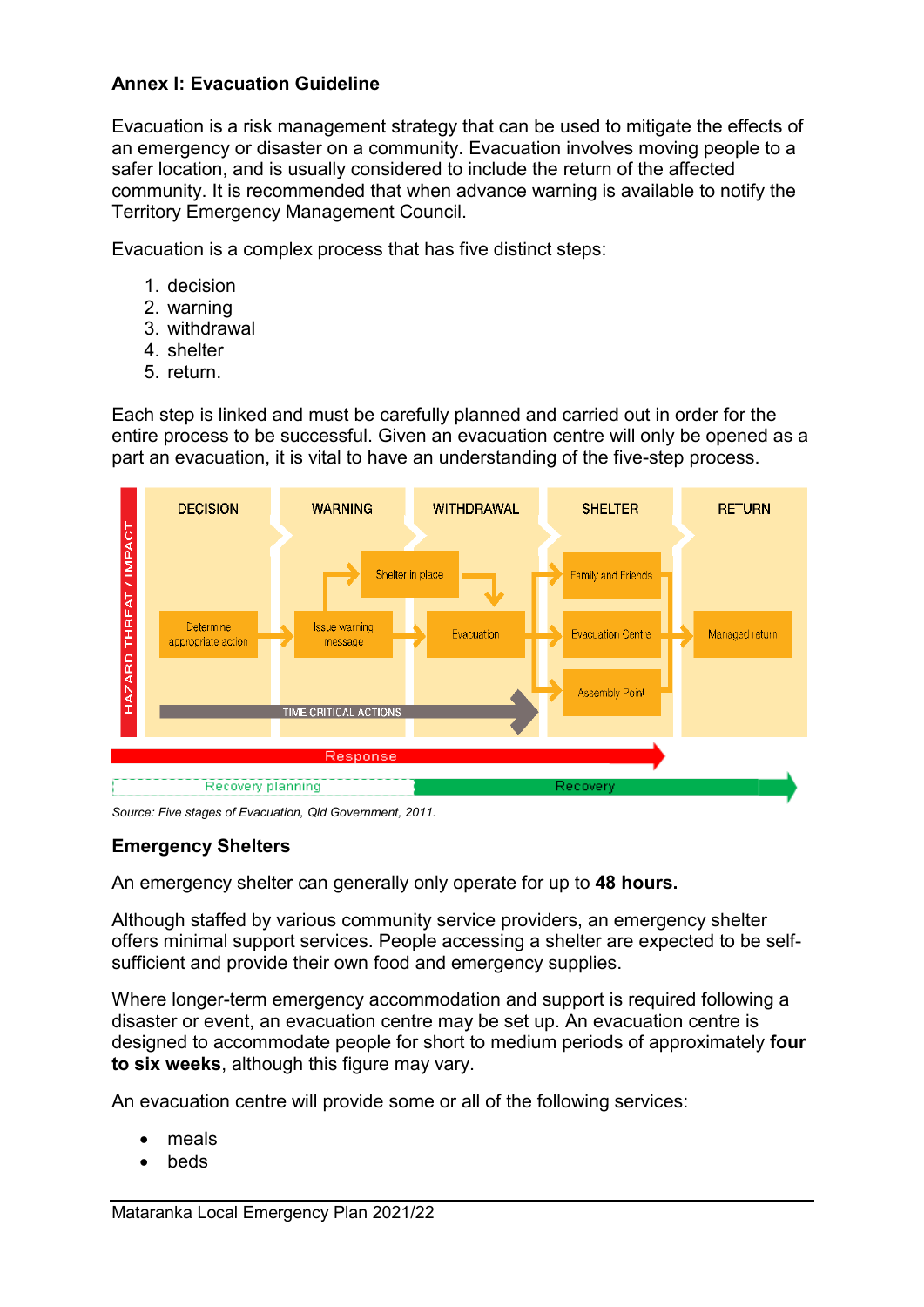**Annex I: Evacuation Guideline**

Evacuation is a risk management strategy that can be used to mitigate the effects of an emergency or disaster on a community. Evacuation involves moving people to a safer location, and is usually considered to include the return of the affected community. It is recommended that when advance warning is available to notify the Territory Emergency Management Council.

Evacuation is a complex process that has five distinct steps:

1. decision
2. warning
3. withdrawal
4. shelter
5. return.

Each step is linked and must be carefully planned and carried out in order for the entire process to be successful. Given an evacuation centre will only be opened as a part an evacuation, it is vital to have an understanding of the five-step process.

HAZARD THREAT / IMPACT

DECISION | WARNING | WITHDRAWAL | SHELTER | RETURN

Determine appropriate action → Issue warning message → Shelter in place / Evacuation → Family and Friends / Evacuation Centre / Assembly Point → Managed return

TIME CRITICAL ACTIONS

Response

Recovery planning | Recovery

*Source: Five stages of Evacuation, Qld Government, 2011.*

**Emergency Shelters**

An emergency shelter can generally only operate for up to **48 hours.**

Although staffed by various community service providers, an emergency shelter offers minimal support services. People accessing a shelter are expected to be self-sufficient and provide their own food and emergency supplies.

Where longer-term emergency accommodation and support is required following a disaster or event, an evacuation centre may be set up. An evacuation centre is designed to accommodate people for short to medium periods of approximately **four to six weeks**, although this figure may vary.

An evacuation centre will provide some or all of the following services:

- meals
- beds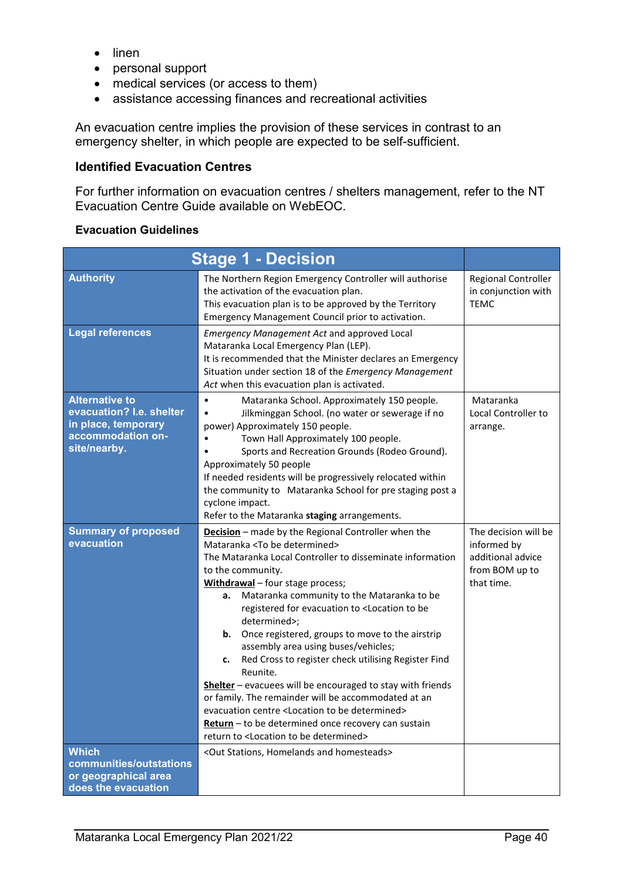- linen
- personal support
- medical services (or access to them)
- assistance accessing finances and recreational activities

An evacuation centre implies the provision of these services in contrast to an emergency shelter, in which people are expected to be self-sufficient.

### Identified Evacuation Centres

For further information on evacuation centres / shelters management, refer to the NT Evacuation Centre Guide available on WebEOC.

#### Evacuation Guidelines

| Stage 1 - Decision | | |
|---|---|---|
| **Authority** | The Northern Region Emergency Controller will authorise the activation of the evacuation plan.<br>This evacuation plan is to be approved by the Territory Emergency Management Council prior to activation. | Regional Controller in conjunction with TEMC |
| **Legal references** | *Emergency Management Act* and approved Local Mataranka Local Emergency Plan (LEP).<br>It is recommended that the Minister declares an Emergency Situation under section 18 of the *Emergency Management Act* when this evacuation plan is activated. | |
| **Alternative to evacuation? I.e. shelter in place, temporary accommodation on-site/nearby.** | • Mataranka School. Approximately 150 people.<br>• Jilkminggan School. (no water or sewerage if no power) Approximately 150 people.<br>• Town Hall Approximately 100 people.<br>• Sports and Recreation Grounds (Rodeo Ground). Approximately 50 people<br>If needed residents will be progressively relocated within the community to Mataranka School for pre staging post a cyclone impact.<br>Refer to the Mataranka **staging** arrangements. | Mataranka Local Controller to arrange. |
| **Summary of proposed evacuation** | **Decision** – made by the Regional Controller when the Mataranka <To be determined><br>The Mataranka Local Controller to disseminate information to the community.<br>**Withdrawal** – four stage process;<br>**a.** Mataranka community to the Mataranka to be registered for evacuation to <Location to be determined>;<br>**b.** Once registered, groups to move to the airstrip assembly area using buses/vehicles;<br>**c.** Red Cross to register check utilising Register Find Reunite.<br>**Shelter** – evacuees will be encouraged to stay with friends or family. The remainder will be accommodated at an evacuation centre <Location to be determined><br>**Return** – to be determined once recovery can sustain return to <Location to be determined> | The decision will be informed by additional advice from BOM up to that time. |
| **Which communities/outstations or geographical area does the evacuation** | <Out Stations, Homelands and homesteads> | |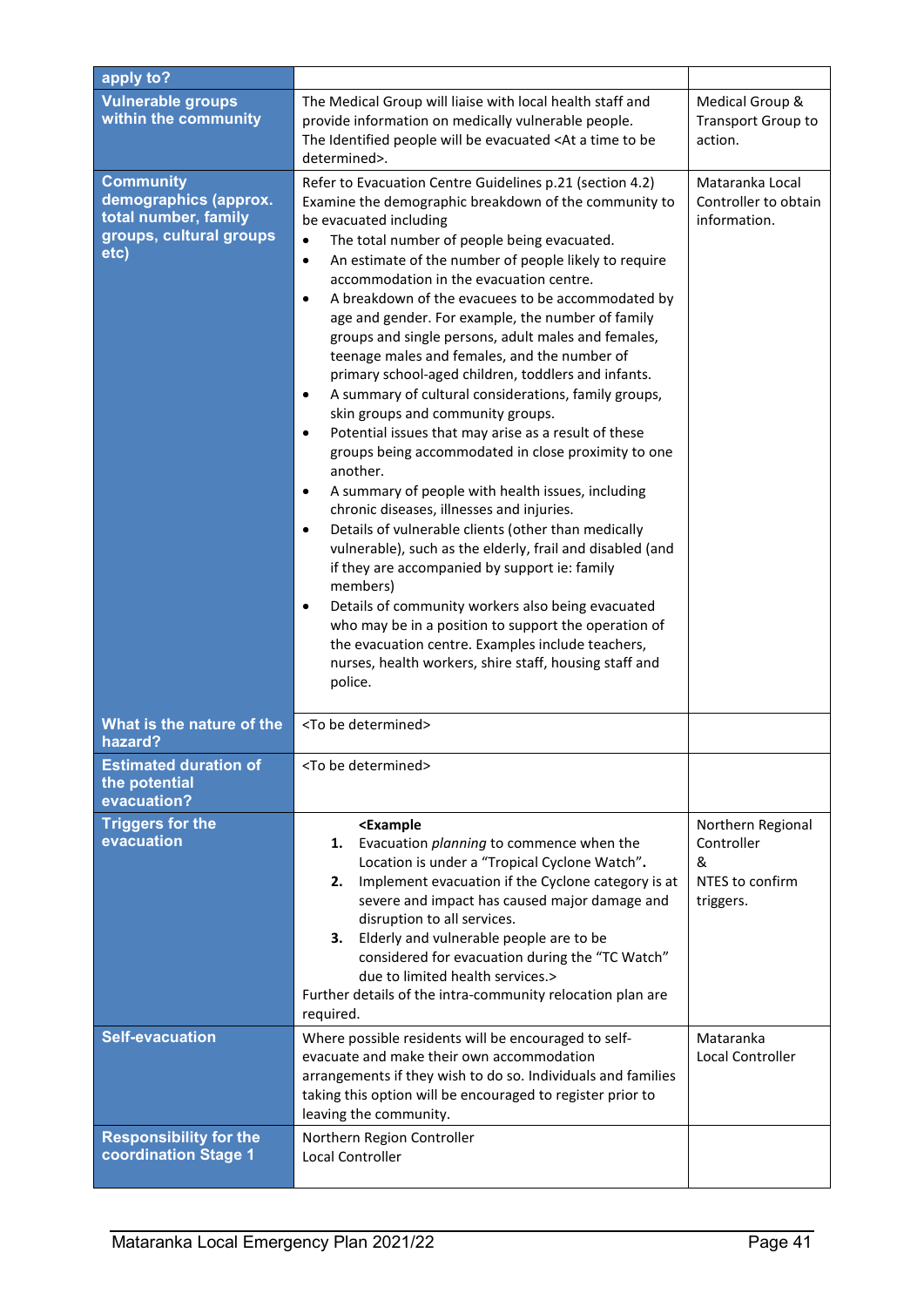| apply to? | | |
|---|---|---|
| **Vulnerable groups within the community** | The Medical Group will liaise with local health staff and provide information on medically vulnerable people.<br>The Identified people will be evacuated <At a time to be determined>. | Medical Group & Transport Group to action. |
| **Community demographics (approx. total number, family groups, cultural groups etc)** | Refer to Evacuation Centre Guidelines p.21 (section 4.2) Examine the demographic breakdown of the community to be evacuated including<br>• The total number of people being evacuated.<br>• An estimate of the number of people likely to require accommodation in the evacuation centre.<br>• A breakdown of the evacuees to be accommodated by age and gender. For example, the number of family groups and single persons, adult males and females, teenage males and females, and the number of primary school-aged children, toddlers and infants.<br>• A summary of cultural considerations, family groups, skin groups and community groups.<br>• Potential issues that may arise as a result of these groups being accommodated in close proximity to one another.<br>• A summary of people with health issues, including chronic diseases, illnesses and injuries.<br>• Details of vulnerable clients (other than medically vulnerable), such as the elderly, frail and disabled (and if they are accompanied by support ie: family members)<br>• Details of community workers also being evacuated who may be in a position to support the operation of the evacuation centre. Examples include teachers, nurses, health workers, shire staff, housing staff and police. | Mataranka Local Controller to obtain information. |
| **What is the nature of the hazard?** | <To be determined> | |
| **Estimated duration of the potential evacuation?** | <To be determined> | |
| **Triggers for the evacuation** | **<Example**<br>**1.** Evacuation *planning* to commence when the Location is under a "Tropical Cyclone Watch"**.**<br>**2.** Implement evacuation if the Cyclone category is at severe and impact has caused major damage and disruption to all services.<br>**3.** Elderly and vulnerable people are to be considered for evacuation during the "TC Watch" due to limited health services.><br>Further details of the intra-community relocation plan are required. | Northern Regional Controller<br>&<br>NTES to confirm triggers. |
| **Self-evacuation** | Where possible residents will be encouraged to self-evacuate and make their own accommodation arrangements if they wish to do so. Individuals and families taking this option will be encouraged to register prior to leaving the community. | Mataranka Local Controller |
| **Responsibility for the coordination Stage 1** | Northern Region Controller<br>Local Controller | |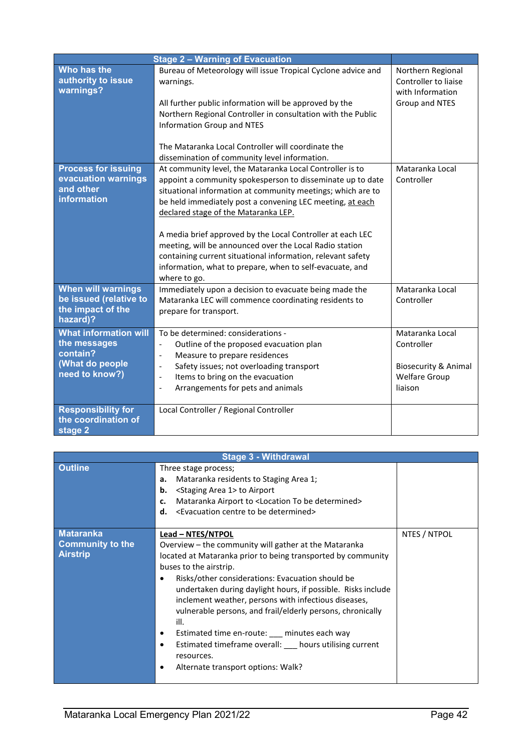| Stage 2 – Warning of Evacuation | | |
|---|---|---|
| **Who has the authority to issue warnings?** | Bureau of Meteorology will issue Tropical Cyclone advice and warnings.<br><br>All further public information will be approved by the Northern Regional Controller in consultation with the Public Information Group and NTES<br><br>The Mataranka Local Controller will coordinate the dissemination of community level information. | Northern Regional Controller to liaise with Information Group and NTES |
| **Process for issuing evacuation warnings and other information** | At community level, the Mataranka Local Controller is to appoint a community spokesperson to disseminate up to date situational information at community meetings; which are to be held immediately post a convening LEC meeting, <u>at each declared stage of the Mataranka LEP.</u><br><br>A media brief approved by the Local Controller at each LEC meeting, will be announced over the Local Radio station containing current situational information, relevant safety information, what to prepare, when to self-evacuate, and where to go. | Mataranka Local Controller |
| **When will warnings be issued (relative to the impact of the hazard)?** | Immediately upon a decision to evacuate being made the Mataranka LEC will commence coordinating residents to prepare for transport. | Mataranka Local Controller |
| **What information will the messages contain? (What do people need to know?)** | To be determined: considerations -<br>- Outline of the proposed evacuation plan<br>- Measure to prepare residences<br>- Safety issues; not overloading transport<br>- Items to bring on the evacuation<br>- Arrangements for pets and animals | Mataranka Local Controller<br><br>Biosecurity & Animal Welfare Group liaison |
| **Responsibility for the coordination of stage 2** | Local Controller / Regional Controller | |

| Stage 3 - Withdrawal | | |
|---|---|---|
| **Outline** | Three stage process;<br>**a.** Mataranka residents to Staging Area 1;<br>**b.** <Staging Area 1> to Airport<br>**c.** Mataranka Airport to <Location To be determined><br>**d.** <Evacuation centre to be determined> | |
| **Mataranka Community to the Airstrip** | <u>**Lead – NTES/NTPOL**</u><br>Overview – the community will gather at the Mataranka located at Mataranka prior to being transported by community buses to the airstrip.<br>• Risks/other considerations: Evacuation should be undertaken during daylight hours, if possible. Risks include inclement weather, persons with infectious diseases, vulnerable persons, and frail/elderly persons, chronically ill.<br>• Estimated time en-route: ___ minutes each way<br>• Estimated timeframe overall: ___ hours utilising current resources.<br>• Alternate transport options: Walk? | NTES / NTPOL |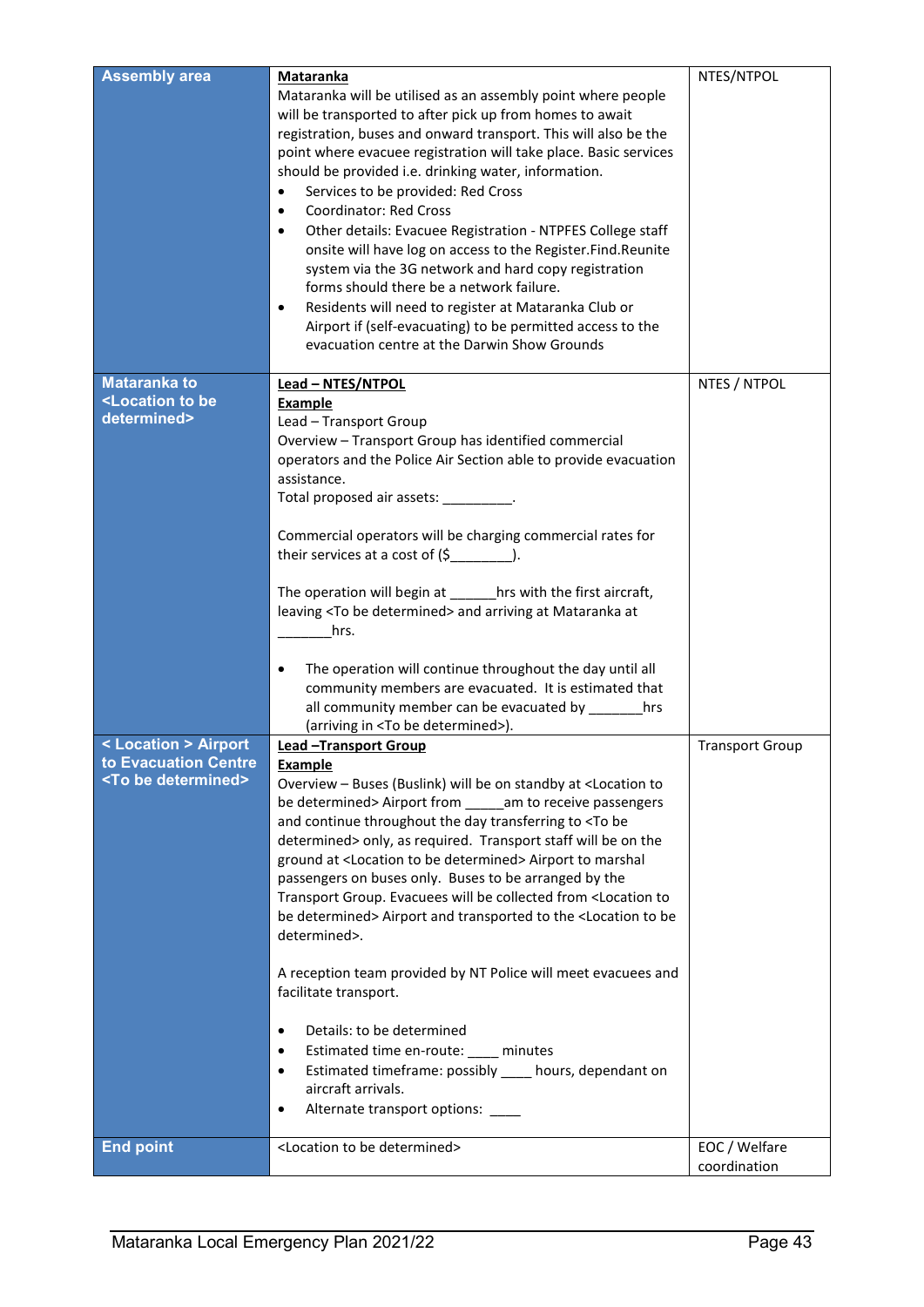| | | |
|---|---|---|
| **Assembly area** | **Mataranka**<br>Mataranka will be utilised as an assembly point where people will be transported to after pick up from homes to await registration, buses and onward transport. This will also be the point where evacuee registration will take place. Basic services should be provided i.e. drinking water, information.<br>• Services to be provided: Red Cross<br>• Coordinator: Red Cross<br>• Other details: Evacuee Registration - NTPFES College staff onsite will have log on access to the Register.Find.Reunite system via the 3G network and hard copy registration forms should there be a network failure.<br>• Residents will need to register at Mataranka Club or Airport if (self-evacuating) to be permitted access to the evacuation centre at the Darwin Show Grounds | NTES/NTPOL |
| **Mataranka to <Location to be determined>** | **Lead – NTES/NTPOL**<br>**Example**<br>Lead – Transport Group<br>Overview – Transport Group has identified commercial operators and the Police Air Section able to provide evacuation assistance.<br>Total proposed air assets: _________.<br><br>Commercial operators will be charging commercial rates for their services at a cost of ($________).<br><br>The operation will begin at ______hrs with the first aircraft, leaving <To be determined> and arriving at Mataranka at _______hrs.<br><br>• The operation will continue throughout the day until all community members are evacuated. It is estimated that all community member can be evacuated by _______hrs (arriving in <To be determined>). | NTES / NTPOL |
| **< Location > Airport to Evacuation Centre <To be determined>** | **Lead –Transport Group**<br>**Example**<br>Overview – Buses (Buslink) will be on standby at <Location to be determined> Airport from _____am to receive passengers and continue throughout the day transferring to <To be determined> only, as required. Transport staff will be on the ground at <Location to be determined> Airport to marshal passengers on buses only. Buses to be arranged by the Transport Group. Evacuees will be collected from <Location to be determined> Airport and transported to the <Location to be determined>.<br><br>A reception team provided by NT Police will meet evacuees and facilitate transport.<br><br>• Details: to be determined<br>• Estimated time en-route: ____ minutes<br>• Estimated timeframe: possibly ____ hours, dependant on aircraft arrivals.<br>• Alternate transport options: ____ | Transport Group |
| **End point** | <Location to be determined> | EOC / Welfare coordination |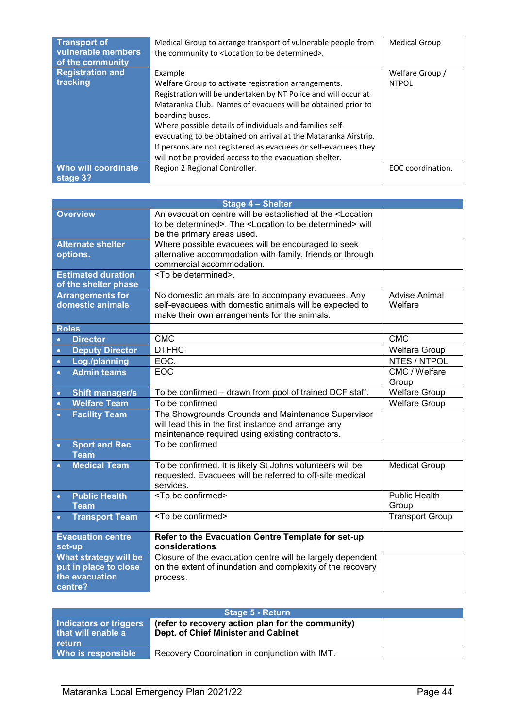| | | |
|---|---|---|
| **Transport of vulnerable members of the community** | Medical Group to arrange transport of vulnerable people from the community to <Location to be determined>. | Medical Group |
| **Registration and tracking** | Example<br>Welfare Group to activate registration arrangements. Registration will be undertaken by NT Police and will occur at Mataranka Club. Names of evacuees will be obtained prior to boarding buses.<br>Where possible details of individuals and families self-evacuating to be obtained on arrival at the Mataranka Airstrip. If persons are not registered as evacuees or self-evacuees they will not be provided access to the evacuation shelter. | Welfare Group / NTPOL |
| **Who will coordinate stage 3?** | Region 2 Regional Controller. | EOC coordination. |

| **Stage 4 – Shelter** | | |
|---|---|---|
| **Overview** | An evacuation centre will be established at the <Location to be determined>. The <Location to be determined> will be the primary areas used. | |
| **Alternate shelter options.** | Where possible evacuees will be encouraged to seek alternative accommodation with family, friends or through commercial accommodation. | |
| **Estimated duration of the shelter phase** | <To be determined>. | |
| **Arrangements for domestic animals** | No domestic animals are to accompany evacuees. Any self-evacuees with domestic animals will be expected to make their own arrangements for the animals. | Advise Animal Welfare |
| **Roles** | | |
| • **Director** | CMC | CMC |
| • **Deputy Director** | DTFHC | Welfare Group |
| • **Log./planning** | EOC. | NTES / NTPOL |
| • **Admin teams** | EOC | CMC / Welfare Group |
| • **Shift manager/s** | To be confirmed – drawn from pool of trained DCF staff. | Welfare Group |
| • **Welfare Team** | To be confirmed | Welfare Group |
| • **Facility Team** | The Showgrounds Grounds and Maintenance Supervisor will lead this in the first instance and arrange any maintenance required using existing contractors. | |
| • **Sport and Rec Team** | To be confirmed | |
| • **Medical Team** | To be confirmed. It is likely St Johns volunteers will be requested. Evacuees will be referred to off-site medical services. | Medical Group |
| • **Public Health Team** | <To be confirmed> | Public Health Group |
| • **Transport Team** | <To be confirmed> | Transport Group |
| **Evacuation centre set-up** | **Refer to the Evacuation Centre Template for set-up considerations** | |
| **What strategy will be put in place to close the evacuation centre?** | Closure of the evacuation centre will be largely dependent on the extent of inundation and complexity of the recovery process. | |

| **Stage 5 - Return** | | |
|---|---|---|
| **Indicators or triggers that will enable a return** | **(refer to recovery action plan for the community) Dept. of Chief Minister and Cabinet** | |
| **Who is responsible** | Recovery Coordination in conjunction with IMT. | |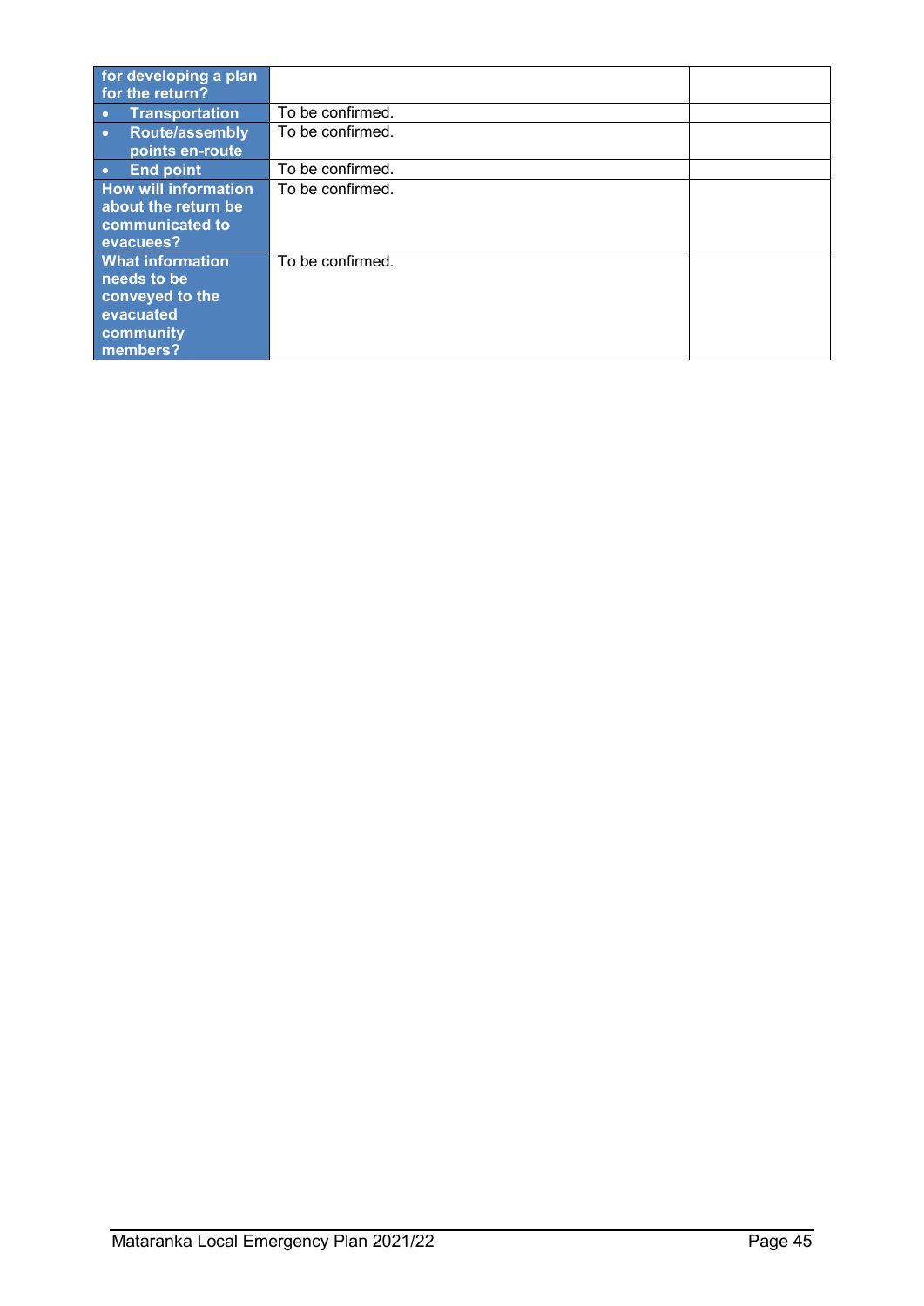| for developing a plan for the return? | | |
|---|---|---|
| • Transportation | To be confirmed. | |
| • Route/assembly points en-route | To be confirmed. | |
| • End point | To be confirmed. | |
| **How will information about the return be communicated to evacuees?** | To be confirmed. | |
| **What information needs to be conveyed to the evacuated community members?** | To be confirmed. | |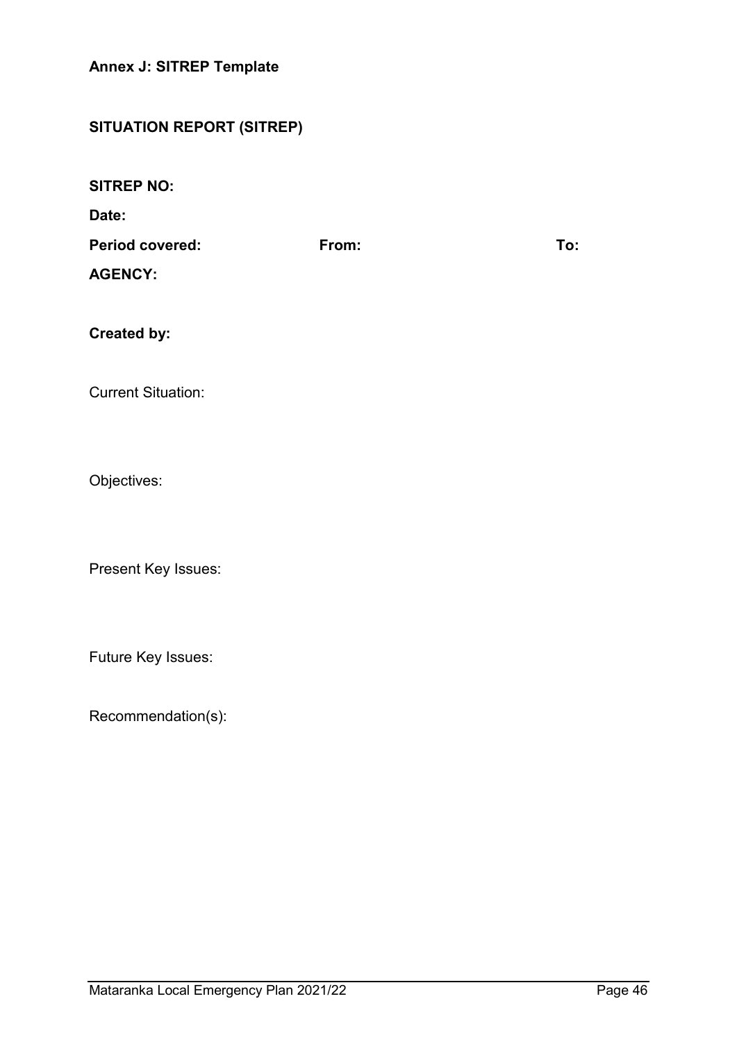**Annex J: SITREP Template**

**SITUATION REPORT (SITREP)**

**SITREP NO:**

**Date:**

**Period covered:** **From:** **To:**

**AGENCY:**

**Created by:**

Current Situation:

Objectives:

Present Key Issues:

Future Key Issues:

Recommendation(s):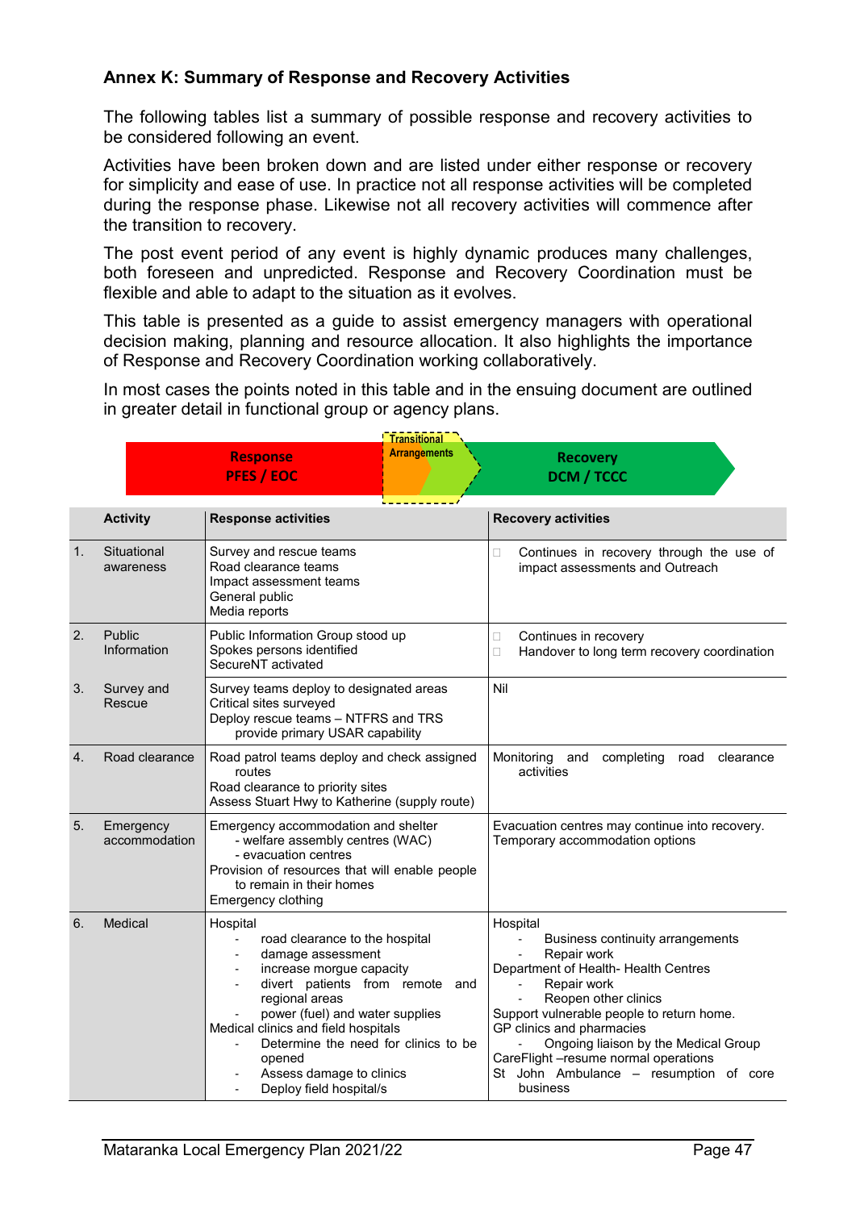## Annex K: Summary of Response and Recovery Activities

The following tables list a summary of possible response and recovery activities to be considered following an event.

Activities have been broken down and are listed under either response or recovery for simplicity and ease of use. In practice not all response activities will be completed during the response phase. Likewise not all recovery activities will commence after the transition to recovery.

The post event period of any event is highly dynamic produces many challenges, both foreseen and unpredicted. Response and Recovery Coordination must be flexible and able to adapt to the situation as it evolves.

This table is presented as a guide to assist emergency managers with operational decision making, planning and resource allocation. It also highlights the importance of Response and Recovery Coordination working collaboratively.

In most cases the points noted in this table and in the ensuing document are outlined in greater detail in functional group or agency plans.

**Response PFES / EOC** → **Transitional Arrangements** → **Recovery DCM / TCCC**

| | Activity | Response activities | Recovery activities |
|---|---|---|---|
| 1. | Situational awareness | Survey and rescue teams<br>Road clearance teams<br>Impact assessment teams<br>General public<br>Media reports | - Continues in recovery through the use of impact assessments and Outreach |
| 2. | Public Information | Public Information Group stood up<br>Spokes persons identified<br>SecureNT activated | - Continues in recovery<br>- Handover to long term recovery coordination |
| 3. | Survey and Rescue | Survey teams deploy to designated areas<br>Critical sites surveyed<br>Deploy rescue teams – NTFRS and TRS provide primary USAR capability | Nil |
| 4. | Road clearance | Road patrol teams deploy and check assigned routes<br>Road clearance to priority sites<br>Assess Stuart Hwy to Katherine (supply route) | Monitoring and completing road clearance activities |
| 5. | Emergency accommodation | Emergency accommodation and shelter<br>- welfare assembly centres (WAC)<br>- evacuation centres<br>Provision of resources that will enable people to remain in their homes<br>Emergency clothing | Evacuation centres may continue into recovery.<br>Temporary accommodation options |
| 6. | Medical | Hospital<br>- road clearance to the hospital<br>- damage assessment<br>- increase morgue capacity<br>- divert patients from remote and regional areas<br>- power (fuel) and water supplies<br>Medical clinics and field hospitals<br>- Determine the need for clinics to be opened<br>- Assess damage to clinics<br>- Deploy field hospital/s | Hospital<br>- Business continuity arrangements<br>- Repair work<br>Department of Health- Health Centres<br>- Repair work<br>- Reopen other clinics<br>Support vulnerable people to return home.<br>GP clinics and pharmacies<br>- Ongoing liaison by the Medical Group<br>CareFlight –resume normal operations<br>St John Ambulance – resumption of core business |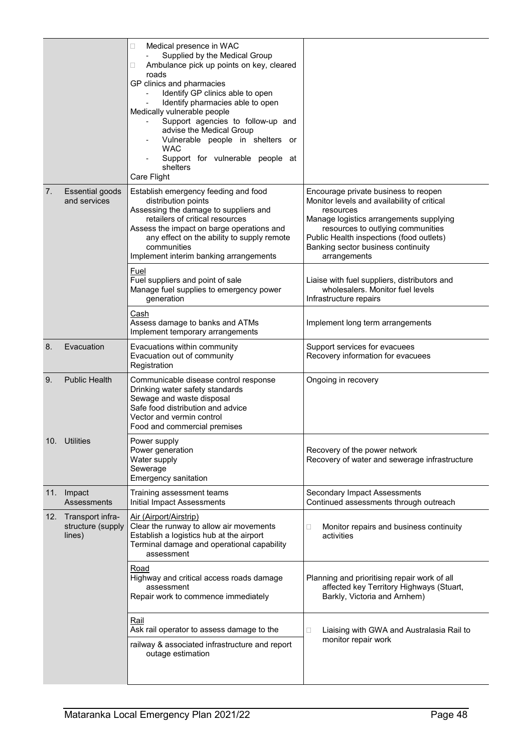| | | | |
|---|---|---|---|
| | | ☐ Medical presence in WAC<br>- Supplied by the Medical Group<br>☐ Ambulance pick up points on key, cleared roads<br>GP clinics and pharmacies<br>- Identify GP clinics able to open<br>- Identify pharmacies able to open<br>Medically vulnerable people<br>- Support agencies to follow-up and advise the Medical Group<br>- Vulnerable people in shelters or WAC<br>- Support for vulnerable people at shelters<br>Care Flight | |
| 7. | Essential goods and services | Establish emergency feeding and food distribution points<br>Assessing the damage to suppliers and retailers of critical resources<br>Assess the impact on barge operations and any effect on the ability to supply remote communities<br>Implement interim banking arrangements | Encourage private business to reopen<br>Monitor levels and availability of critical resources<br>Manage logistics arrangements supplying resources to outlying communities<br>Public Health inspections (food outlets)<br>Banking sector business continuity arrangements |
| | | Fuel<br>Fuel suppliers and point of sale<br>Manage fuel supplies to emergency power generation | Liaise with fuel suppliers, distributors and wholesalers. Monitor fuel levels<br>Infrastructure repairs |
| | | Cash<br>Assess damage to banks and ATMs<br>Implement temporary arrangements | Implement long term arrangements |
| 8. | Evacuation | Evacuations within community<br>Evacuation out of community<br>Registration | Support services for evacuees<br>Recovery information for evacuees |
| 9. | Public Health | Communicable disease control response<br>Drinking water safety standards<br>Sewage and waste disposal<br>Safe food distribution and advice<br>Vector and vermin control<br>Food and commercial premises | Ongoing in recovery |
| 10. | Utilities | Power supply<br>Power generation<br>Water supply<br>Sewerage<br>Emergency sanitation | Recovery of the power network<br>Recovery of water and sewerage infrastructure |
| 11. | Impact Assessments | Training assessment teams<br>Initial Impact Assessments | Secondary Impact Assessments<br>Continued assessments through outreach |
| 12. | Transport infra-structure (supply lines) | Air (Airport/Airstrip)<br>Clear the runway to allow air movements<br>Establish a logistics hub at the airport<br>Terminal damage and operational capability assessment | ☐ Monitor repairs and business continuity activities |
| | | Road<br>Highway and critical access roads damage assessment<br>Repair work to commence immediately | Planning and prioritising repair work of all affected key Territory Highways (Stuart, Barkly, Victoria and Arnhem) |
| | | Rail<br>Ask rail operator to assess damage to the railway & associated infrastructure and report outage estimation | ☐ Liaising with GWA and Australasia Rail to monitor repair work |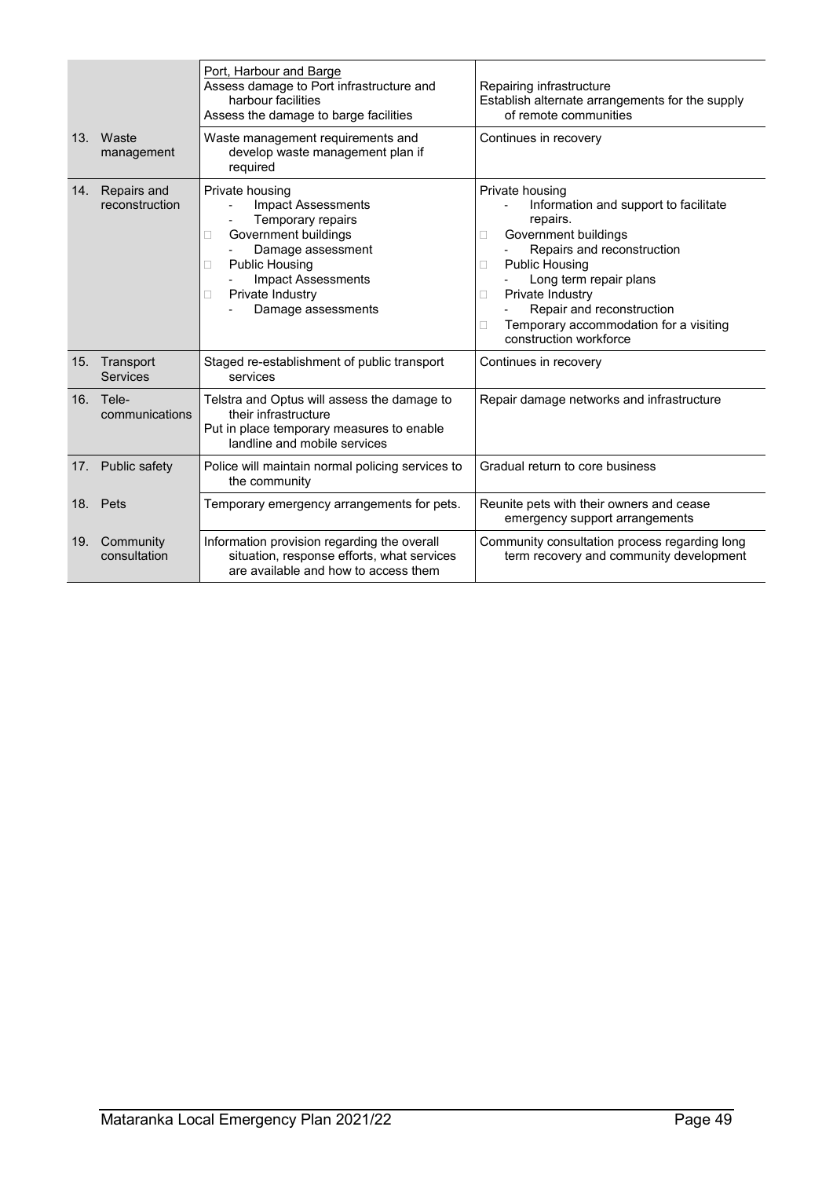| | | | |
|---|---|---|---|
| | | Port, Harbour and Barge<br>Assess damage to Port infrastructure and harbour facilities<br>Assess the damage to barge facilities | Repairing infrastructure<br>Establish alternate arrangements for the supply of remote communities |
| 13. | Waste management | Waste management requirements and develop waste management plan if required | Continues in recovery |
| 14. | Repairs and reconstruction | Private housing<br>- Impact Assessments<br>- Temporary repairs<br>□ Government buildings<br>- Damage assessment<br>□ Public Housing<br>- Impact Assessments<br>□ Private Industry<br>- Damage assessments | Private housing<br>- Information and support to facilitate repairs.<br>□ Government buildings<br>- Repairs and reconstruction<br>□ Public Housing<br>- Long term repair plans<br>□ Private Industry<br>- Repair and reconstruction<br>□ Temporary accommodation for a visiting construction workforce |
| 15. | Transport Services | Staged re-establishment of public transport services | Continues in recovery |
| 16. | Tele-communications | Telstra and Optus will assess the damage to their infrastructure<br>Put in place temporary measures to enable landline and mobile services | Repair damage networks and infrastructure |
| 17. | Public safety | Police will maintain normal policing services to the community | Gradual return to core business |
| 18. | Pets | Temporary emergency arrangements for pets. | Reunite pets with their owners and cease emergency support arrangements |
| 19. | Community consultation | Information provision regarding the overall situation, response efforts, what services are available and how to access them | Community consultation process regarding long term recovery and community development |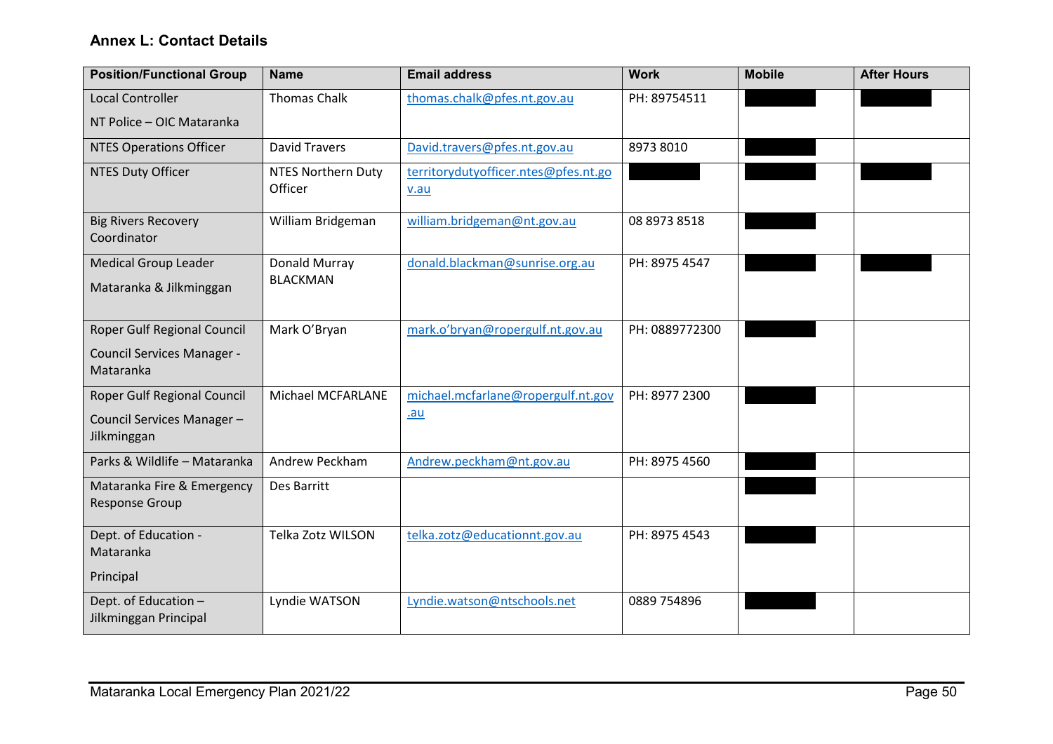**Annex L: Contact Details**

| Position/Functional Group | Name | Email address | Work | Mobile | After Hours |
|---|---|---|---|---|---|
| Local Controller<br><br>NT Police – OIC Mataranka | Thomas Chalk | thomas.chalk@pfes.nt.gov.au | PH: 89754511 | | |
| NTES Operations Officer | David Travers | David.travers@pfes.nt.gov.au | 8973 8010 | | |
| NTES Duty Officer | NTES Northern Duty Officer | territorydutyofficer.ntes@pfes.nt.gov.au | | | |
| Big Rivers Recovery Coordinator | William Bridgeman | william.bridgeman@nt.gov.au | 08 8973 8518 | | |
| Medical Group Leader<br><br>Mataranka & Jilkminggan | Donald Murray BLACKMAN | donald.blackman@sunrise.org.au | PH: 8975 4547 | | |
| Roper Gulf Regional Council<br><br>Council Services Manager - Mataranka | Mark O'Bryan | mark.o'bryan@ropergulf.nt.gov.au | PH: 0889772300 | | |
| Roper Gulf Regional Council<br><br>Council Services Manager – Jilkminggan | Michael MCFARLANE | michael.mcfarlane@ropergulf.nt.gov.au | PH: 8977 2300 | | |
| Parks & Wildlife – Mataranka | Andrew Peckham | Andrew.peckham@nt.gov.au | PH: 8975 4560 | | |
| Mataranka Fire & Emergency Response Group | Des Barritt | | | | |
| Dept. of Education - Mataranka<br><br>Principal | Telka Zotz WILSON | telka.zotz@educationnt.gov.au | PH: 8975 4543 | | |
| Dept. of Education – Jilkminggan Principal | Lyndie WATSON | Lyndie.watson@ntschools.net | 0889 754896 | | |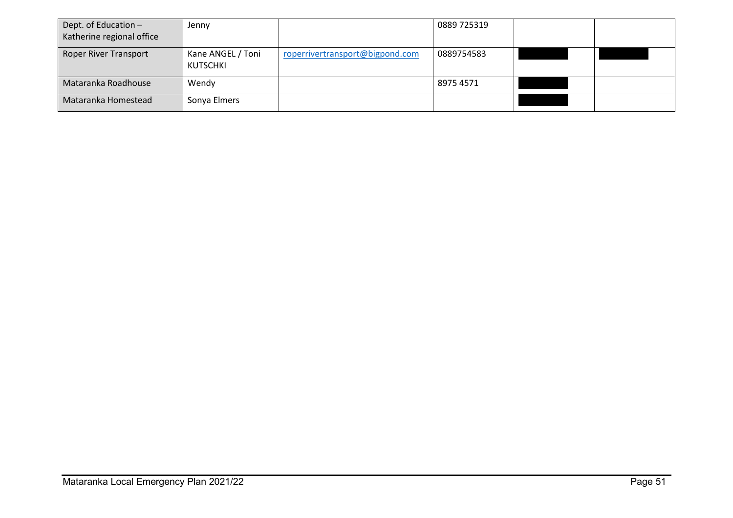| Dept. of Education – Katherine regional office | Jenny | | 0889 725319 | | |
|---|---|---|---|---|---|
| Roper River Transport | Kane ANGEL / Toni KUTSCHKI | roperrivertransport@bigpond.com | 0889754583 | | |
| Mataranka Roadhouse | Wendy | | 8975 4571 | | |
| Mataranka Homestead | Sonya Elmers | | | | |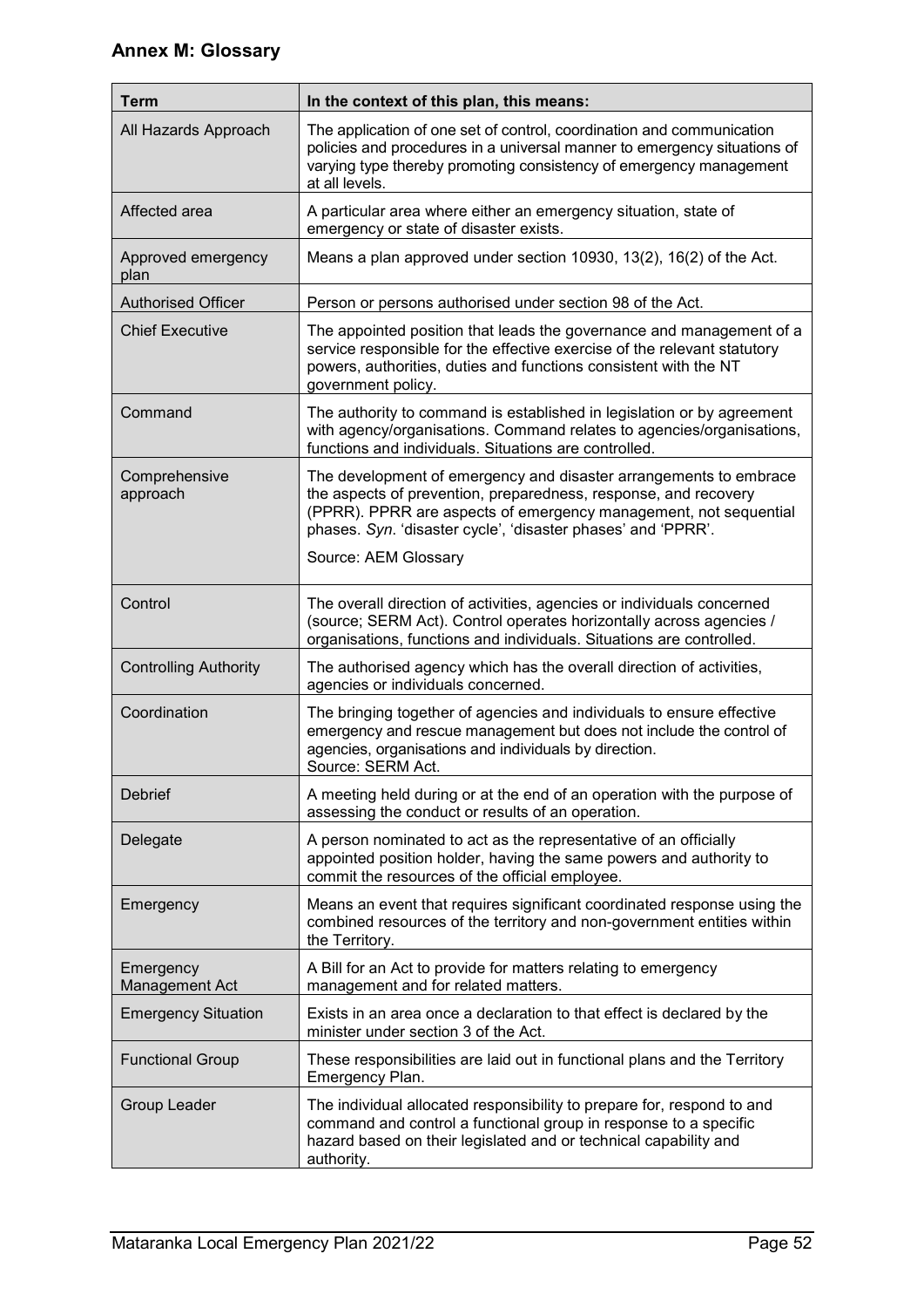## Annex M: Glossary

| Term | In the context of this plan, this means: |
|---|---|
| All Hazards Approach | The application of one set of control, coordination and communication policies and procedures in a universal manner to emergency situations of varying type thereby promoting consistency of emergency management at all levels. |
| Affected area | A particular area where either an emergency situation, state of emergency or state of disaster exists. |
| Approved emergency plan | Means a plan approved under section 10930, 13(2), 16(2) of the Act. |
| Authorised Officer | Person or persons authorised under section 98 of the Act. |
| Chief Executive | The appointed position that leads the governance and management of a service responsible for the effective exercise of the relevant statutory powers, authorities, duties and functions consistent with the NT government policy. |
| Command | The authority to command is established in legislation or by agreement with agency/organisations. Command relates to agencies/organisations, functions and individuals. Situations are controlled. |
| Comprehensive approach | The development of emergency and disaster arrangements to embrace the aspects of prevention, preparedness, response, and recovery (PPRR). PPRR are aspects of emergency management, not sequential phases. *Syn*. 'disaster cycle', 'disaster phases' and 'PPRR'.<br><br>Source: AEM Glossary |
| Control | The overall direction of activities, agencies or individuals concerned (source; SERM Act). Control operates horizontally across agencies / organisations, functions and individuals. Situations are controlled. |
| Controlling Authority | The authorised agency which has the overall direction of activities, agencies or individuals concerned. |
| Coordination | The bringing together of agencies and individuals to ensure effective emergency and rescue management but does not include the control of agencies, organisations and individuals by direction.<br>Source: SERM Act. |
| Debrief | A meeting held during or at the end of an operation with the purpose of assessing the conduct or results of an operation. |
| Delegate | A person nominated to act as the representative of an officially appointed position holder, having the same powers and authority to commit the resources of the official employee. |
| Emergency | Means an event that requires significant coordinated response using the combined resources of the territory and non-government entities within the Territory. |
| Emergency Management Act | A Bill for an Act to provide for matters relating to emergency management and for related matters. |
| Emergency Situation | Exists in an area once a declaration to that effect is declared by the minister under section 3 of the Act. |
| Functional Group | These responsibilities are laid out in functional plans and the Territory Emergency Plan. |
| Group Leader | The individual allocated responsibility to prepare for, respond to and command and control a functional group in response to a specific hazard based on their legislated and or technical capability and authority. |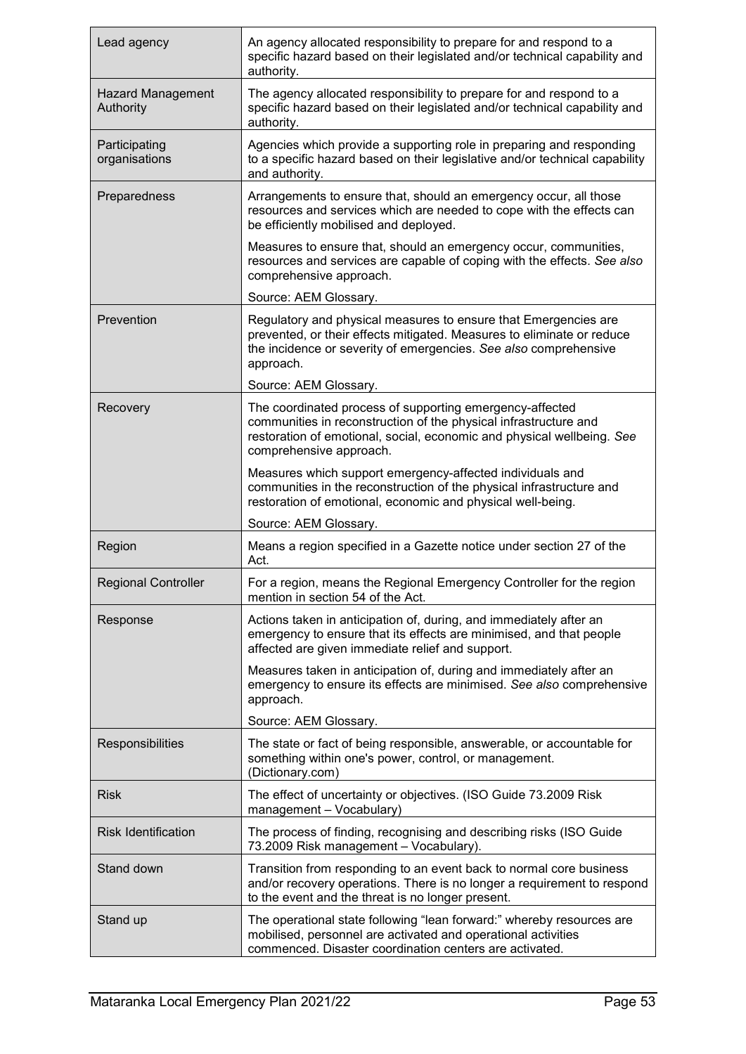| | |
|---|---|
| Lead agency | An agency allocated responsibility to prepare for and respond to a specific hazard based on their legislated and/or technical capability and authority. |
| Hazard Management Authority | The agency allocated responsibility to prepare for and respond to a specific hazard based on their legislated and/or technical capability and authority. |
| Participating organisations | Agencies which provide a supporting role in preparing and responding to a specific hazard based on their legislative and/or technical capability and authority. |
| Preparedness | Arrangements to ensure that, should an emergency occur, all those resources and services which are needed to cope with the effects can be efficiently mobilised and deployed.<br><br>Measures to ensure that, should an emergency occur, communities, resources and services are capable of coping with the effects. *See also* comprehensive approach.<br><br>Source: AEM Glossary. |
| Prevention | Regulatory and physical measures to ensure that Emergencies are prevented, or their effects mitigated. Measures to eliminate or reduce the incidence or severity of emergencies. *See also* comprehensive approach.<br><br>Source: AEM Glossary. |
| Recovery | The coordinated process of supporting emergency-affected communities in reconstruction of the physical infrastructure and restoration of emotional, social, economic and physical wellbeing. *See* comprehensive approach.<br><br>Measures which support emergency-affected individuals and communities in the reconstruction of the physical infrastructure and restoration of emotional, economic and physical well-being.<br><br>Source: AEM Glossary. |
| Region | Means a region specified in a Gazette notice under section 27 of the Act. |
| Regional Controller | For a region, means the Regional Emergency Controller for the region mention in section 54 of the Act. |
| Response | Actions taken in anticipation of, during, and immediately after an emergency to ensure that its effects are minimised, and that people affected are given immediate relief and support.<br><br>Measures taken in anticipation of, during and immediately after an emergency to ensure its effects are minimised. *See also* comprehensive approach.<br><br>Source: AEM Glossary. |
| Responsibilities | The state or fact of being responsible, answerable, or accountable for something within one's power, control, or management. (Dictionary.com) |
| Risk | The effect of uncertainty or objectives. (ISO Guide 73.2009 Risk management – Vocabulary) |
| Risk Identification | The process of finding, recognising and describing risks (ISO Guide 73.2009 Risk management – Vocabulary). |
| Stand down | Transition from responding to an event back to normal core business and/or recovery operations. There is no longer a requirement to respond to the event and the threat is no longer present. |
| Stand up | The operational state following "lean forward:" whereby resources are mobilised, personnel are activated and operational activities commenced. Disaster coordination centers are activated. |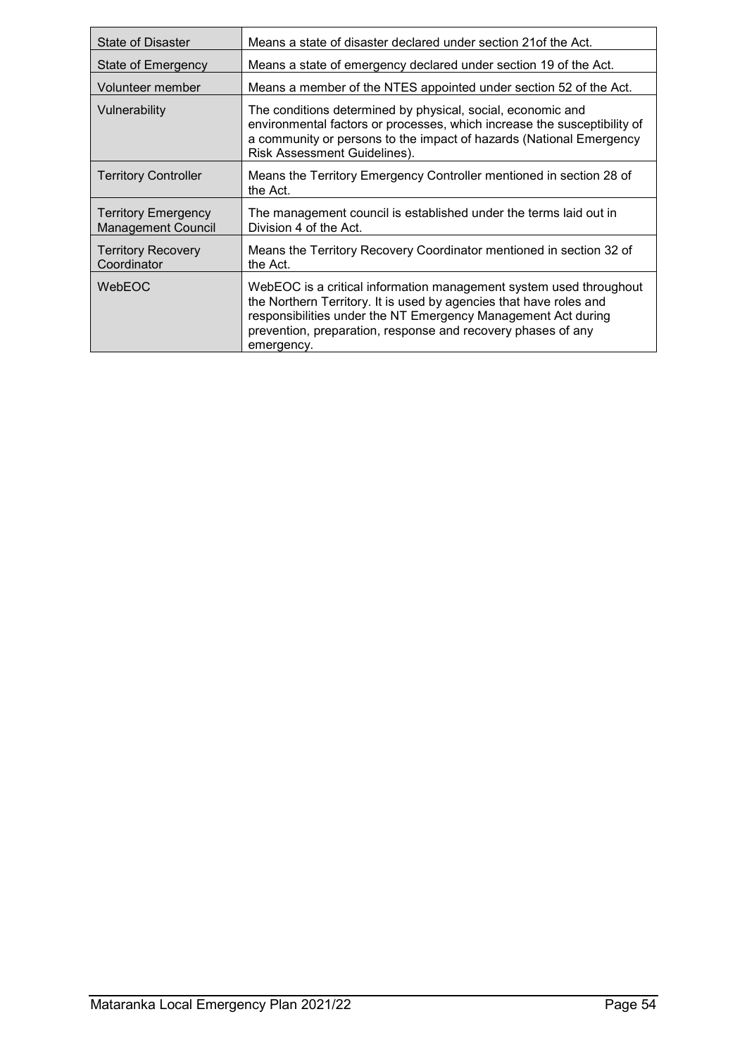| State of Disaster | Means a state of disaster declared under section 21of the Act. |
|---|---|
| State of Emergency | Means a state of emergency declared under section 19 of the Act. |
| Volunteer member | Means a member of the NTES appointed under section 52 of the Act. |
| Vulnerability | The conditions determined by physical, social, economic and environmental factors or processes, which increase the susceptibility of a community or persons to the impact of hazards (National Emergency Risk Assessment Guidelines). |
| Territory Controller | Means the Territory Emergency Controller mentioned in section 28 of the Act. |
| Territory Emergency Management Council | The management council is established under the terms laid out in Division 4 of the Act. |
| Territory Recovery Coordinator | Means the Territory Recovery Coordinator mentioned in section 32 of the Act. |
| WebEOC | WebEOC is a critical information management system used throughout the Northern Territory. It is used by agencies that have roles and responsibilities under the NT Emergency Management Act during prevention, preparation, response and recovery phases of any emergency. |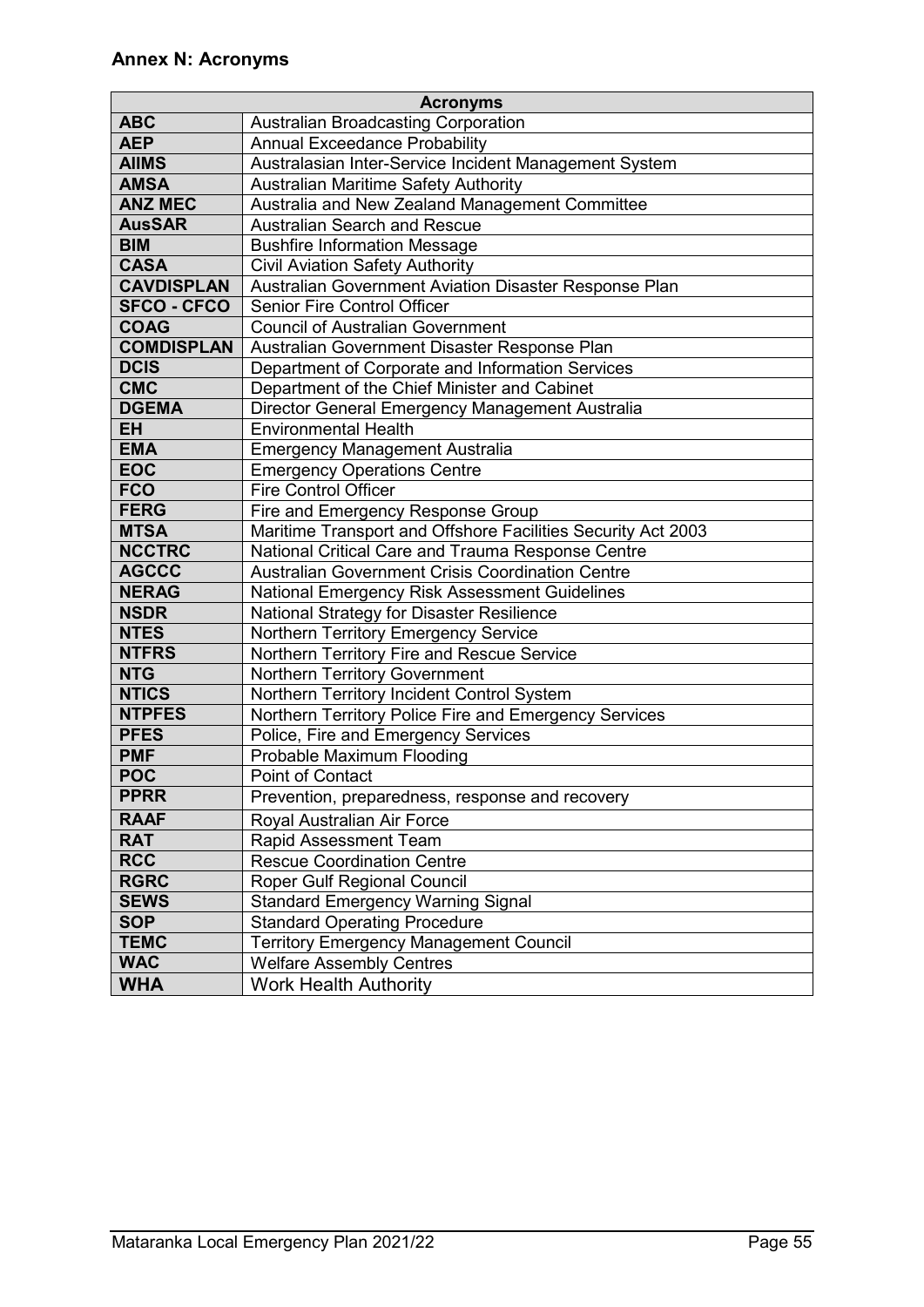## Annex N: Acronyms

| Acronyms | |
|---|---|
| **ABC** | Australian Broadcasting Corporation |
| **AEP** | Annual Exceedance Probability |
| **AIIMS** | Australasian Inter-Service Incident Management System |
| **AMSA** | Australian Maritime Safety Authority |
| **ANZ MEC** | Australia and New Zealand Management Committee |
| **AusSAR** | Australian Search and Rescue |
| **BIM** | Bushfire Information Message |
| **CASA** | Civil Aviation Safety Authority |
| **CAVDISPLAN** | Australian Government Aviation Disaster Response Plan |
| **SFCO - CFCO** | Senior Fire Control Officer |
| **COAG** | Council of Australian Government |
| **COMDISPLAN** | Australian Government Disaster Response Plan |
| **DCIS** | Department of Corporate and Information Services |
| **CMC** | Department of the Chief Minister and Cabinet |
| **DGEMA** | Director General Emergency Management Australia |
| **EH** | Environmental Health |
| **EMA** | Emergency Management Australia |
| **EOC** | Emergency Operations Centre |
| **FCO** | Fire Control Officer |
| **FERG** | Fire and Emergency Response Group |
| **MTSA** | Maritime Transport and Offshore Facilities Security Act 2003 |
| **NCCTRC** | National Critical Care and Trauma Response Centre |
| **AGCCC** | Australian Government Crisis Coordination Centre |
| **NERAG** | National Emergency Risk Assessment Guidelines |
| **NSDR** | National Strategy for Disaster Resilience |
| **NTES** | Northern Territory Emergency Service |
| **NTFRS** | Northern Territory Fire and Rescue Service |
| **NTG** | Northern Territory Government |
| **NTICS** | Northern Territory Incident Control System |
| **NTPFES** | Northern Territory Police Fire and Emergency Services |
| **PFES** | Police, Fire and Emergency Services |
| **PMF** | Probable Maximum Flooding |
| **POC** | Point of Contact |
| **PPRR** | Prevention, preparedness, response and recovery |
| **RAAF** | Royal Australian Air Force |
| **RAT** | Rapid Assessment Team |
| **RCC** | Rescue Coordination Centre |
| **RGRC** | Roper Gulf Regional Council |
| **SEWS** | Standard Emergency Warning Signal |
| **SOP** | Standard Operating Procedure |
| **TEMC** | Territory Emergency Management Council |
| **WAC** | Welfare Assembly Centres |
| **WHA** | Work Health Authority |